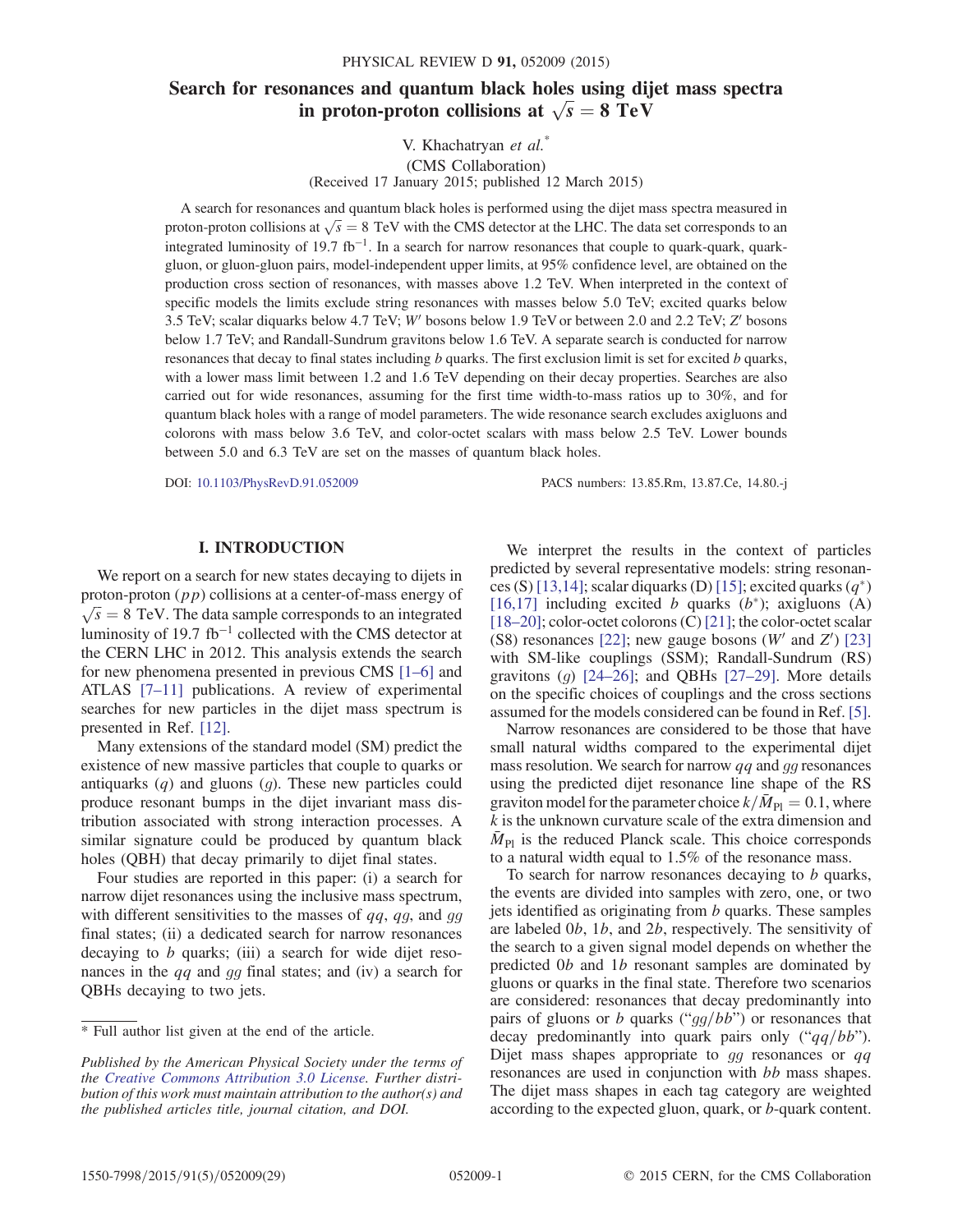# Search for resonances and quantum black holes using dijet mass spectra in proton-proton collisions at $\sqrt{s} = 8$ TeV

V. Khachatryan *et al.*\*

(CMS Collaboration)

(Received 17 January 2015; published 12 March 2015)

A search for resonances and quantum black holes is performed using the dijet mass spectra measured in proton-proton collisions at $\sqrt{s} = 8$ TeV with the CMS detector at the LHC. The data set corresponds to an integrated luminosity of 19.7 $\text{fb}^{-1}$. In a search for narrow resonances that couple to quark-quark, quark-gluon, or gluon-gluon pairs, model-independent upper limits, at 95% confidence level, are obtained on the production cross section of resonances, with masses above 1.2 TeV. When interpreted in the context of specific models the limits exclude string resonances with masses below 5.0 TeV; excited quarks below 3.5 TeV; scalar diquarks below 4.7 TeV; $W'$ bosons below 1.9 TeV or between 2.0 and 2.2 TeV; $Z'$ bosons below 1.7 TeV; and Randall-Sundrum gravitons below 1.6 TeV. A separate search is conducted for narrow resonances that decay to final states including $b$ quarks. The first exclusion limit is set for excited $b$ quarks, with a lower mass limit between 1.2 and 1.6 TeV depending on their decay properties. Searches are also carried out for wide resonances, assuming for the first time width-to-mass ratios up to 30%, and for quantum black holes with a range of model parameters. The wide resonance search excludes axigluons and colorons with mass below 3.6 TeV, and color-octet scalars with mass below 2.5 TeV. Lower bounds between 5.0 and 6.3 TeV are set on the masses of quantum black holes.

DOI: 10.1103/PhysRevD.91.052009 PACS numbers: 13.85.Rm, 13.87.Ce, 14.80.-j

## I. INTRODUCTION

We report on a search for new states decaying to dijets in proton-proton ($pp$) collisions at a center-of-mass energy of $\sqrt{s} = 8$ TeV. The data sample corresponds to an integrated luminosity of 19.7 $\text{fb}^{-1}$ collected with the CMS detector at the CERN LHC in 2012. This analysis extends the search for new phenomena presented in previous CMS [1–6] and ATLAS [7–11] publications. A review of experimental searches for new particles in the dijet mass spectrum is presented in Ref. [12].

Many extensions of the standard model (SM) predict the existence of new massive particles that couple to quarks or antiquarks ($q$) and gluons ($g$). These new particles could produce resonant bumps in the dijet invariant mass distribution associated with strong interaction processes. A similar signature could be produced by quantum black holes (QBH) that decay primarily to dijet final states.

Four studies are reported in this paper: (i) a search for narrow dijet resonances using the inclusive mass spectrum, with different sensitivities to the masses of $qq$, $qg$, and $gg$ final states; (ii) a dedicated search for narrow resonances decaying to $b$ quarks; (iii) a search for wide dijet resonances in the $qq$ and $gg$ final states; and (iv) a search for QBHs decaying to two jets.

We interpret the results in the context of particles predicted by several representative models: string resonances (S) [13,14]; scalar diquarks (D) [15]; excited quarks ($q^*$) [16,17] including excited $b$ quarks ($b^*$); axigluons (A) [18–20]; color-octet colorons (C) [21]; the color-octet scalar (S8) resonances [22]; new gauge bosons ($W'$ and $Z'$) [23] with SM-like couplings (SSM); Randall-Sundrum (RS) gravitons ($g$) [24–26]; and QBHs [27–29]. More details on the specific choices of couplings and the cross sections assumed for the models considered can be found in Ref. [5].

Narrow resonances are considered to be those that have small natural widths compared to the experimental dijet mass resolution. We search for narrow $qq$ and $gg$ resonances using the predicted dijet resonance line shape of the RS graviton model for the parameter choice $k/\bar{M}_{\text{Pl}} = 0.1$, where $k$ is the unknown curvature scale of the extra dimension and $\bar{M}_{\text{Pl}}$ is the reduced Planck scale. This choice corresponds to a natural width equal to 1.5% of the resonance mass.

To search for narrow resonances decaying to $b$ quarks, the events are divided into samples with zero, one, or two jets identified as originating from $b$ quarks. These samples are labeled 0$b$, 1$b$, and 2$b$, respectively. The sensitivity of the search to a given signal model depends on whether the predicted 0$b$ and 1$b$ resonant samples are dominated by gluons or quarks in the final state. Therefore two scenarios are considered: resonances that decay predominantly into pairs of gluons or $b$ quarks ("$gg/bb$") or resonances that decay predominantly into quark pairs only ("$qq/bb$"). Dijet mass shapes appropriate to $gg$ resonances or $qq$ resonances are used in conjunction with $bb$ mass shapes. The dijet mass shapes in each tag category are weighted according to the expected gluon, quark, or $b$-quark content.

---

\* Full author list given at the end of the article.

*Published by the American Physical Society under the terms of the Creative Commons Attribution 3.0 License. Further distribution of this work must maintain attribution to the author(s) and the published articles title, journal citation, and DOI.*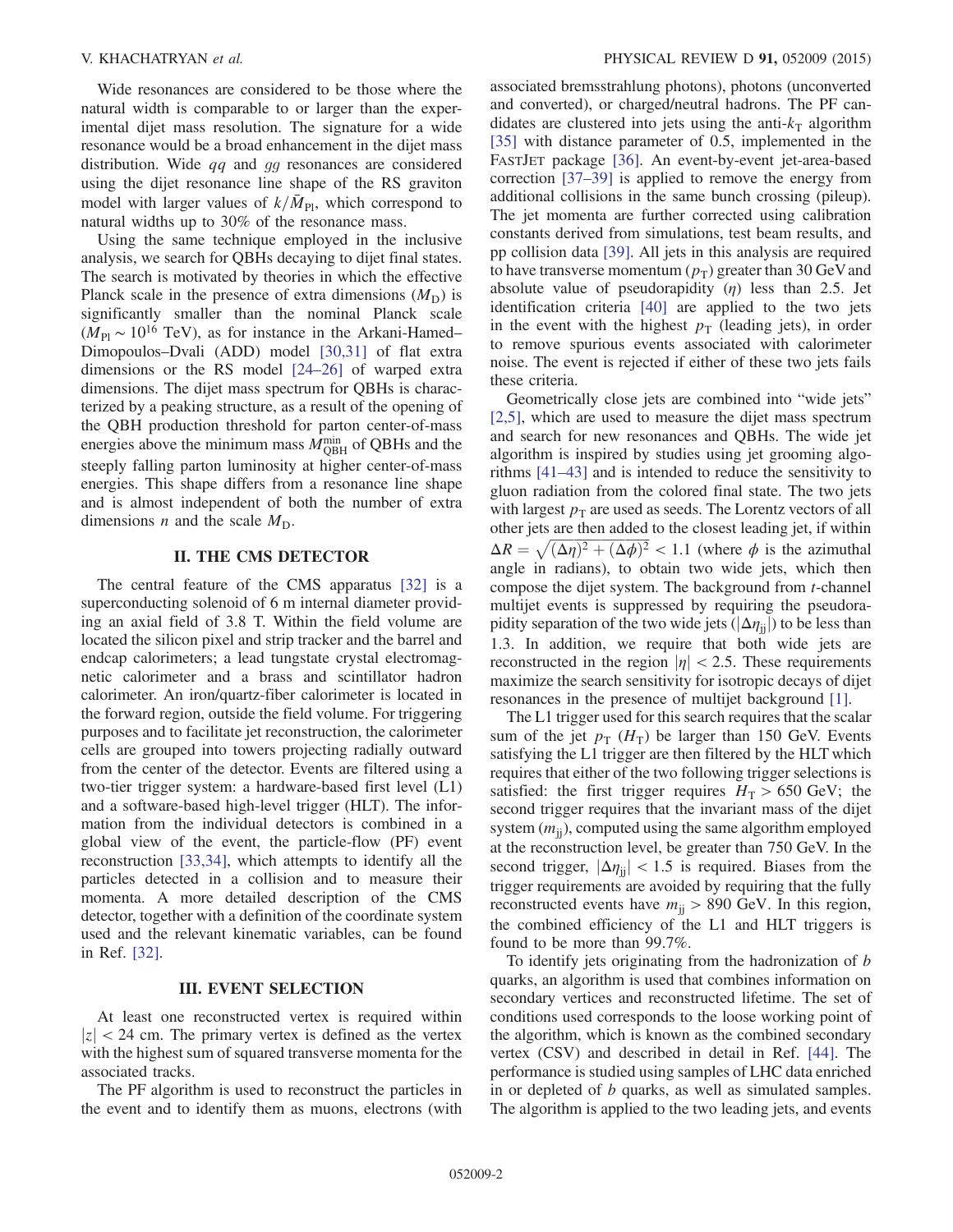Wide resonances are considered to be those where the natural width is comparable to or larger than the experimental dijet mass resolution. The signature for a wide resonance would be a broad enhancement in the dijet mass distribution. Wide $qq$ and $gg$ resonances are considered using the dijet resonance line shape of the RS graviton model with larger values of $k/\bar{M}_{\mathrm{Pl}}$, which correspond to natural widths up to 30% of the resonance mass.

Using the same technique employed in the inclusive analysis, we search for QBHs decaying to dijet final states. The search is motivated by theories in which the effective Planck scale in the presence of extra dimensions ($M_{\mathrm{D}}$) is significantly smaller than the nominal Planck scale ($M_{\mathrm{Pl}} \sim 10^{16}$ TeV), as for instance in the Arkani-Hamed–Dimopoulos–Dvali (ADD) model [30,31] of flat extra dimensions or the RS model [24–26] of warped extra dimensions. The dijet mass spectrum for QBHs is characterized by a peaking structure, as a result of the opening of the QBH production threshold for parton center-of-mass energies above the minimum mass $M_{\mathrm{QBH}}^{\mathrm{min}}$ of QBHs and the steeply falling parton luminosity at higher center-of-mass energies. This shape differs from a resonance line shape and is almost independent of both the number of extra dimensions $n$ and the scale $M_{\mathrm{D}}$.

## II. THE CMS DETECTOR

The central feature of the CMS apparatus [32] is a superconducting solenoid of 6 m internal diameter providing an axial field of 3.8 T. Within the field volume are located the silicon pixel and strip tracker and the barrel and endcap calorimeters; a lead tungstate crystal electromagnetic calorimeter and a brass and scintillator hadron calorimeter. An iron/quartz-fiber calorimeter is located in the forward region, outside the field volume. For triggering purposes and to facilitate jet reconstruction, the calorimeter cells are grouped into towers projecting radially outward from the center of the detector. Events are filtered using a two-tier trigger system: a hardware-based first level (L1) and a software-based high-level trigger (HLT). The information from the individual detectors is combined in a global view of the event, the particle-flow (PF) event reconstruction [33,34], which attempts to identify all the particles detected in a collision and to measure their momenta. A more detailed description of the CMS detector, together with a definition of the coordinate system used and the relevant kinematic variables, can be found in Ref. [32].

## III. EVENT SELECTION

At least one reconstructed vertex is required within $|z| < 24$ cm. The primary vertex is defined as the vertex with the highest sum of squared transverse momenta for the associated tracks.

The PF algorithm is used to reconstruct the particles in the event and to identify them as muons, electrons (with associated bremsstrahlung photons), photons (unconverted and converted), or charged/neutral hadrons. The PF candidates are clustered into jets using the anti-$k_{\mathrm{T}}$ algorithm [35] with distance parameter of 0.5, implemented in the FastJet package [36]. An event-by-event jet-area-based correction [37–39] is applied to remove the energy from additional collisions in the same bunch crossing (pileup). The jet momenta are further corrected using calibration constants derived from simulations, test beam results, and pp collision data [39]. All jets in this analysis are required to have transverse momentum ($p_{\mathrm{T}}$) greater than 30 GeV and absolute value of pseudorapidity ($\eta$) less than 2.5. Jet identification criteria [40] are applied to the two jets in the event with the highest $p_{\mathrm{T}}$ (leading jets), in order to remove spurious events associated with calorimeter noise. The event is rejected if either of these two jets fails these criteria.

Geometrically close jets are combined into "wide jets" [2,5], which are used to measure the dijet mass spectrum and search for new resonances and QBHs. The wide jet algorithm is inspired by studies using jet grooming algorithms [41–43] and is intended to reduce the sensitivity to gluon radiation from the colored final state. The two jets with largest $p_{\mathrm{T}}$ are used as seeds. The Lorentz vectors of all other jets are then added to the closest leading jet, if within $\Delta R = \sqrt{(\Delta\eta)^2 + (\Delta\phi)^2} < 1.1$ (where $\phi$ is the azimuthal angle in radians), to obtain two wide jets, which then compose the dijet system. The background from $t$-channel multijet events is suppressed by requiring the pseudorapidity separation of the two wide jets ($|\Delta\eta_{\mathrm{jj}}|$) to be less than 1.3. In addition, we require that both wide jets are reconstructed in the region $|\eta| < 2.5$. These requirements maximize the search sensitivity for isotropic decays of dijet resonances in the presence of multijet background [1].

The L1 trigger used for this search requires that the scalar sum of the jet $p_{\mathrm{T}}$ ($H_{\mathrm{T}}$) be larger than 150 GeV. Events satisfying the L1 trigger are then filtered by the HLT which requires that either of the two following trigger selections is satisfied: the first trigger requires $H_{\mathrm{T}} > 650$ GeV; the second trigger requires that the invariant mass of the dijet system ($m_{\mathrm{jj}}$), computed using the same algorithm employed at the reconstruction level, be greater than 750 GeV. In the second trigger, $|\Delta\eta_{\mathrm{jj}}| < 1.5$ is required. Biases from the trigger requirements are avoided by requiring that the fully reconstructed events have $m_{\mathrm{jj}} > 890$ GeV. In this region, the combined efficiency of the L1 and HLT triggers is found to be more than 99.7%.

To identify jets originating from the hadronization of $b$ quarks, an algorithm is used that combines information on secondary vertices and reconstructed lifetime. The set of conditions used corresponds to the loose working point of the algorithm, which is known as the combined secondary vertex (CSV) and described in detail in Ref. [44]. The performance is studied using samples of LHC data enriched in or depleted of $b$ quarks, as well as simulated samples. The algorithm is applied to the two leading jets, and events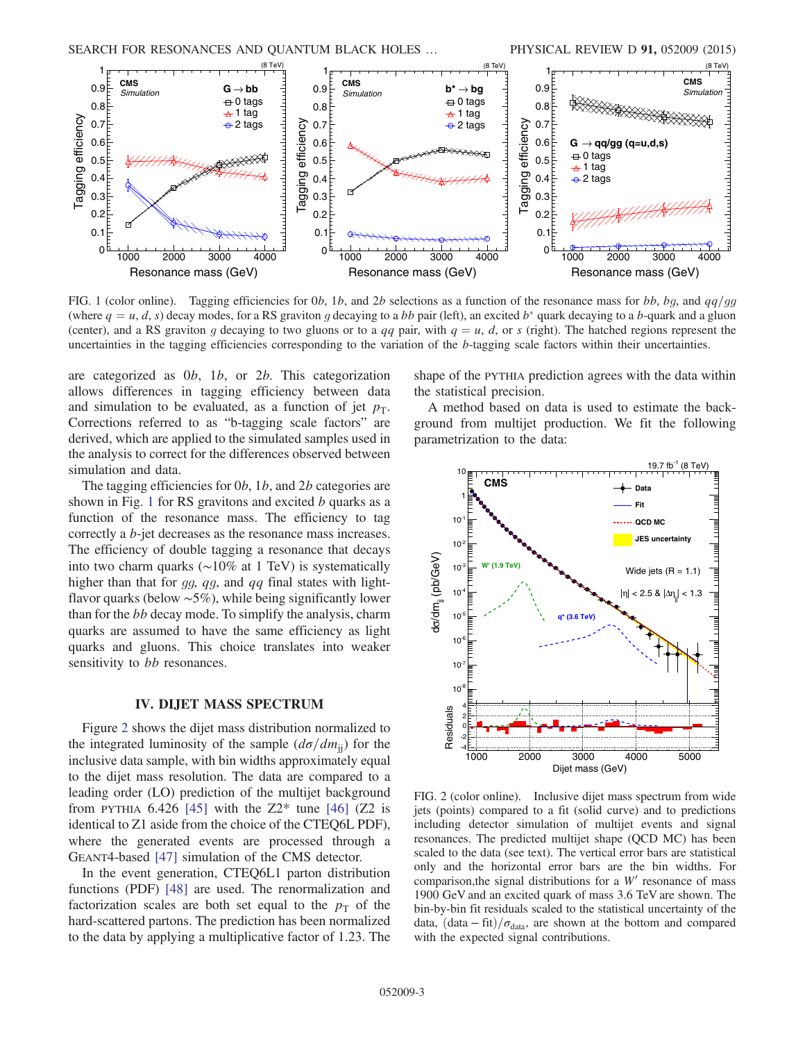FIG. 1 (color online). Tagging efficiencies for 0$b$, 1$b$, and 2$b$ selections as a function of the resonance mass for $bb$, $bg$, and $qq/gg$ (where $q = u, d, s$) decay modes, for a RS graviton $g$ decaying to a $bb$ pair (left), an excited $b^*$ quark decaying to a $b$-quark and a gluon (center), and a RS graviton $g$ decaying to two gluons or to a $qq$ pair, with $q = u, d,$ or $s$ (right). The hatched regions represent the uncertainties in the tagging efficiencies corresponding to the variation of the $b$-tagging scale factors within their uncertainties.

are categorized as 0$b$, 1$b$, or 2$b$. This categorization allows differences in tagging efficiency between data and simulation to be evaluated, as a function of jet $p_T$. Corrections referred to as "b-tagging scale factors" are derived, which are applied to the simulated samples used in the analysis to correct for the differences observed between simulation and data.

The tagging efficiencies for 0$b$, 1$b$, and 2$b$ categories are shown in Fig. 1 for RS gravitons and excited $b$ quarks as a function of the resonance mass. The efficiency to tag correctly a $b$-jet decreases as the resonance mass increases. The efficiency of double tagging a resonance that decays into two charm quarks (~10% at 1 TeV) is systematically higher than that for $gg$, $qg$, and $qq$ final states with light-flavor quarks (below ~5%), while being significantly lower than for the $bb$ decay mode. To simplify the analysis, charm quarks are assumed to have the same efficiency as light quarks and gluons. This choice translates into weaker sensitivity to $bb$ resonances.

## IV. DIJET MASS SPECTRUM

Figure 2 shows the dijet mass distribution normalized to the integrated luminosity of the sample ($d\sigma/dm_{jj}$) for the inclusive data sample, with bin widths approximately equal to the dijet mass resolution. The data are compared to a leading order (LO) prediction of the multijet background from PYTHIA 6.426 [45] with the Z2* tune [46] (Z2 is identical to Z1 aside from the choice of the CTEQ6L PDF), where the generated events are processed through a GEANT4-based [47] simulation of the CMS detector.

In the event generation, CTEQ6L1 parton distribution functions (PDF) [48] are used. The renormalization and factorization scales are both set equal to the $p_T$ of the hard-scattered partons. The prediction has been normalized to the data by applying a multiplicative factor of 1.23. The shape of the PYTHIA prediction agrees with the data within the statistical precision.

A method based on data is used to estimate the background from multijet production. We fit the following parametrization to the data:

FIG. 2 (color online). Inclusive dijet mass spectrum from wide jets (points) compared to a fit (solid curve) and to predictions including detector simulation of multijet events and signal scaled to the data (see text). The predicted multijet shape (QCD MC) has been scaled to the data (see text). The vertical error bars are statistical only and the horizontal error bars are the bin widths. For comparison,the signal distributions for a $W'$ resonance of mass 1900 GeV and an excited quark of mass 3.6 TeV are shown. The bin-by-bin fit residuals scaled to the statistical uncertainty of the data, $(\text{data} - \text{fit})/\sigma_{\text{data}}$, are shown at the bottom and compared with the expected signal contributions.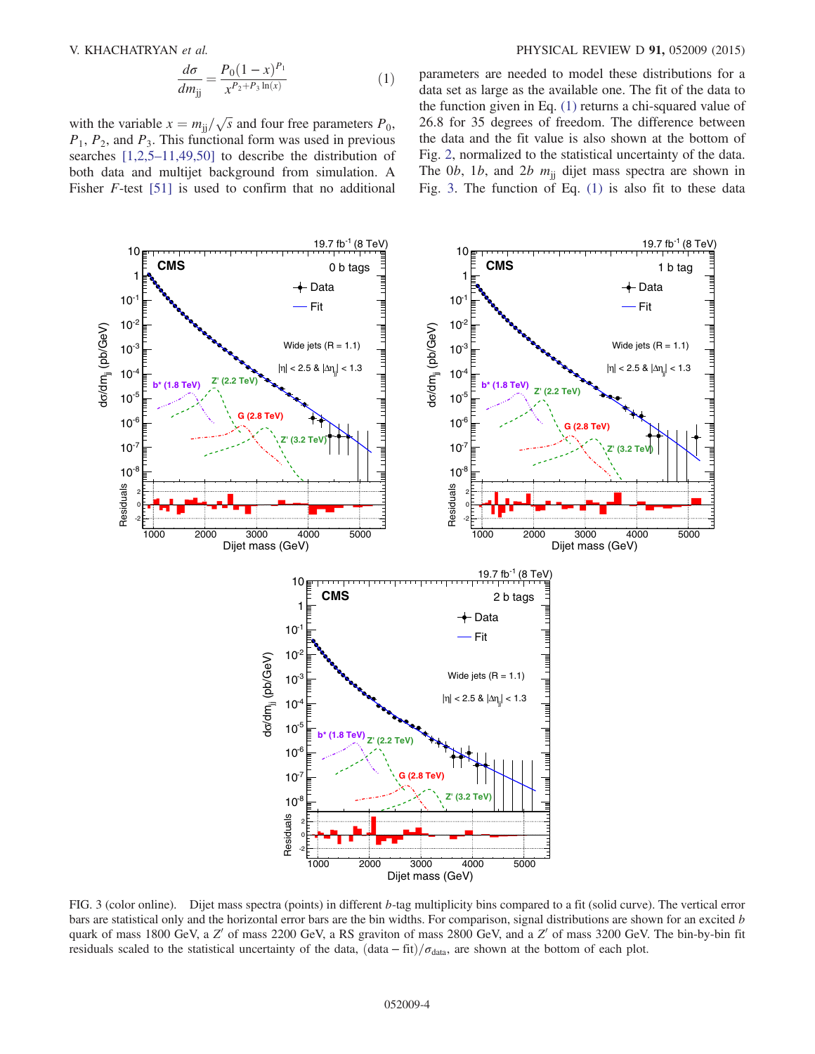$$\frac{d\sigma}{dm_{jj}} = \frac{P_0(1-x)^{P_1}}{x^{P_2+P_3\ln(x)}} \tag{1}$$

with the variable $x = m_{jj}/\sqrt{s}$ and four free parameters $P_0$, $P_1$, $P_2$, and $P_3$. This functional form was used in previous searches [1,2,5–11,49,50] to describe the distribution of both data and multijet background from simulation. A Fisher $F$-test [51] is used to confirm that no additional parameters are needed to model these distributions for a data set as large as the available one. The fit of the data to the function given in Eq. (1) returns a chi-squared value of 26.8 for 35 degrees of freedom. The difference between the data and the fit value is also shown at the bottom of Fig. 2, normalized to the statistical uncertainty of the data. The $0b$, $1b$, and $2b$ $m_{jj}$ dijet mass spectra are shown in Fig. 3. The function of Eq. (1) is also fit to these data

FIG. 3 (color online). Dijet mass spectra (points) in different $b$-tag multiplicity bins compared to a fit (solid curve). The vertical error bars are statistical only and the horizontal error bars are the bin widths. For comparison, signal distributions are shown for an excited $b$ quark of mass 1800 GeV, a $Z'$ of mass 2200 GeV, a RS graviton of mass 2800 GeV, and a $Z'$ of mass 3200 GeV. The bin-by-bin fit residuals scaled to the statistical uncertainty of the data, $(\text{data} - \text{fit})/\sigma_{\text{data}}$, are shown at the bottom of each plot.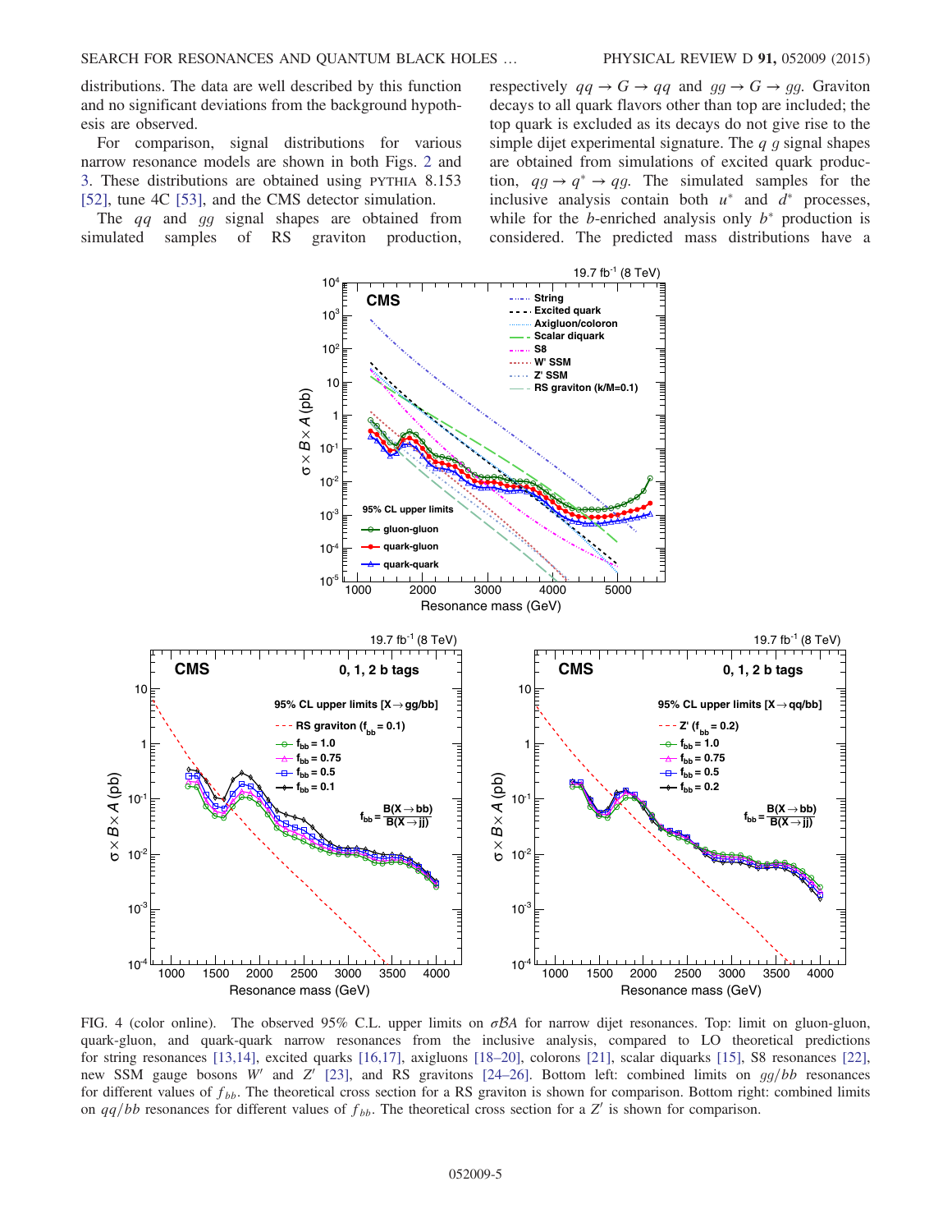distributions. The data are well described by this function and no significant deviations from the background hypothesis are observed.

For comparison, signal distributions for various narrow resonance models are shown in both Figs. 2 and 3. These distributions are obtained using PYTHIA 8.153 [52], tune 4C [53], and the CMS detector simulation.

The $qq$ and $gg$ signal shapes are obtained from simulated samples of RS graviton production, respectively $qq \to G \to qq$ and $gg \to G \to gg$. Graviton decays to all quark flavors other than top are included; the top quark is excluded as its decays do not give rise to the simple dijet experimental signature. The $q\,g$ signal shapes are obtained from simulations of excited quark production, $qg \to q^* \to qg$. The simulated samples for the inclusive analysis contain both $u^*$ and $d^*$ processes, while for the $b$-enriched analysis only $b^*$ production is considered. The predicted mass distributions have a

FIG. 4 (color online). The observed 95% C.L. upper limits on $\sigma\mathcal{B}A$ for narrow dijet resonances. Top: limit on gluon-gluon, quark-gluon, and quark-quark narrow resonances from the inclusive analysis, compared to LO theoretical predictions for string resonances [13,14], excited quarks [16,17], axigluons [18–20], colorons [21], scalar diquarks [15], S8 resonances [22], new SSM gauge bosons $W'$ and $Z'$ [23], and RS gravitons [24–26]. Bottom left: combined limits on $gg/bb$ resonances for different values of $f_{bb}$. The theoretical cross section for a RS graviton is shown for comparison. Bottom right: combined limits on $qq/bb$ resonances for different values of $f_{bb}$. The theoretical cross section for a $Z'$ is shown for comparison.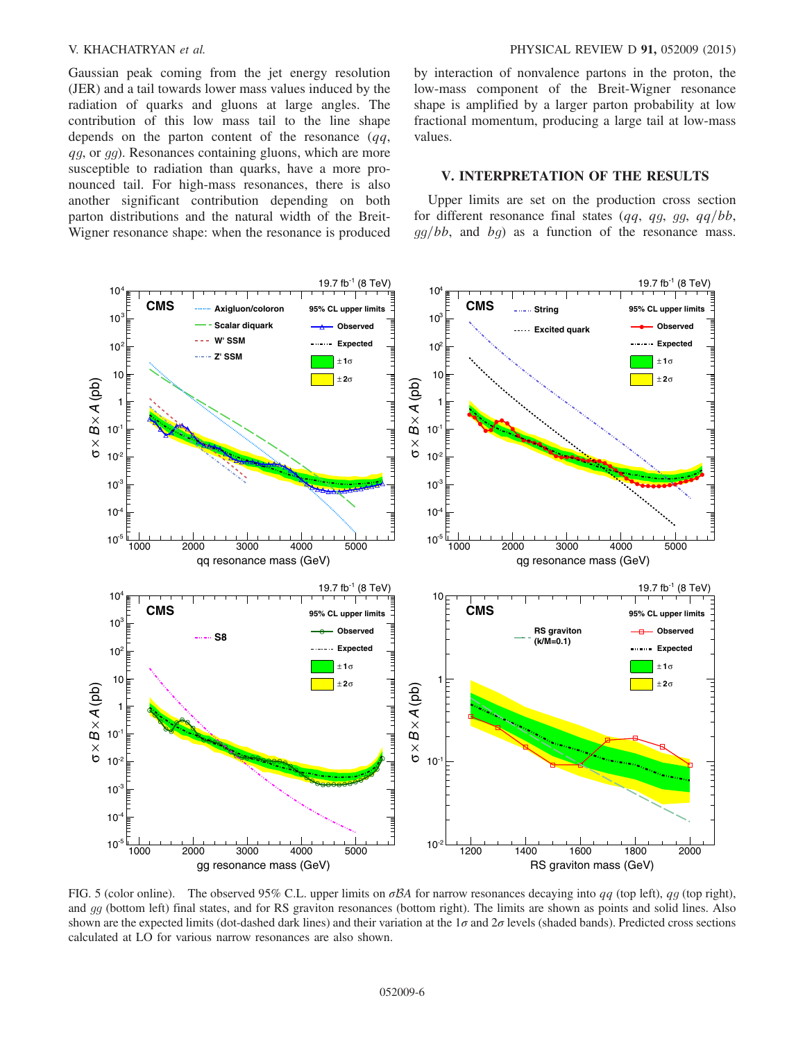Gaussian peak coming from the jet energy resolution (JER) and a tail towards lower mass values induced by the radiation of quarks and gluons at large angles. The contribution of this low mass tail to the line shape depends on the parton content of the resonance ($qq$, $qg$, or $gg$). Resonances containing gluons, which are more susceptible to radiation than quarks, have a more pronounced tail. For high-mass resonances, there is also another significant contribution depending on both parton distributions and the natural width of the Breit-Wigner resonance shape: when the resonance is produced by interaction of nonvalence partons in the proton, the low-mass component of the Breit-Wigner resonance shape is amplified by a larger parton probability at low fractional momentum, producing a large tail at low-mass values.

## V. INTERPRETATION OF THE RESULTS

Upper limits are set on the production cross section for different resonance final states ($qq$, $qg$, $gg$, $qq/bb$, $gg/bb$, and $bg$) as a function of the resonance mass.

FIG. 5 (color online). The observed 95% C.L. upper limits on $\sigma\mathcal{B}A$ for narrow resonances decaying into $qq$ (top left), $qg$ (top right), and $gg$ (bottom left) final states, and for RS graviton resonances (bottom right). The limits are shown as points and solid lines. Also shown are the expected limits (dot-dashed dark lines) and their variation at the $1\sigma$ and $2\sigma$ levels (shaded bands). Predicted cross sections calculated at LO for various narrow resonances are also shown.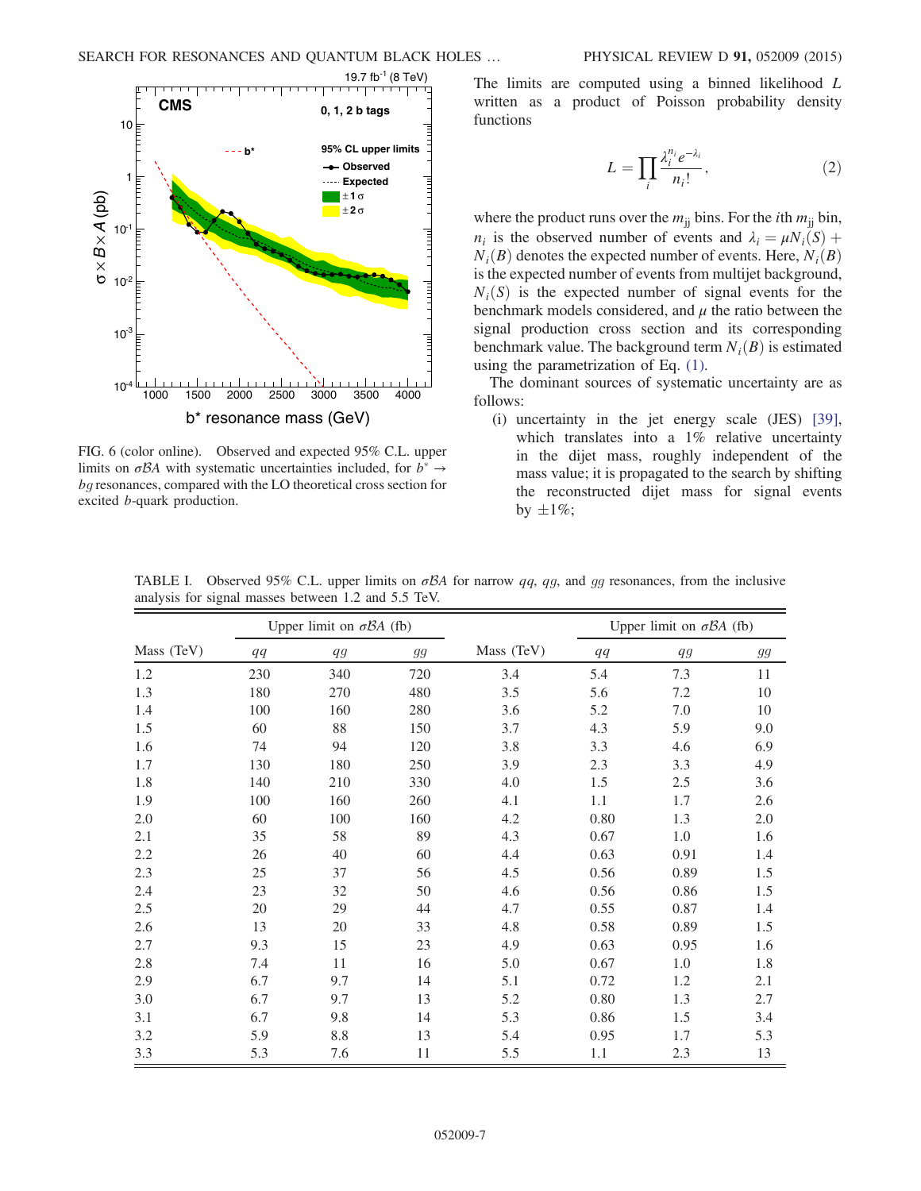FIG. 6 (color online). Observed and expected 95% C.L. upper limits on $\sigma\mathcal{B}A$ with systematic uncertainties included, for $b^* \to bg$ resonances, compared with the LO theoretical cross section for excited $b$-quark production.

The limits are computed using a binned likelihood $L$ written as a product of Poisson probability density functions

$$L = \prod_i \frac{\lambda_i^{n_i} e^{-\lambda_i}}{n_i!}, \tag{2}$$

where the product runs over the $m_{jj}$ bins. For the $i$th $m_{jj}$ bin, $n_i$ is the observed number of events and $\lambda_i = \mu N_i(S) + N_i(B)$ denotes the expected number of events. Here, $N_i(B)$ is the expected number of events from multijet background, $N_i(S)$ is the expected number of signal events for the benchmark models considered, and $\mu$ the ratio between the signal production cross section and its corresponding benchmark value. The background term $N_i(B)$ is estimated using the parametrization of Eq. (1).

The dominant sources of systematic uncertainty are as follows:

(i) uncertainty in the jet energy scale (JES) [39], which translates into a 1% relative uncertainty in the dijet mass, roughly independent of the mass value; it is propagated to the search by shifting the reconstructed dijet mass for signal events by $\pm 1\%$;

TABLE I. Observed 95% C.L. upper limits on $\sigma\mathcal{B}A$ for narrow $qq$, $qg$, and $gg$ resonances, from the inclusive analysis for signal masses between 1.2 and 5.5 TeV.

| | Upper limit on $\sigma\mathcal{B}A$ (fb) | | | | Upper limit on $\sigma\mathcal{B}A$ (fb) | | |
|---|---|---|---|---|---|---|---|
| Mass (TeV) | $qq$ | $qg$ | $gg$ | Mass (TeV) | $qq$ | $qg$ | $gg$ |
| 1.2 | 230 | 340 | 720 | 3.4 | 5.4 | 7.3 | 11 |
| 1.3 | 180 | 270 | 480 | 3.5 | 5.6 | 7.2 | 10 |
| 1.4 | 100 | 160 | 280 | 3.6 | 5.2 | 7.0 | 10 |
| 1.5 | 60 | 88 | 150 | 3.7 | 4.3 | 5.9 | 9.0 |
| 1.6 | 74 | 94 | 120 | 3.8 | 3.3 | 4.6 | 6.9 |
| 1.7 | 130 | 180 | 250 | 3.9 | 2.3 | 3.3 | 4.9 |
| 1.8 | 140 | 210 | 330 | 4.0 | 1.5 | 2.5 | 3.6 |
| 1.9 | 100 | 160 | 260 | 4.1 | 1.1 | 1.7 | 2.6 |
| 2.0 | 60 | 100 | 160 | 4.2 | 0.80 | 1.3 | 2.0 |
| 2.1 | 35 | 58 | 89 | 4.3 | 0.67 | 1.0 | 1.6 |
| 2.2 | 26 | 40 | 60 | 4.4 | 0.63 | 0.91 | 1.4 |
| 2.3 | 25 | 37 | 56 | 4.5 | 0.56 | 0.89 | 1.5 |
| 2.4 | 23 | 32 | 50 | 4.6 | 0.56 | 0.86 | 1.5 |
| 2.5 | 20 | 29 | 44 | 4.7 | 0.55 | 0.87 | 1.4 |
| 2.6 | 13 | 20 | 33 | 4.8 | 0.58 | 0.89 | 1.5 |
| 2.7 | 9.3 | 15 | 23 | 4.9 | 0.63 | 0.95 | 1.6 |
| 2.8 | 7.4 | 11 | 16 | 5.0 | 0.67 | 1.0 | 1.8 |
| 2.9 | 6.7 | 9.7 | 14 | 5.1 | 0.72 | 1.2 | 2.1 |
| 3.0 | 6.7 | 9.7 | 13 | 5.2 | 0.80 | 1.3 | 2.7 |
| 3.1 | 6.7 | 9.8 | 14 | 5.3 | 0.86 | 1.5 | 3.4 |
| 3.2 | 5.9 | 8.8 | 13 | 5.4 | 0.95 | 1.7 | 5.3 |
| 3.3 | 5.3 | 7.6 | 11 | 5.5 | 1.1 | 2.3 | 13 |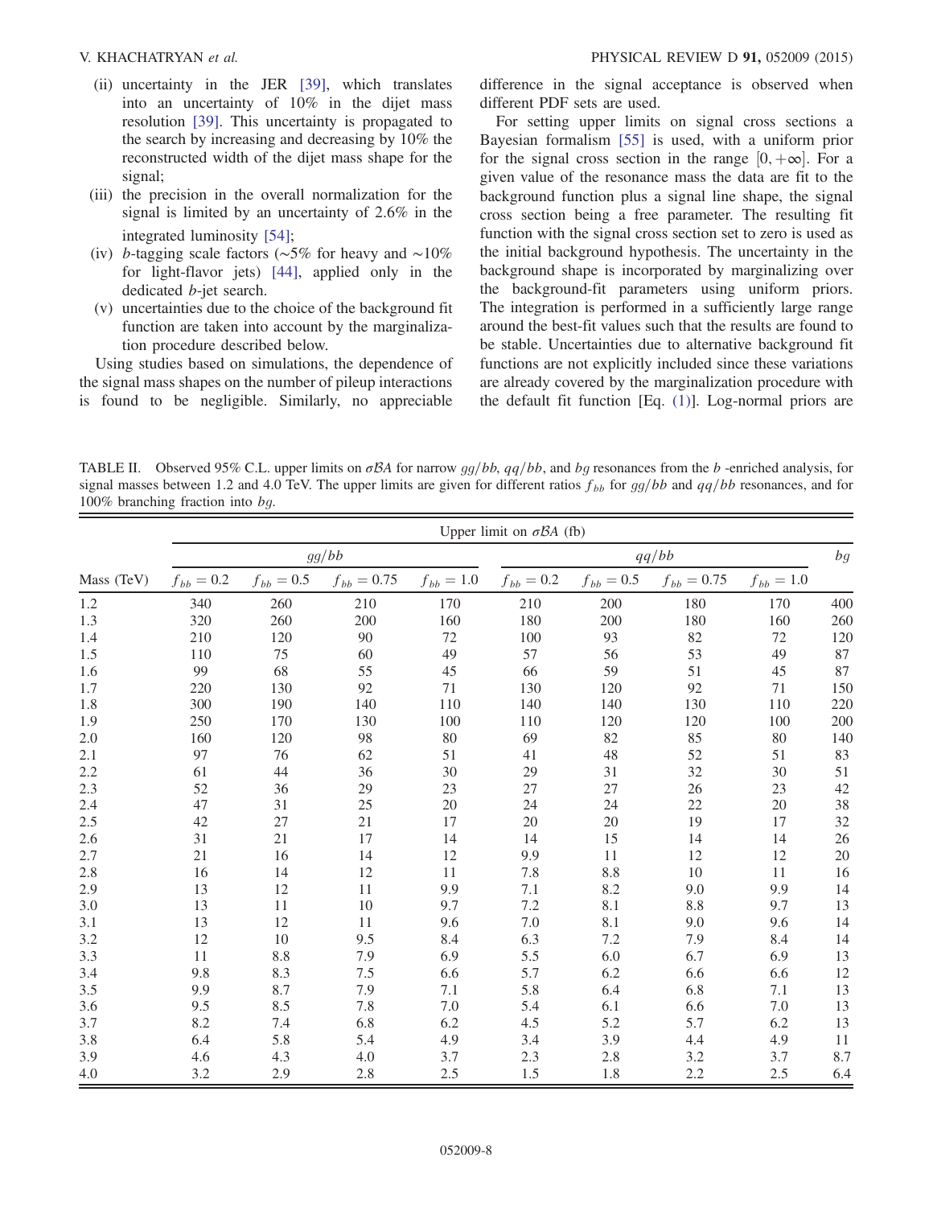(ii) uncertainty in the JER [39], which translates into an uncertainty of 10% in the dijet mass resolution [39]. This uncertainty is propagated to the search by increasing and decreasing by 10% the reconstructed width of the dijet mass shape for the signal;

(iii) the precision in the overall normalization for the signal is limited by an uncertainty of 2.6% in the integrated luminosity [54];

(iv) $b$-tagging scale factors ($\sim$5% for heavy and $\sim$10% for light-flavor jets) [44], applied only in the dedicated $b$-jet search.

(v) uncertainties due to the choice of the background fit function are taken into account by the marginalization procedure described below.

Using studies based on simulations, the dependence of the signal mass shapes on the number of pileup interactions is found to be negligible. Similarly, no appreciable difference in the signal acceptance is observed when different PDF sets are used.

For setting upper limits on signal cross sections a Bayesian formalism [55] is used, with a uniform prior for the signal cross section in the range $[0, +\infty]$. For a given value of the resonance mass the data are fit to the background function plus a signal line shape, the signal cross section being a free parameter. The resulting fit function with the signal cross section set to zero is used as the initial background hypothesis. The uncertainty in the background shape is incorporated by marginalizing over the background-fit parameters using uniform priors. The integration is performed in a sufficiently large range around the best-fit values such that the results are found to be stable. Uncertainties due to alternative background fit functions are not explicitly included since these variations are already covered by the marginalization procedure with the default fit function [Eq. (1)]. Log-normal priors are

TABLE II. Observed 95% C.L. upper limits on $\sigma\mathcal{B}A$ for narrow $gg/bb$, $qq/bb$, and $bg$ resonances from the $b$ -enriched analysis, for signal masses between 1.2 and 4.0 TeV. The upper limits are given for different ratios $f_{bb}$ for $gg/bb$ and $qq/bb$ resonances, and for 100% branching fraction into $bg$.

| | Upper limit on $\sigma\mathcal{B}A$ (fb) | | | | | | | | |
|---|---|---|---|---|---|---|---|---|---|
| | $gg/bb$ | | | | $qq/bb$ | | | | $bg$ |
| Mass (TeV) | $f_{bb}=0.2$ | $f_{bb}=0.5$ | $f_{bb}=0.75$ | $f_{bb}=1.0$ | $f_{bb}=0.2$ | $f_{bb}=0.5$ | $f_{bb}=0.75$ | $f_{bb}=1.0$ | |
| 1.2 | 340 | 260 | 210 | 170 | 210 | 200 | 180 | 170 | 400 |
| 1.3 | 320 | 260 | 200 | 160 | 180 | 200 | 180 | 160 | 260 |
| 1.4 | 210 | 120 | 90 | 72 | 100 | 93 | 82 | 72 | 120 |
| 1.5 | 110 | 75 | 60 | 49 | 57 | 56 | 53 | 49 | 87 |
| 1.6 | 99 | 68 | 55 | 45 | 66 | 59 | 51 | 45 | 87 |
| 1.7 | 220 | 130 | 92 | 71 | 130 | 120 | 92 | 71 | 150 |
| 1.8 | 300 | 190 | 140 | 110 | 140 | 140 | 130 | 110 | 220 |
| 1.9 | 250 | 170 | 130 | 100 | 110 | 120 | 120 | 100 | 200 |
| 2.0 | 160 | 120 | 98 | 80 | 69 | 82 | 85 | 80 | 140 |
| 2.1 | 97 | 76 | 62 | 51 | 41 | 48 | 52 | 51 | 83 |
| 2.2 | 61 | 44 | 36 | 30 | 29 | 31 | 32 | 30 | 51 |
| 2.3 | 52 | 36 | 29 | 23 | 27 | 27 | 26 | 23 | 42 |
| 2.4 | 47 | 31 | 25 | 20 | 24 | 24 | 22 | 20 | 38 |
| 2.5 | 42 | 27 | 21 | 17 | 20 | 20 | 19 | 17 | 32 |
| 2.6 | 31 | 21 | 17 | 14 | 14 | 15 | 14 | 14 | 26 |
| 2.7 | 21 | 16 | 14 | 12 | 9.9 | 11 | 12 | 12 | 20 |
| 2.8 | 16 | 14 | 12 | 11 | 7.8 | 8.8 | 10 | 11 | 16 |
| 2.9 | 13 | 12 | 11 | 9.9 | 7.1 | 8.2 | 9.0 | 9.9 | 14 |
| 3.0 | 13 | 11 | 10 | 9.7 | 7.2 | 8.1 | 8.8 | 9.7 | 13 |
| 3.1 | 13 | 12 | 11 | 9.6 | 7.0 | 8.1 | 9.0 | 9.6 | 14 |
| 3.2 | 12 | 10 | 9.5 | 8.4 | 6.3 | 7.2 | 7.9 | 8.4 | 14 |
| 3.3 | 11 | 8.8 | 7.9 | 6.9 | 5.5 | 6.0 | 6.7 | 6.9 | 13 |
| 3.4 | 9.8 | 8.3 | 7.5 | 6.6 | 5.7 | 6.2 | 6.6 | 6.6 | 12 |
| 3.5 | 9.9 | 8.7 | 7.9 | 7.1 | 5.8 | 6.4 | 6.8 | 7.1 | 13 |
| 3.6 | 9.5 | 8.5 | 7.8 | 7.0 | 5.4 | 6.1 | 6.6 | 7.0 | 13 |
| 3.7 | 8.2 | 7.4 | 6.8 | 6.2 | 4.5 | 5.2 | 5.7 | 6.2 | 13 |
| 3.8 | 6.4 | 5.8 | 5.4 | 4.9 | 3.4 | 3.9 | 4.4 | 4.9 | 11 |
| 3.9 | 4.6 | 4.3 | 4.0 | 3.7 | 2.3 | 2.8 | 3.2 | 3.7 | 8.7 |
| 4.0 | 3.2 | 2.9 | 2.8 | 2.5 | 1.5 | 1.8 | 2.2 | 2.5 | 6.4 |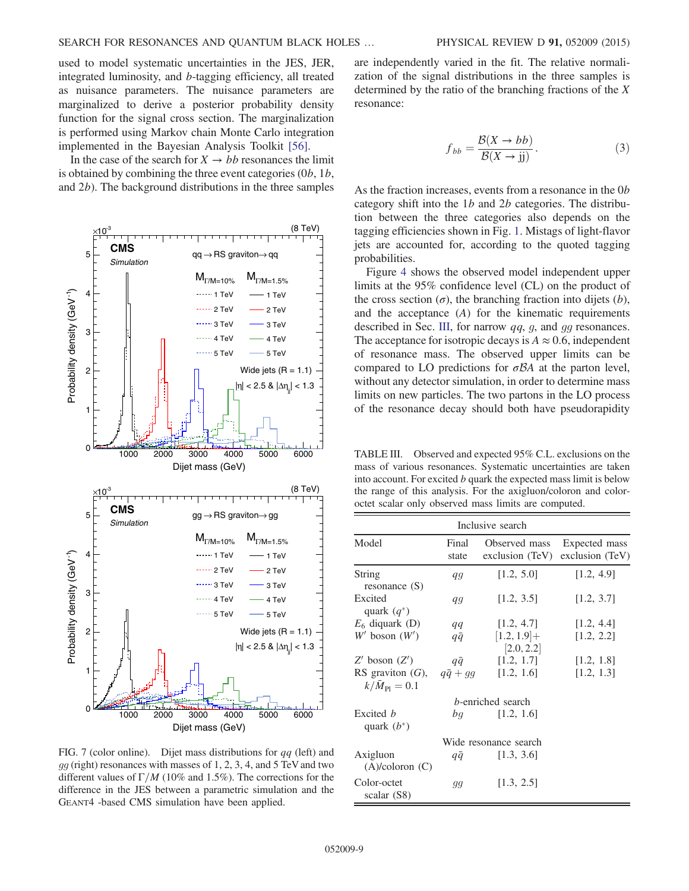used to model systematic uncertainties in the JES, JER, integrated luminosity, and $b$-tagging efficiency, all treated as nuisance parameters. The nuisance parameters are marginalized to derive a posterior probability density function for the signal cross section. The marginalization is performed using Markov chain Monte Carlo integration implemented in the Bayesian Analysis Toolkit [56].

In the case of the search for $X \rightarrow bb$ resonances the limit is obtained by combining the three event categories (0$b$, 1$b$, and 2$b$). The background distributions in the three samples are independently varied in the fit. The relative normalization of the signal distributions in the three samples is determined by the ratio of the branching fractions of the $X$ resonance:

$$f_{bb} = \frac{\mathcal{B}(X \rightarrow bb)}{\mathcal{B}(X \rightarrow \mathrm{jj})}. \tag{3}$$

As the fraction increases, events from a resonance in the 0$b$ category shift into the 1$b$ and 2$b$ categories. The distribution between the three categories also depends on the tagging efficiencies shown in Fig. 1. Mistags of light-flavor jets are accounted for, according to the quoted tagging probabilities.

Figure 4 shows the observed model independent upper limits at the 95% confidence level (CL) on the product of the cross section ($\sigma$), the branching fraction into dijets ($b$), and the acceptance ($A$) for the kinematic requirements described in Sec. III, for narrow $qq$, $g$, and $gg$ resonances. The acceptance for isotropic decays is $A \approx 0.6$, independent of resonance mass. The observed upper limits can be compared to LO predictions for $\sigma \mathcal{B} A$ at the parton level, without any detector simulation, in order to determine mass limits on new particles. The two partons in the LO process of the resonance decay should both have pseudorapidity

FIG. 7 (color online). Dijet mass distributions for $qq$ (left) and $gg$ (right) resonances with masses of 1, 2, 3, 4, and 5 TeV and two different values of $\Gamma/M$ (10% and 1.5%). The corrections for the difference in the JES between a parametric simulation and the GEANT4 -based CMS simulation have been applied.

TABLE III. Observed and expected 95% C.L. exclusions on the mass of various resonances. Systematic uncertainties are taken into account. For excited $b$ quark the expected mass limit is below the range of this analysis. For the axigluon/coloron and color-octet scalar only observed mass limits are computed.

| Model | Final state | Observed mass exclusion (TeV) | Expected mass exclusion (TeV) |
|---|---|---|---|
| **Inclusive search** | | | |
| String resonance (S) | $qg$ | [1.2, 5.0] | [1.2, 4.9] |
| Excited quark ($q^*$) | $qg$ | [1.2, 3.5] | [1.2, 3.7] |
| $E_6$ diquark (D) | $qq$ | [1.2, 4.7] | [1.2, 4.4] |
| $W'$ boson ($W'$) | $q\bar{q}$ | [1.2, 1.9]+ [2.0, 2.2] | [1.2, 2.2] |
| $Z'$ boson ($Z'$) | $q\bar{q}$ | [1.2, 1.7] | [1.2, 1.8] |
| RS graviton ($G$), $k/\bar{M}_{\mathrm{Pl}} = 0.1$ | $q\bar{q} + gg$ | [1.2, 1.6] | [1.2, 1.3] |
| **$b$-enriched search** | | | |
| Excited $b$ quark ($b^*$) | $bg$ | [1.2, 1.6] | |
| **Wide resonance search** | | | |
| Axigluon (A)/coloron (C) | $q\bar{q}$ | [1.3, 3.6] | |
| Color-octet scalar (S8) | $gg$ | [1.3, 2.5] | |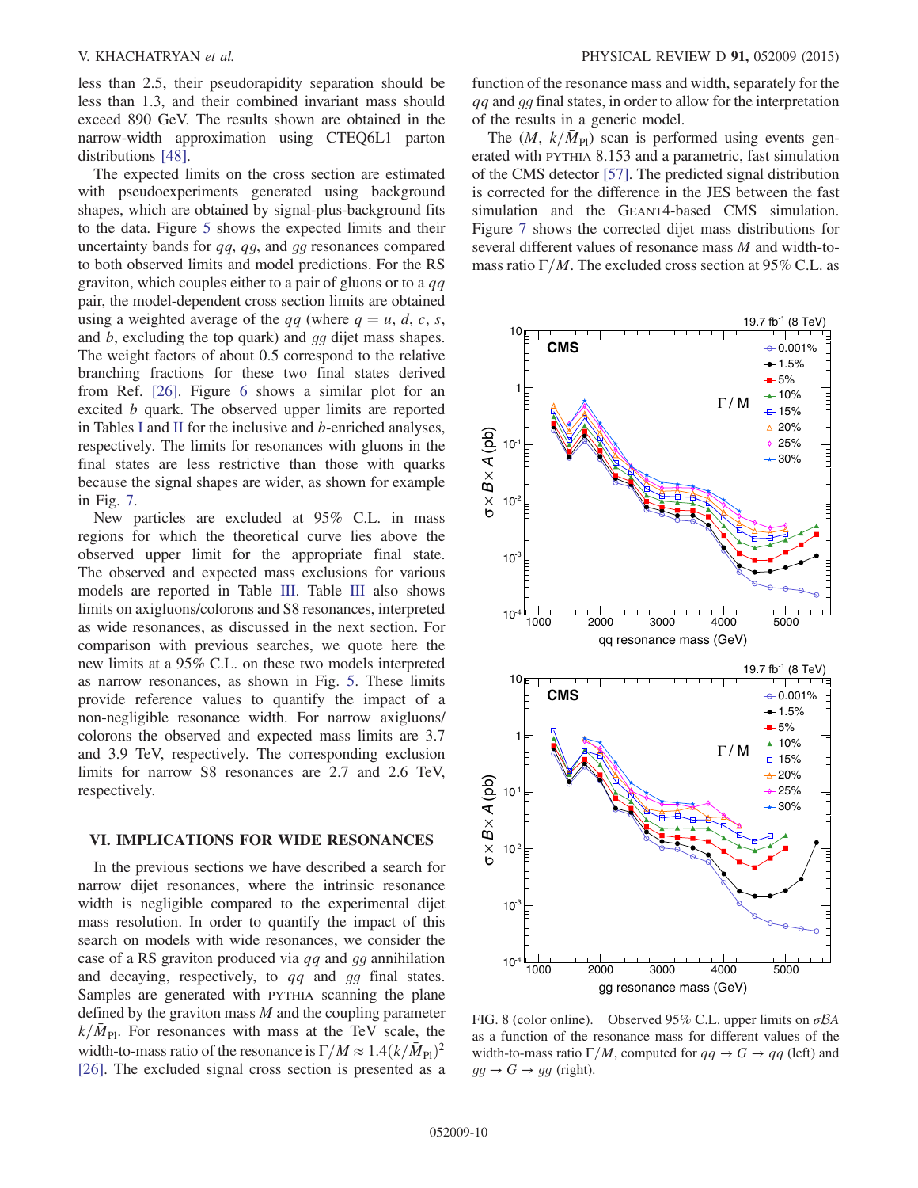less than 2.5, their pseudorapidity separation should be less than 1.3, and their combined invariant mass should exceed 890 GeV. The results shown are obtained in the narrow-width approximation using CTEQ6L1 parton distributions [48].

The expected limits on the cross section are estimated with pseudoexperiments generated using background shapes, which are obtained by signal-plus-background fits to the data. Figure 5 shows the expected limits and their uncertainty bands for $qq$, $qg$, and $gg$ resonances compared to both observed limits and model predictions. For the RS graviton, which couples either to a pair of gluons or to a $qq$ pair, the model-dependent cross section limits are obtained using a weighted average of the $qq$ (where $q = u$, $d$, $c$, $s$, and $b$, excluding the top quark) and $gg$ dijet mass shapes. The weight factors of about 0.5 correspond to the relative branching fractions for these two final states derived from Ref. [26]. Figure 6 shows a similar plot for an excited $b$ quark. The observed upper limits are reported in Tables I and II for the inclusive and $b$-enriched analyses, respectively. The limits for resonances with gluons in the final states are less restrictive than those with quarks because the signal shapes are wider, as shown for example in Fig. 7.

New particles are excluded at 95% C.L. in mass regions for which the theoretical curve lies above the observed upper limit for the appropriate final state. The observed and expected mass exclusions for various models are reported in Table III. Table III also shows limits on axigluons/colorons and S8 resonances, interpreted as wide resonances, as discussed in the next section. For comparison with previous searches, we quote here the new limits at a 95% C.L. on these two models interpreted as narrow resonances, as shown in Fig. 5. These limits provide reference values to quantify the impact of a non-negligible resonance width. For narrow axigluons/colorons the observed and expected mass limits are 3.7 and 3.9 TeV, respectively. The corresponding exclusion limits for narrow S8 resonances are 2.7 and 2.6 TeV, respectively.

## VI. IMPLICATIONS FOR WIDE RESONANCES

In the previous sections we have described a search for narrow dijet resonances, where the intrinsic resonance width is negligible compared to the experimental dijet mass resolution. In order to quantify the impact of this search on models with wide resonances, we consider the case of a RS graviton produced via $qq$ and $gg$ annihilation and decaying, respectively, to $qq$ and $gg$ final states. Samples are generated with PYTHIA scanning the plane defined by the graviton mass $M$ and the coupling parameter $k/\bar{M}_{\rm Pl}$. For resonances with mass at the TeV scale, the width-to-mass ratio of the resonance is $\Gamma/M \approx 1.4(k/\bar{M}_{\rm Pl})^2$ [26]. The excluded signal cross section is presented as a function of the resonance mass and width, separately for the $qq$ and $gg$ final states, in order to allow for the interpretation of the results in a generic model.

The $(M,\ k/\bar{M}_{\rm Pl})$ scan is performed using events generated with PYTHIA 8.153 and a parametric, fast simulation of the CMS detector [57]. The predicted signal distribution is corrected for the difference in the JES between the fast simulation and the GEANT4-based CMS simulation. Figure 7 shows the corrected dijet mass distributions for several different values of resonance mass $M$ and width-to-mass ratio $\Gamma/M$. The excluded cross section at 95% C.L. as

FIG. 8 (color online). Observed 95% C.L. upper limits on $\sigma\mathcal{B}A$ as a function of the resonance mass for different values of the width-to-mass ratio $\Gamma/M$, computed for $qq \to G \to qq$ (left) and $gg \to G \to gg$ (right).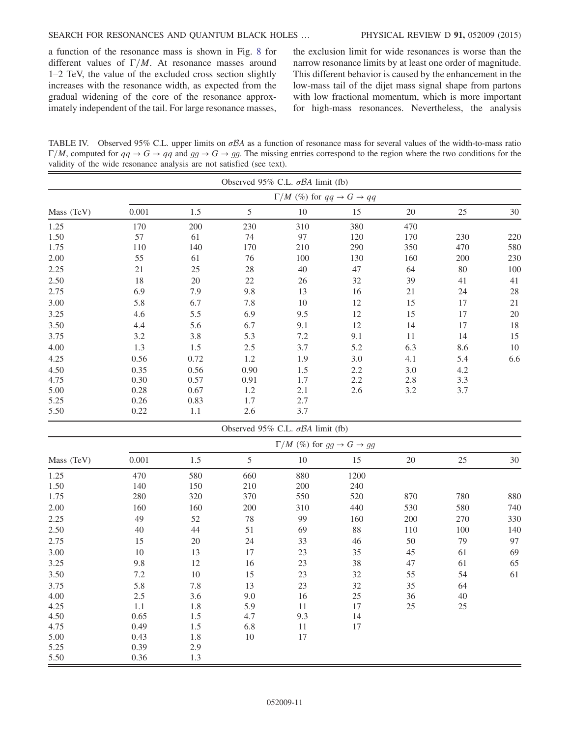a function of the resonance mass is shown in Fig. 8 for different values of $\Gamma/M$. At resonance masses around 1–2 TeV, the value of the excluded cross section slightly increases with the resonance width, as expected from the gradual widening of the core of the resonance approximately independent of the tail. For large resonance masses, the exclusion limit for wide resonances is worse than the narrow resonance limits by at least one order of magnitude. This different behavior is caused by the enhancement in the low-mass tail of the dijet mass signal shape from partons with low fractional momentum, which is more important for high-mass resonances. Nevertheless, the analysis

TABLE IV. Observed 95% C.L. upper limits on $\sigma\mathcal{B}A$ as a function of resonance mass for several values of the width-to-mass ratio $\Gamma/M$, computed for $qq \to G \to qq$ and $gg \to G \to gg$. The missing entries correspond to the region where the two conditions for the validity of the wide resonance analysis are not satisfied (see text).

| | Observed 95% C.L. $\sigma\mathcal{B}A$ limit (fb) | | | | | | | |
|---|---|---|---|---|---|---|---|---|
| | $\Gamma/M$ (%) for $qq \to G \to qq$ | | | | | | | |
| Mass (TeV) | 0.001 | 1.5 | 5 | 10 | 15 | 20 | 25 | 30 |
| 1.25 | 170 | 200 | 230 | 310 | 380 | 470 | | |
| 1.50 | 57 | 61 | 74 | 97 | 120 | 170 | 230 | 220 |
| 1.75 | 110 | 140 | 170 | 210 | 290 | 350 | 470 | 580 |
| 2.00 | 55 | 61 | 76 | 100 | 130 | 160 | 200 | 230 |
| 2.25 | 21 | 25 | 28 | 40 | 47 | 64 | 80 | 100 |
| 2.50 | 18 | 20 | 22 | 26 | 32 | 39 | 41 | 41 |
| 2.75 | 6.9 | 7.9 | 9.8 | 13 | 16 | 21 | 24 | 28 |
| 3.00 | 5.8 | 6.7 | 7.8 | 10 | 12 | 15 | 17 | 21 |
| 3.25 | 4.6 | 5.5 | 6.9 | 9.5 | 12 | 15 | 17 | 20 |
| 3.50 | 4.4 | 5.6 | 6.7 | 9.1 | 12 | 14 | 17 | 18 |
| 3.75 | 3.2 | 3.8 | 5.3 | 7.2 | 9.1 | 11 | 14 | 15 |
| 4.00 | 1.3 | 1.5 | 2.5 | 3.7 | 5.2 | 6.3 | 8.6 | 10 |
| 4.25 | 0.56 | 0.72 | 1.2 | 1.9 | 3.0 | 4.1 | 5.4 | 6.6 |
| 4.50 | 0.35 | 0.56 | 0.90 | 1.5 | 2.2 | 3.0 | 4.2 | |
| 4.75 | 0.30 | 0.57 | 0.91 | 1.7 | 2.2 | 2.8 | 3.3 | |
| 5.00 | 0.28 | 0.67 | 1.2 | 2.1 | 2.6 | 3.2 | 3.7 | |
| 5.25 | 0.26 | 0.83 | 1.7 | 2.7 | | | | |
| 5.50 | 0.22 | 1.1 | 2.6 | 3.7 | | | | |

| | Observed 95% C.L. $\sigma\mathcal{B}A$ limit (fb) | | | | | | | |
|---|---|---|---|---|---|---|---|---|
| | $\Gamma/M$ (%) for $gg \to G \to gg$ | | | | | | | |
| Mass (TeV) | 0.001 | 1.5 | 5 | 10 | 15 | 20 | 25 | 30 |
| 1.25 | 470 | 580 | 660 | 880 | 1200 | | | |
| 1.50 | 140 | 150 | 210 | 200 | 240 | | | |
| 1.75 | 280 | 320 | 370 | 550 | 520 | 870 | 780 | 880 |
| 2.00 | 160 | 160 | 200 | 310 | 440 | 530 | 580 | 740 |
| 2.25 | 49 | 52 | 78 | 99 | 160 | 200 | 270 | 330 |
| 2.50 | 40 | 44 | 51 | 69 | 88 | 110 | 100 | 140 |
| 2.75 | 15 | 20 | 24 | 33 | 46 | 50 | 79 | 97 |
| 3.00 | 10 | 13 | 17 | 23 | 35 | 45 | 61 | 69 |
| 3.25 | 9.8 | 12 | 16 | 23 | 38 | 47 | 61 | 65 |
| 3.50 | 7.2 | 10 | 15 | 23 | 32 | 55 | 54 | 61 |
| 3.75 | 5.8 | 7.8 | 13 | 23 | 32 | 35 | 64 | |
| 4.00 | 2.5 | 3.6 | 9.0 | 16 | 25 | 36 | 40 | |
| 4.25 | 1.1 | 1.8 | 5.9 | 11 | 17 | 25 | 25 | |
| 4.50 | 0.65 | 1.5 | 4.7 | 9.3 | 14 | | | |
| 4.75 | 0.49 | 1.5 | 6.8 | 11 | 17 | | | |
| 5.00 | 0.43 | 1.8 | 10 | 17 | | | | |
| 5.25 | 0.39 | 2.9 | | | | | | |
| 5.50 | 0.36 | 1.3 | | | | | | |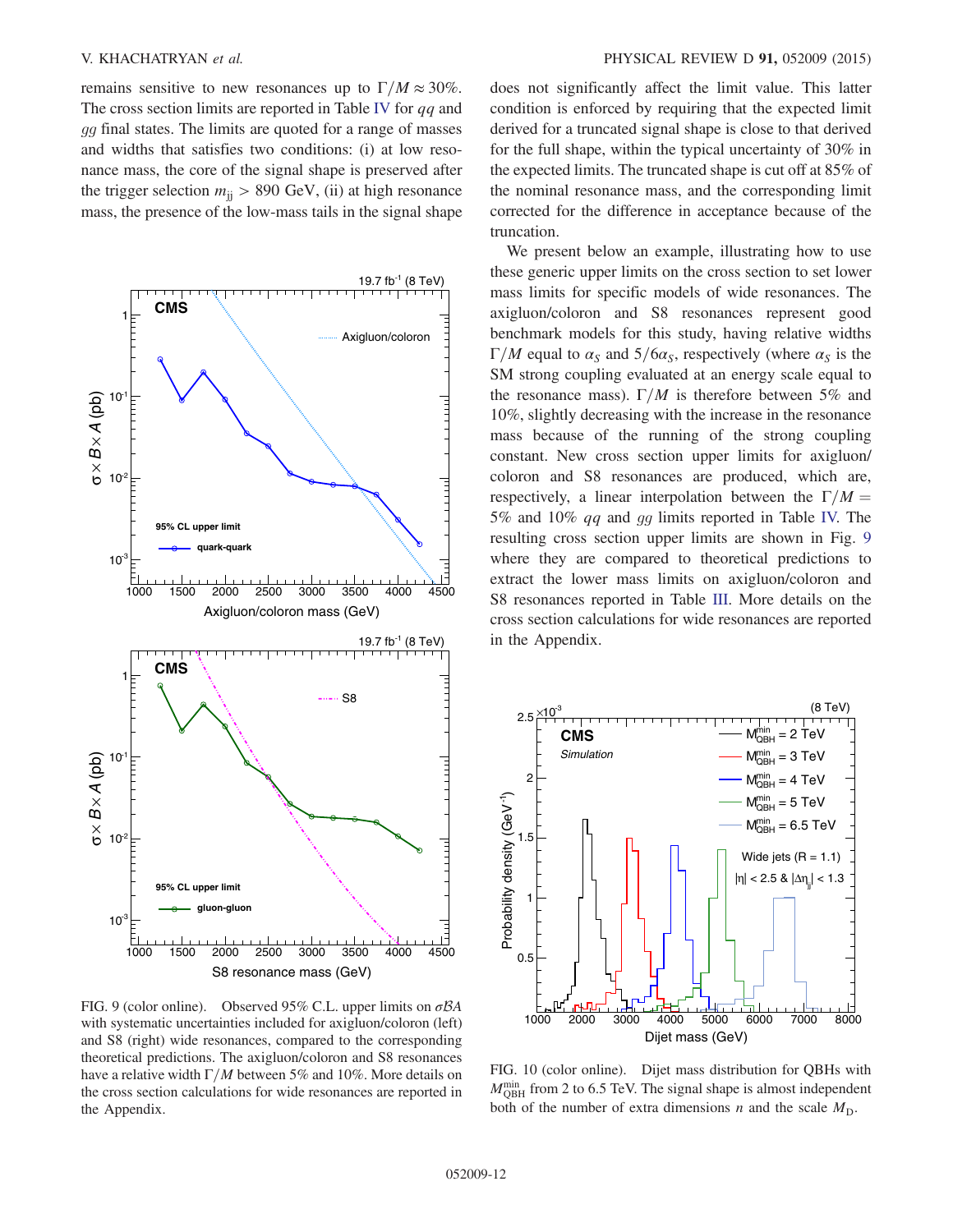remains sensitive to new resonances up to $\Gamma/M \approx 30\%$. The cross section limits are reported in Table IV for $qq$ and $gg$ final states. The limits are quoted for a range of masses and widths that satisfies two conditions: (i) at low resonance mass, the core of the signal shape is preserved after the trigger selection $m_{jj} > 890$ GeV, (ii) at high resonance mass, the presence of the low-mass tails in the signal shape does not significantly affect the limit value. This latter condition is enforced by requiring that the expected limit derived for a truncated signal shape is close to that derived for the full shape, within the typical uncertainty of 30% in the expected limits. The truncated shape is cut off at 85% of the nominal resonance mass, and the corresponding limit corrected for the difference in acceptance because of the truncation.

We present below an example, illustrating how to use these generic upper limits on the cross section to set lower mass limits for specific models of wide resonances. The axigluon/coloron and S8 resonances represent good benchmark models for this study, having relative widths $\Gamma/M$ equal to $\alpha_S$ and $5/6\alpha_S$, respectively (where $\alpha_S$ is the SM strong coupling evaluated at an energy scale equal to the resonance mass). $\Gamma/M$ is therefore between 5% and 10%, slightly decreasing with the increase in the resonance mass because of the running of the strong coupling constant. New cross section upper limits for axigluon/coloron and S8 resonances are produced, which are, respectively, a linear interpolation between the $\Gamma/M = 5\%$ and 10% $qq$ and $gg$ limits reported in Table IV. The resulting cross section upper limits are shown in Fig. 9 where they are compared to theoretical predictions to extract the lower mass limits on axigluon/coloron and S8 resonances reported in Table III. More details on the cross section calculations for wide resonances are reported in the Appendix.

FIG. 9 (color online). Observed 95% C.L. upper limits on $\sigma\mathcal{B}A$ with systematic uncertainties included for axigluon/coloron (left) and S8 (right) wide resonances, compared to the corresponding theoretical predictions. The axigluon/coloron and S8 resonances have a relative width $\Gamma/M$ between 5% and 10%. More details on the cross section calculations for wide resonances are reported in the Appendix.

FIG. 10 (color online). Dijet mass distribution for QBHs with $M_{\rm QBH}^{\rm min}$ from 2 to 6.5 TeV. The signal shape is almost independent both of the number of extra dimensions $n$ and the scale $M_{\rm D}$.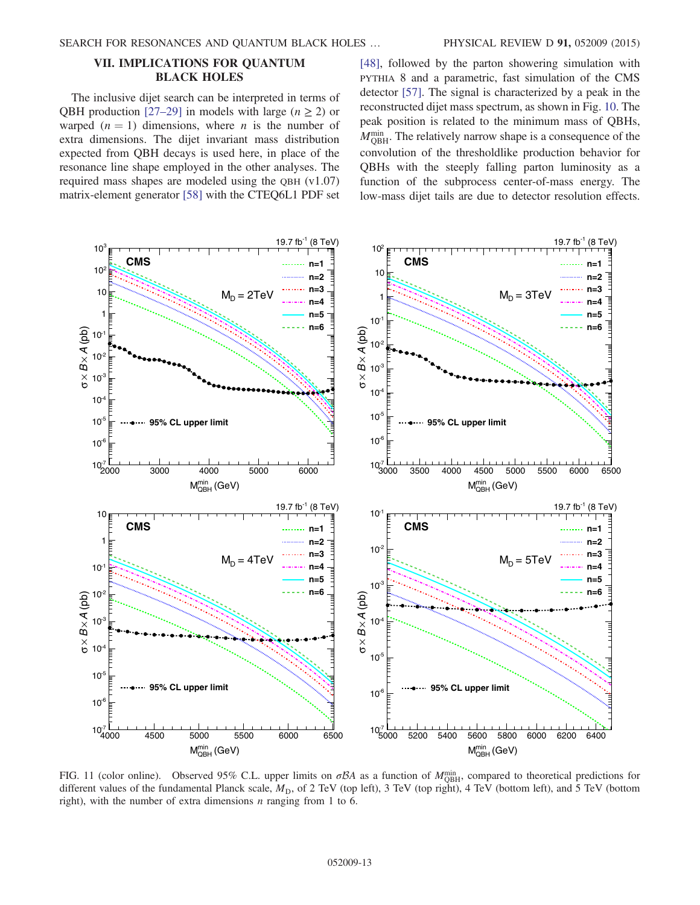## VII. IMPLICATIONS FOR QUANTUM BLACK HOLES

The inclusive dijet search can be interpreted in terms of QBH production [27–29] in models with large ($n \geq 2$) or warped ($n = 1$) dimensions, where $n$ is the number of extra dimensions. The dijet invariant mass distribution expected from QBH decays is used here, in place of the resonance line shape employed in the other analyses. The required mass shapes are modeled using the QBH (v1.07) matrix-element generator [58] with the CTEQ6L1 PDF set [48], followed by the parton showering simulation with PYTHIA 8 and a parametric, fast simulation of the CMS detector [57]. The signal is characterized by a peak in the reconstructed dijet mass spectrum, as shown in Fig. 10. The peak position is related to the minimum mass of QBHs, $M_{\mathrm{QBH}}^{\mathrm{min}}$. The relatively narrow shape is a consequence of the convolution of the thresholdlike production behavior for QBHs with the steeply falling parton luminosity as a function of the subprocess center-of-mass energy. The low-mass dijet tails are due to detector resolution effects.

FIG. 11 (color online). Observed 95% C.L. upper limits on $\sigma \mathcal{B} A$ as a function of $M_{\mathrm{QBH}}^{\mathrm{min}}$, compared to theoretical predictions for different values of the fundamental Planck scale, $M_{\mathrm{D}}$, of 2 TeV (top left), 3 TeV (top right), 4 TeV (bottom left), and 5 TeV (bottom right), with the number of extra dimensions $n$ ranging from 1 to 6.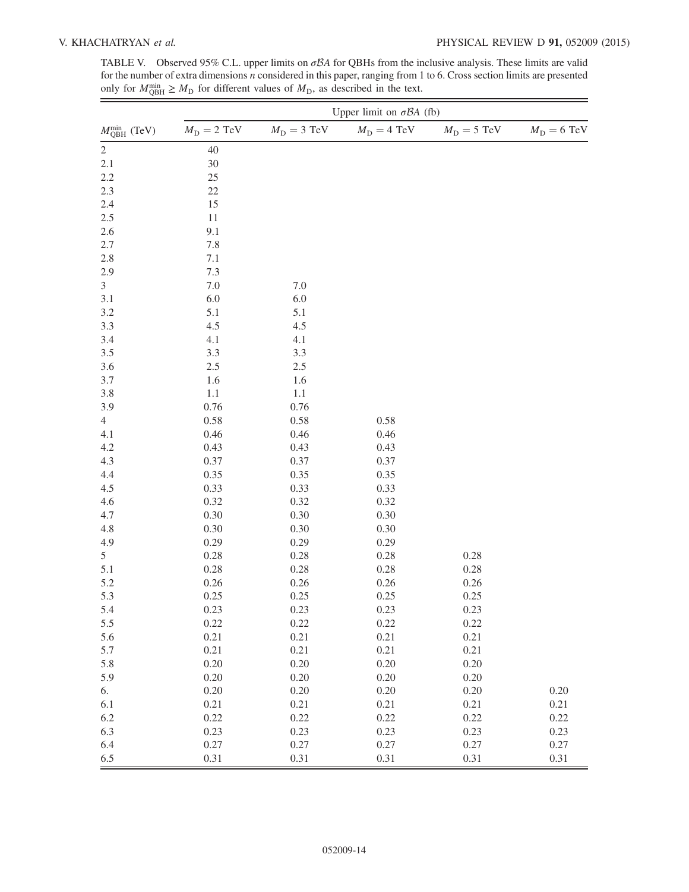TABLE V. Observed 95% C.L. upper limits on $\sigma \mathcal{B} A$ for QBHs from the inclusive analysis. These limits are valid for the number of extra dimensions $n$ considered in this paper, ranging from 1 to 6. Cross section limits are presented only for $M_{\text{QBH}}^{\text{min}} \geq M_{\text{D}}$ for different values of $M_{\text{D}}$, as described in the text.

| | Upper limit on $\sigma \mathcal{B} A$ (fb) | | | | |
|---|---|---|---|---|---|
| $M_{\text{QBH}}^{\text{min}}$ (TeV) | $M_{\text{D}} = 2$ TeV | $M_{\text{D}} = 3$ TeV | $M_{\text{D}} = 4$ TeV | $M_{\text{D}} = 5$ TeV | $M_{\text{D}} = 6$ TeV |
| 2 | 40 | | | | |
| 2.1 | 30 | | | | |
| 2.2 | 25 | | | | |
| 2.3 | 22 | | | | |
| 2.4 | 15 | | | | |
| 2.5 | 11 | | | | |
| 2.6 | 9.1 | | | | |
| 2.7 | 7.8 | | | | |
| 2.8 | 7.1 | | | | |
| 2.9 | 7.3 | | | | |
| 3 | 7.0 | 7.0 | | | |
| 3.1 | 6.0 | 6.0 | | | |
| 3.2 | 5.1 | 5.1 | | | |
| 3.3 | 4.5 | 4.5 | | | |
| 3.4 | 4.1 | 4.1 | | | |
| 3.5 | 3.3 | 3.3 | | | |
| 3.6 | 2.5 | 2.5 | | | |
| 3.7 | 1.6 | 1.6 | | | |
| 3.8 | 1.1 | 1.1 | | | |
| 3.9 | 0.76 | 0.76 | | | |
| 4 | 0.58 | 0.58 | 0.58 | | |
| 4.1 | 0.46 | 0.46 | 0.46 | | |
| 4.2 | 0.43 | 0.43 | 0.43 | | |
| 4.3 | 0.37 | 0.37 | 0.37 | | |
| 4.4 | 0.35 | 0.35 | 0.35 | | |
| 4.5 | 0.33 | 0.33 | 0.33 | | |
| 4.6 | 0.32 | 0.32 | 0.32 | | |
| 4.7 | 0.30 | 0.30 | 0.30 | | |
| 4.8 | 0.30 | 0.30 | 0.30 | | |
| 4.9 | 0.29 | 0.29 | 0.29 | | |
| 5 | 0.28 | 0.28 | 0.28 | 0.28 | |
| 5.1 | 0.28 | 0.28 | 0.28 | 0.28 | |
| 5.2 | 0.26 | 0.26 | 0.26 | 0.26 | |
| 5.3 | 0.25 | 0.25 | 0.25 | 0.25 | |
| 5.4 | 0.23 | 0.23 | 0.23 | 0.23 | |
| 5.5 | 0.22 | 0.22 | 0.22 | 0.22 | |
| 5.6 | 0.21 | 0.21 | 0.21 | 0.21 | |
| 5.7 | 0.21 | 0.21 | 0.21 | 0.21 | |
| 5.8 | 0.20 | 0.20 | 0.20 | 0.20 | |
| 5.9 | 0.20 | 0.20 | 0.20 | 0.20 | |
| 6. | 0.20 | 0.20 | 0.20 | 0.20 | 0.20 |
| 6.1 | 0.21 | 0.21 | 0.21 | 0.21 | 0.21 |
| 6.2 | 0.22 | 0.22 | 0.22 | 0.22 | 0.22 |
| 6.3 | 0.23 | 0.23 | 0.23 | 0.23 | 0.23 |
| 6.4 | 0.27 | 0.27 | 0.27 | 0.27 | 0.27 |
| 6.5 | 0.31 | 0.31 | 0.31 | 0.31 | 0.31 |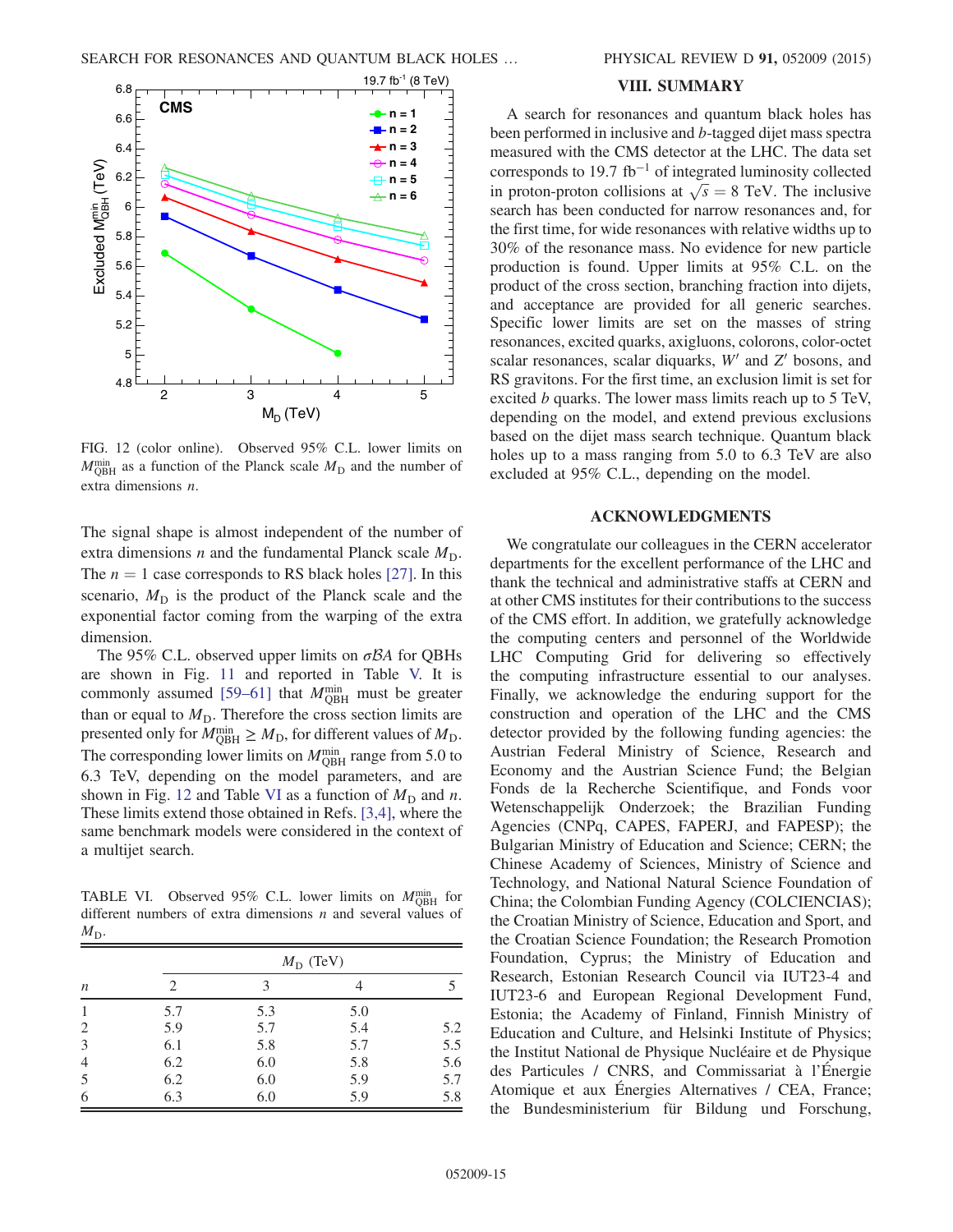FIG. 12 (color online). Observed 95% C.L. lower limits on $M_{\mathrm{QBH}}^{\mathrm{min}}$ as a function of the Planck scale $M_{\mathrm{D}}$ and the number of extra dimensions $n$.

The signal shape is almost independent of the number of extra dimensions $n$ and the fundamental Planck scale $M_{\mathrm{D}}$. The $n = 1$ case corresponds to RS black holes [27]. In this scenario, $M_{\mathrm{D}}$ is the product of the Planck scale and the exponential factor coming from the warping of the extra dimension.

The 95% C.L. observed upper limits on $\sigma\mathcal{B}A$ for QBHs are shown in Fig. 11 and reported in Table V. It is commonly assumed [59–61] that $M_{\mathrm{QBH}}^{\mathrm{min}}$ must be greater than or equal to $M_{\mathrm{D}}$. Therefore the cross section limits are presented only for $M_{\mathrm{QBH}}^{\mathrm{min}} \geq M_{\mathrm{D}}$, for different values of $M_{\mathrm{D}}$. The corresponding lower limits on $M_{\mathrm{QBH}}^{\mathrm{min}}$ range from 5.0 to 6.3 TeV, depending on the model parameters, and are shown in Fig. 12 and Table VI as a function of $M_{\mathrm{D}}$ and $n$. These limits extend those obtained in Refs. [3,4], where the same benchmark models were considered in the context of a multijet search.

TABLE VI. Observed 95% C.L. lower limits on $M_{\mathrm{QBH}}^{\mathrm{min}}$ for different numbers of extra dimensions $n$ and several values of $M_{\mathrm{D}}$.

| | $M_{\mathrm{D}}$ (TeV) | | | |
|---|---|---|---|---|
| $n$ | 2 | 3 | 4 | 5 |
| 1 | 5.7 | 5.3 | 5.0 | |
| 2 | 5.9 | 5.7 | 5.4 | 5.2 |
| 3 | 6.1 | 5.8 | 5.7 | 5.5 |
| 4 | 6.2 | 6.0 | 5.8 | 5.6 |
| 5 | 6.2 | 6.0 | 5.9 | 5.7 |
| 6 | 6.3 | 6.0 | 5.9 | 5.8 |

## VIII. SUMMARY

A search for resonances and quantum black holes has been performed in inclusive and $b$-tagged dijet mass spectra measured with the CMS detector at the LHC. The data set corresponds to 19.7 fb$^{-1}$ of integrated luminosity collected in proton-proton collisions at $\sqrt{s} = 8$ TeV. The inclusive search has been conducted for narrow resonances and, for the first time, for wide resonances with relative widths up to 30% of the resonance mass. No evidence for new particle production is found. Upper limits at 95% C.L. on the product of the cross section, branching fraction into dijets, and acceptance are provided for all generic searches. Specific lower limits are set on the masses of string resonances, excited quarks, axigluons, colorons, color-octet scalar resonances, scalar diquarks, $W'$ and $Z'$ bosons, and RS gravitons. For the first time, an exclusion limit is set for excited $b$ quarks. The lower mass limits reach up to 5 TeV, depending on the model, and extend previous exclusions based on the dijet mass search technique. Quantum black holes up to a mass ranging from 5.0 to 6.3 TeV are also excluded at 95% C.L., depending on the model.

## ACKNOWLEDGMENTS

We congratulate our colleagues in the CERN accelerator departments for the excellent performance of the LHC and thank the technical and administrative staffs at CERN and at other CMS institutes for their contributions to the success of the CMS effort. In addition, we gratefully acknowledge the computing centers and personnel of the Worldwide LHC Computing Grid for delivering so effectively the computing infrastructure essential to our analyses. Finally, we acknowledge the enduring support for the construction and operation of the LHC and the CMS detector provided by the following funding agencies: the Austrian Federal Ministry of Science, Research and Economy and the Austrian Science Fund; the Belgian Fonds de la Recherche Scientifique, and Fonds voor Wetenschappelijk Onderzoek; the Brazilian Funding Agencies (CNPq, CAPES, FAPERJ, and FAPESP); the Bulgarian Ministry of Education and Science; CERN; the Chinese Academy of Sciences, Ministry of Science and Technology, and National Natural Science Foundation of China; the Colombian Funding Agency (COLCIENCIAS); the Croatian Ministry of Science, Education and Sport, and the Croatian Science Foundation; the Research Promotion Foundation, Cyprus; the Ministry of Education and Research, Estonian Research Council via IUT23-4 and IUT23-6 and European Regional Development Fund, Estonia; the Academy of Finland, Finnish Ministry of Education and Culture, and Helsinki Institute of Physics; the Institut National de Physique Nucléaire et de Physique des Particules / CNRS, and Commissariat à l'Énergie Atomique et aux Énergies Alternatives / CEA, France; the Bundesministerium für Bildung und Forschung,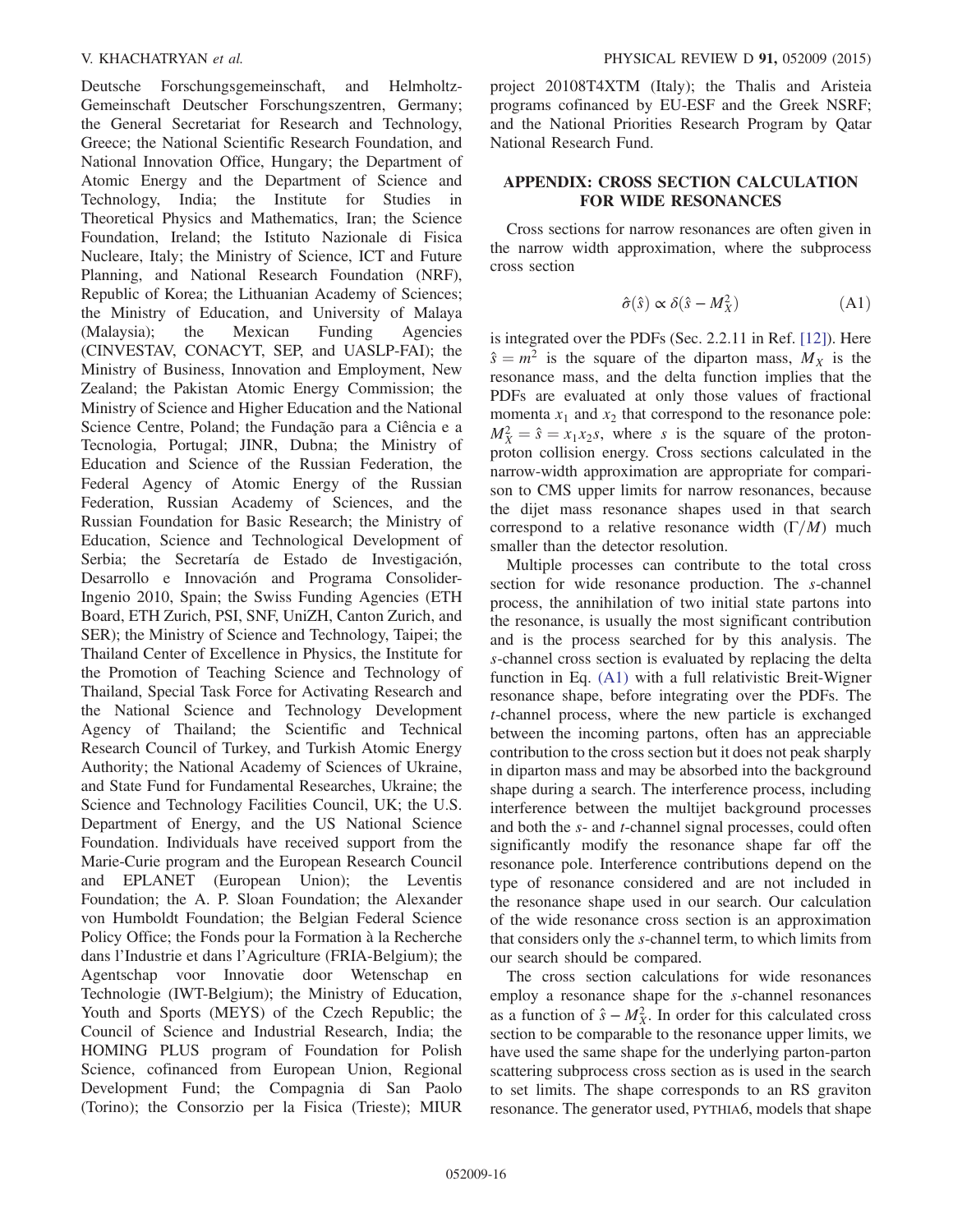Deutsche Forschungsgemeinschaft, and Helmholtz-Gemeinschaft Deutscher Forschungszentren, Germany; the General Secretariat for Research and Technology, Greece; the National Scientific Research Foundation, and National Innovation Office, Hungary; the Department of Atomic Energy and the Department of Science and Technology, India; the Institute for Studies in Theoretical Physics and Mathematics, Iran; the Science Foundation, Ireland; the Istituto Nazionale di Fisica Nucleare, Italy; the Ministry of Science, ICT and Future Planning, and National Research Foundation (NRF), Republic of Korea; the Lithuanian Academy of Sciences; the Ministry of Education, and University of Malaya (Malaysia); the Mexican Funding Agencies (CINVESTAV, CONACYT, SEP, and UASLP-FAI); the Ministry of Business, Innovation and Employment, New Zealand; the Pakistan Atomic Energy Commission; the Ministry of Science and Higher Education and the National Science Centre, Poland; the Fundação para a Ciência e a Tecnologia, Portugal; JINR, Dubna; the Ministry of Education and Science of the Russian Federation, the Federal Agency of Atomic Energy of the Russian Federation, Russian Academy of Sciences, and the Russian Foundation for Basic Research; the Ministry of Education, Science and Technological Development of Serbia; the Secretaría de Estado de Investigación, Desarrollo e Innovación and Programa Consolider-Ingenio 2010, Spain; the Swiss Funding Agencies (ETH Board, ETH Zurich, PSI, SNF, UniZH, Canton Zurich, and SER); the Ministry of Science and Technology, Taipei; the Thailand Center of Excellence in Physics, the Institute for the Promotion of Teaching Science and Technology of Thailand, Special Task Force for Activating Research and the National Science and Technology Development Agency of Thailand; the Scientific and Technical Research Council of Turkey, and Turkish Atomic Energy Authority; the National Academy of Sciences of Ukraine, and State Fund for Fundamental Researches, Ukraine; the Science and Technology Facilities Council, UK; the U.S. Department of Energy, and the US National Science Foundation. Individuals have received support from the Marie-Curie program and the European Research Council and EPLANET (European Union); the Leventis Foundation; the A. P. Sloan Foundation; the Alexander von Humboldt Foundation; the Belgian Federal Science Policy Office; the Fonds pour la Formation à la Recherche dans l'Industrie et dans l'Agriculture (FRIA-Belgium); the Agentschap voor Innovatie door Wetenschap en Technologie (IWT-Belgium); the Ministry of Education, Youth and Sports (MEYS) of the Czech Republic; the Council of Science and Industrial Research, India; the HOMING PLUS program of Foundation for Polish Science, cofinanced from European Union, Regional Development Fund; the Compagnia di San Paolo (Torino); the Consorzio per la Fisica (Trieste); MIUR project 20108T4XTM (Italy); the Thalis and Aristeia programs cofinanced by EU-ESF and the Greek NSRF; and the National Priorities Research Program by Qatar National Research Fund.

## APPENDIX: CROSS SECTION CALCULATION FOR WIDE RESONANCES

Cross sections for narrow resonances are often given in the narrow width approximation, where the subprocess cross section

$$\hat{\sigma}(\hat{s}) \propto \delta(\hat{s} - M_X^2) \tag{A1}$$

is integrated over the PDFs (Sec. 2.2.11 in Ref. [12]). Here $\hat{s} = m^2$ is the square of the diparton mass, $M_X$ is the resonance mass, and the delta function implies that the PDFs are evaluated at only those values of fractional momenta $x_1$ and $x_2$ that correspond to the resonance pole: $M_X^2 = \hat{s} = x_1 x_2 s$, where $s$ is the square of the proton-proton collision energy. Cross sections calculated in the narrow-width approximation are appropriate for comparison to CMS upper limits for narrow resonances, because the dijet mass resonance shapes used in that search correspond to a relative resonance width $(\Gamma/M)$ much smaller than the detector resolution.

Multiple processes can contribute to the total cross section for wide resonance production. The $s$-channel process, the annihilation of two initial state partons into the resonance, is usually the most significant contribution and is the process searched for by this analysis. The $s$-channel cross section is evaluated by replacing the delta function in Eq. (A1) with a full relativistic Breit-Wigner resonance shape, before integrating over the PDFs. The $t$-channel process, where the new particle is exchanged between the incoming partons, often has an appreciable contribution to the cross section but it does not peak sharply in diparton mass and may be absorbed into the background shape during a search. The interference process, including interference between the multijet background processes and both the $s$- and $t$-channel signal processes, could often significantly modify the resonance shape far off the resonance pole. Interference contributions depend on the type of resonance considered and are not included in the resonance shape used in our search. Our calculation of the wide resonance cross section is an approximation that considers only the $s$-channel term, to which limits from our search should be compared.

The cross section calculations for wide resonances employ a resonance shape for the $s$-channel resonances as a function of $\hat{s} - M_X^2$. In order for this calculated cross section to be comparable to the resonance upper limits, we have used the same shape for the underlying parton-parton scattering subprocess cross section as is used in the search to set limits. The shape corresponds to an RS graviton resonance. The generator used, PYTHIA6, models that shape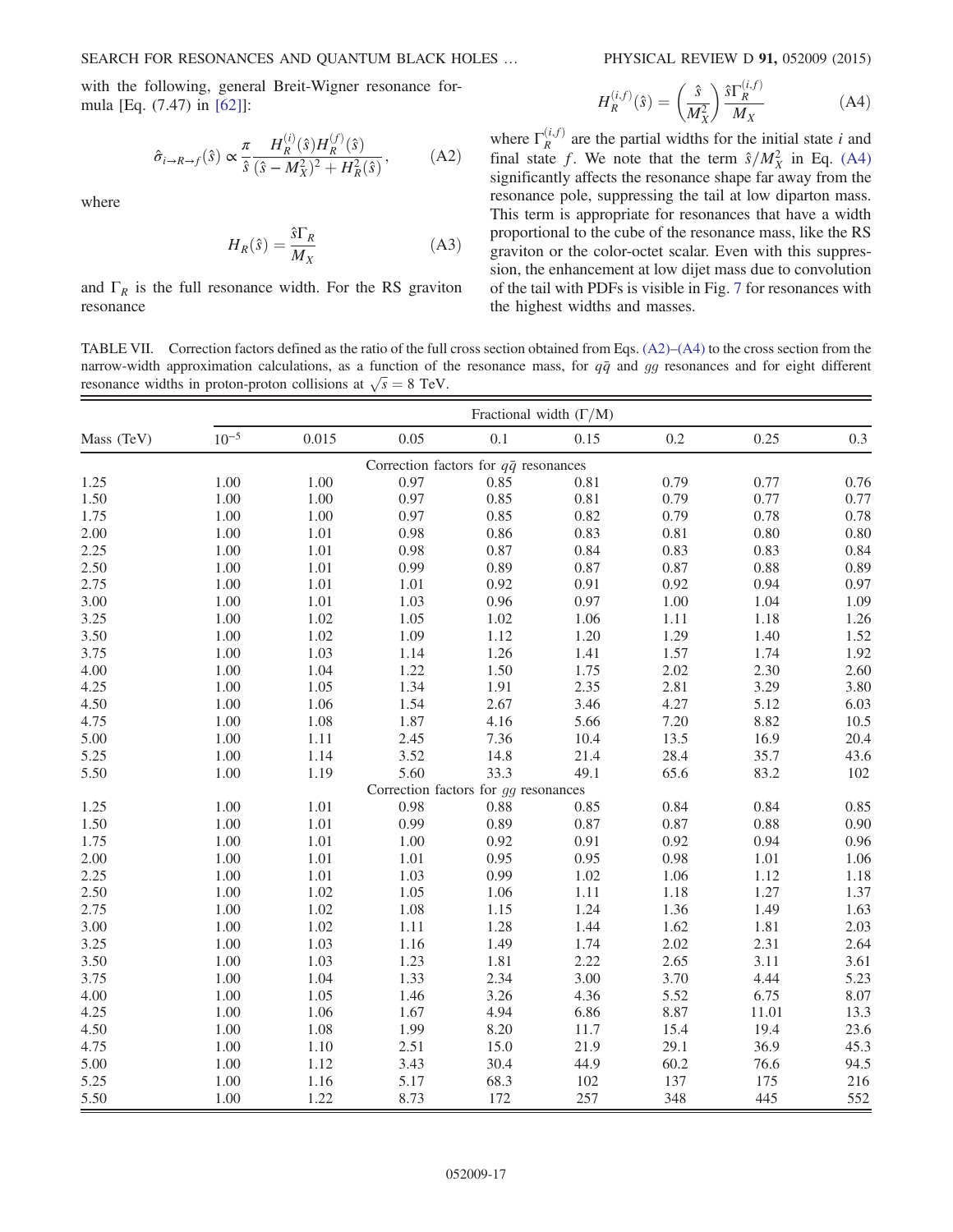with the following, general Breit-Wigner resonance formula [Eq. (7.47) in [62]]:

$$\hat{\sigma}_{i\to R\to f}(\hat{s}) \propto \frac{\pi}{\hat{s}} \frac{H_R^{(i)}(\hat{s}) H_R^{(f)}(\hat{s})}{(\hat{s} - M_X^2)^2 + H_R^2(\hat{s})}, \tag{A2}$$

where

$$H_R(\hat{s}) = \frac{\hat{s}\Gamma_R}{M_X} \tag{A3}$$

and $\Gamma_R$ is the full resonance width. For the RS graviton resonance

$$H_R^{(i,f)}(\hat{s}) = \left(\frac{\hat{s}}{M_X^2}\right) \frac{\hat{s}\Gamma_R^{(i,f)}}{M_X} \tag{A4}$$

where $\Gamma_R^{(i,f)}$ are the partial widths for the initial state $i$ and final state $f$. We note that the term $\hat{s}/M_X^2$ in Eq. (A4) significantly affects the resonance shape far away from the resonance pole, suppressing the tail at low diparton mass. This term is appropriate for resonances that have a width proportional to the cube of the resonance mass, like the RS graviton or the color-octet scalar. Even with this suppression, the enhancement at low dijet mass due to convolution of the tail with PDFs is visible in Fig. 7 for resonances with the highest widths and masses.

TABLE VII. Correction factors defined as the ratio of the full cross section obtained from Eqs. (A2)–(A4) to the cross section from the narrow-width approximation calculations, as a function of the resonance mass, for $q\bar{q}$ and $gg$ resonances and for eight different resonance widths in proton-proton collisions at $\sqrt{s} = 8$ TeV.

| Mass (TeV) | Fractional width ($\Gamma/M$) | | | | | | | |
|---|---|---|---|---|---|---|---|---|
| | $10^{-5}$ | 0.015 | 0.05 | 0.1 | 0.15 | 0.2 | 0.25 | 0.3 |
| | Correction factors for $q\bar{q}$ resonances | | | | | | | |
| 1.25 | 1.00 | 1.00 | 0.97 | 0.85 | 0.81 | 0.79 | 0.77 | 0.76 |
| 1.50 | 1.00 | 1.00 | 0.97 | 0.85 | 0.81 | 0.79 | 0.77 | 0.77 |
| 1.75 | 1.00 | 1.00 | 0.97 | 0.85 | 0.82 | 0.79 | 0.78 | 0.78 |
| 2.00 | 1.00 | 1.01 | 0.98 | 0.86 | 0.83 | 0.81 | 0.80 | 0.80 |
| 2.25 | 1.00 | 1.01 | 0.98 | 0.87 | 0.84 | 0.83 | 0.83 | 0.84 |
| 2.50 | 1.00 | 1.01 | 0.99 | 0.89 | 0.87 | 0.87 | 0.88 | 0.89 |
| 2.75 | 1.00 | 1.01 | 1.01 | 0.92 | 0.91 | 0.92 | 0.94 | 0.97 |
| 3.00 | 1.00 | 1.01 | 1.03 | 0.96 | 0.97 | 1.00 | 1.04 | 1.09 |
| 3.25 | 1.00 | 1.02 | 1.05 | 1.02 | 1.06 | 1.11 | 1.18 | 1.26 |
| 3.50 | 1.00 | 1.02 | 1.09 | 1.12 | 1.20 | 1.29 | 1.40 | 1.52 |
| 3.75 | 1.00 | 1.03 | 1.14 | 1.26 | 1.41 | 1.57 | 1.74 | 1.92 |
| 4.00 | 1.00 | 1.04 | 1.22 | 1.50 | 1.75 | 2.02 | 2.30 | 2.60 |
| 4.25 | 1.00 | 1.05 | 1.34 | 1.91 | 2.35 | 2.81 | 3.29 | 3.80 |
| 4.50 | 1.00 | 1.06 | 1.54 | 2.67 | 3.46 | 4.27 | 5.12 | 6.03 |
| 4.75 | 1.00 | 1.08 | 1.87 | 4.16 | 5.66 | 7.20 | 8.82 | 10.5 |
| 5.00 | 1.00 | 1.11 | 2.45 | 7.36 | 10.4 | 13.5 | 16.9 | 20.4 |
| 5.25 | 1.00 | 1.14 | 3.52 | 14.8 | 21.4 | 28.4 | 35.7 | 43.6 |
| 5.50 | 1.00 | 1.19 | 5.60 | 33.3 | 49.1 | 65.6 | 83.2 | 102 |
| | Correction factors for $gg$ resonances | | | | | | | |
| 1.25 | 1.00 | 1.01 | 0.98 | 0.88 | 0.85 | 0.84 | 0.84 | 0.85 |
| 1.50 | 1.00 | 1.01 | 0.99 | 0.89 | 0.87 | 0.87 | 0.88 | 0.90 |
| 1.75 | 1.00 | 1.01 | 1.00 | 0.92 | 0.91 | 0.92 | 0.94 | 0.96 |
| 2.00 | 1.00 | 1.01 | 1.01 | 0.95 | 0.95 | 0.98 | 1.01 | 1.06 |
| 2.25 | 1.00 | 1.01 | 1.03 | 0.99 | 1.02 | 1.06 | 1.12 | 1.18 |
| 2.50 | 1.00 | 1.02 | 1.05 | 1.06 | 1.11 | 1.18 | 1.27 | 1.37 |
| 2.75 | 1.00 | 1.02 | 1.08 | 1.15 | 1.24 | 1.36 | 1.49 | 1.63 |
| 3.00 | 1.00 | 1.02 | 1.11 | 1.28 | 1.44 | 1.62 | 1.81 | 2.03 |
| 3.25 | 1.00 | 1.03 | 1.16 | 1.49 | 1.74 | 2.02 | 2.31 | 2.64 |
| 3.50 | 1.00 | 1.03 | 1.23 | 1.81 | 2.22 | 2.65 | 3.11 | 3.61 |
| 3.75 | 1.00 | 1.04 | 1.33 | 2.34 | 3.00 | 3.70 | 4.44 | 5.23 |
| 4.00 | 1.00 | 1.05 | 1.46 | 3.26 | 4.36 | 5.52 | 6.75 | 8.07 |
| 4.25 | 1.00 | 1.06 | 1.67 | 4.94 | 6.86 | 8.87 | 11.01 | 13.3 |
| 4.50 | 1.00 | 1.08 | 1.99 | 8.20 | 11.7 | 15.4 | 19.4 | 23.6 |
| 4.75 | 1.00 | 1.10 | 2.51 | 15.0 | 21.9 | 29.1 | 36.9 | 45.3 |
| 5.00 | 1.00 | 1.12 | 3.43 | 30.4 | 44.9 | 60.2 | 76.6 | 94.5 |
| 5.25 | 1.00 | 1.16 | 5.17 | 68.3 | 102 | 137 | 175 | 216 |
| 5.50 | 1.00 | 1.22 | 8.73 | 172 | 257 | 348 | 445 | 552 |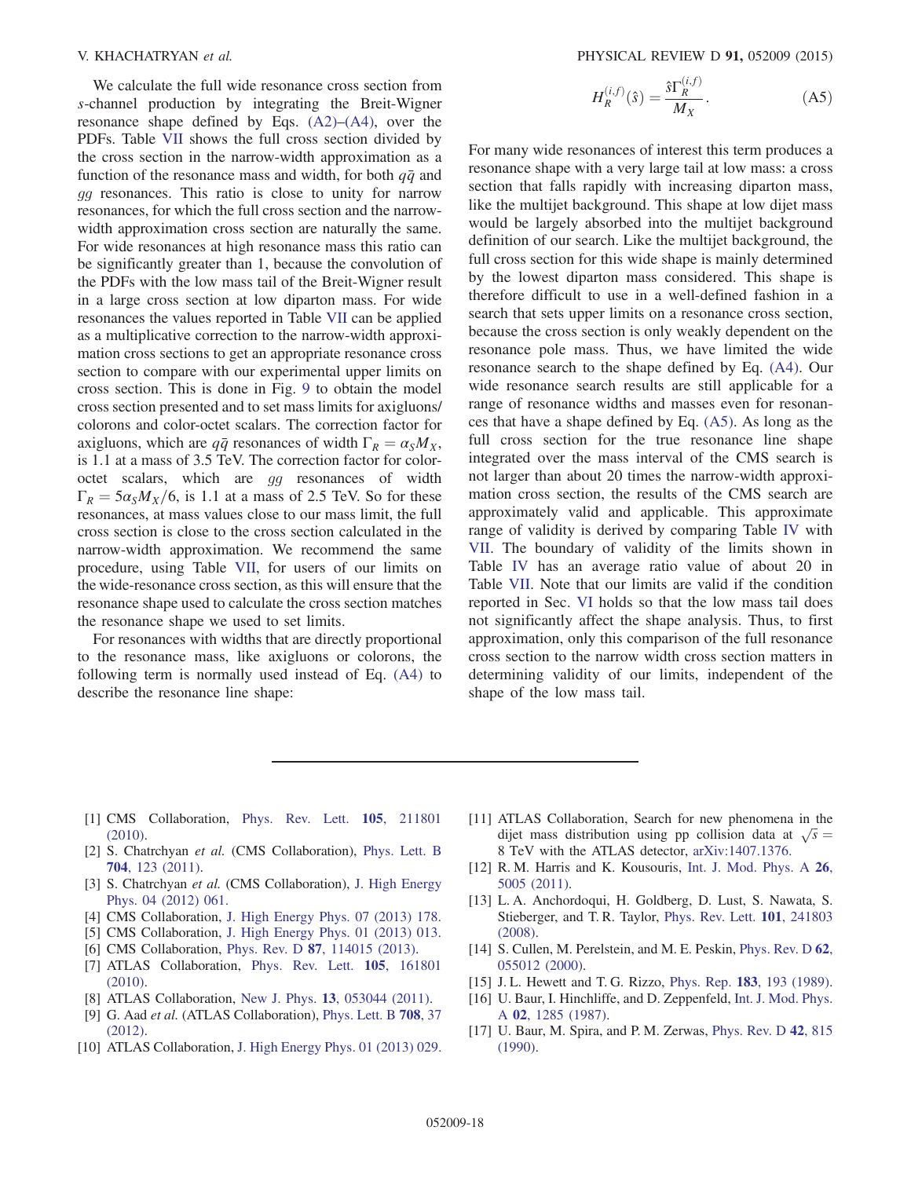We calculate the full wide resonance cross section from $s$-channel production by integrating the Breit-Wigner resonance shape defined by Eqs. (A2)–(A4), over the PDFs. Table VII shows the full cross section divided by the cross section in the narrow-width approximation as a function of the resonance mass and width, for both $q\bar{q}$ and $gg$ resonances. This ratio is close to unity for narrow resonances, for which the full cross section and the narrow-width approximation cross section are naturally the same. For wide resonances at high resonance mass this ratio can be significantly greater than 1, because the convolution of the PDFs with the low mass tail of the Breit-Wigner result in a large cross section at low diparton mass. For wide resonances the values reported in Table VII can be applied as a multiplicative correction to the narrow-width approximation cross sections to get an appropriate resonance cross section to compare with our experimental upper limits on cross section. This is done in Fig. 9 to obtain the model cross section presented and to set mass limits for axigluons/colorons and color-octet scalars. The correction factor for axigluons, which are $q\bar{q}$ resonances of width $\Gamma_R = \alpha_S M_X$, is 1.1 at a mass of 3.5 TeV. The correction factor for color-octet scalars, which are $gg$ resonances of width $\Gamma_R = 5\alpha_S M_X/6$, is 1.1 at a mass of 2.5 TeV. So for these resonances, at mass values close to our mass limit, the full cross section is close to the cross section calculated in the narrow-width approximation. We recommend the same procedure, using Table VII, for users of our limits on the wide-resonance cross section, as this will ensure that the resonance shape used to calculate the cross section matches the resonance shape we used to set limits.

For resonances with widths that are directly proportional to the resonance mass, like axigluons or colorons, the following term is normally used instead of Eq. (A4) to describe the resonance line shape:

$$H_R^{(i,f)}(\hat{s}) = \frac{\hat{s}\Gamma_R^{(i,f)}}{M_X}. \tag{A5}$$

For many wide resonances of interest this term produces a resonance shape with a very large tail at low mass: a cross section that falls rapidly with increasing diparton mass, like the multijet background. This shape at low dijet mass would be largely absorbed into the multijet background definition of our search. Like the multijet background, the full cross section for this wide shape is mainly determined by the lowest diparton mass considered. This shape is therefore difficult to use in a well-defined fashion in a search that sets upper limits on a resonance cross section, because the cross section is only weakly dependent on the resonance pole mass. Thus, we have limited the wide resonance search to the shape defined by Eq. (A4). Our wide resonance search results are still applicable for a range of resonance widths and masses even for resonances that have a shape defined by Eq. (A5). As long as the full cross section for the true resonance line shape integrated over the mass interval of the CMS search is not larger than about 20 times the narrow-width approximation cross section, the results of the CMS search are approximately valid and applicable. This approximate range of validity is derived by comparing Table IV with VII. The boundary of validity of the limits shown in Table IV has an average ratio value of about 20 in Table VII. Note that our limits are valid if the condition reported in Sec. VI holds so that the low mass tail does not significantly affect the shape analysis. Thus, to first approximation, only this comparison of the full resonance cross section to the narrow width cross section matters in determining validity of our limits, independent of the shape of the low mass tail.

---

[1] CMS Collaboration, Phys. Rev. Lett. **105**, 211801 (2010).
[2] S. Chatrchyan *et al.* (CMS Collaboration), Phys. Lett. B **704**, 123 (2011).
[3] S. Chatrchyan *et al.* (CMS Collaboration), J. High Energy Phys. 04 (2012) 061.
[4] CMS Collaboration, J. High Energy Phys. 07 (2013) 178.
[5] CMS Collaboration, J. High Energy Phys. 01 (2013) 013.
[6] CMS Collaboration, Phys. Rev. D **87**, 114015 (2013).
[7] ATLAS Collaboration, Phys. Rev. Lett. **105**, 161801 (2010).
[8] ATLAS Collaboration, New J. Phys. **13**, 053044 (2011).
[9] G. Aad *et al.* (ATLAS Collaboration), Phys. Lett. B **708**, 37 (2012).
[10] ATLAS Collaboration, J. High Energy Phys. 01 (2013) 029.
[11] ATLAS Collaboration, Search for new phenomena in the dijet mass distribution using pp collision data at $\sqrt{s} = 8$ TeV with the ATLAS detector, arXiv:1407.1376.
[12] R. M. Harris and K. Kousouris, Int. J. Mod. Phys. A **26**, 5005 (2011).
[13] L. A. Anchordoqui, H. Goldberg, D. Lust, S. Nawata, S. Stieberger, and T. R. Taylor, Phys. Rev. Lett. **101**, 241803 (2008).
[14] S. Cullen, M. Perelstein, and M. E. Peskin, Phys. Rev. D **62**, 055012 (2000).
[15] J. L. Hewett and T. G. Rizzo, Phys. Rep. **183**, 193 (1989).
[16] U. Baur, I. Hinchliffe, and D. Zeppenfeld, Int. J. Mod. Phys. A **02**, 1285 (1987).
[17] U. Baur, M. Spira, and P. M. Zerwas, Phys. Rev. D **42**, 815 (1990).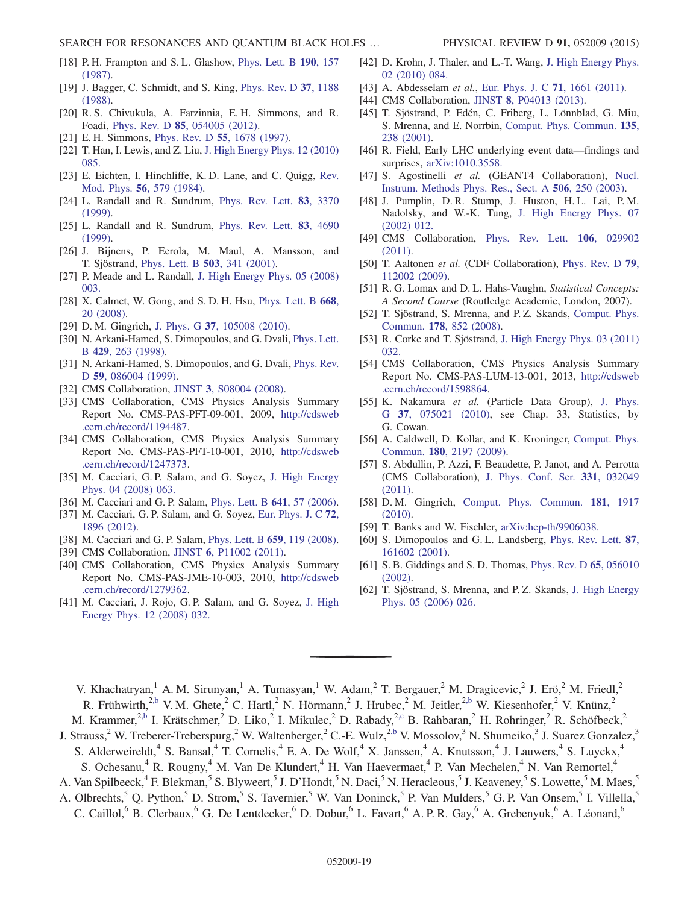[18] P. H. Frampton and S. L. Glashow, Phys. Lett. B **190**, 157 (1987).

[19] J. Bagger, C. Schmidt, and S. King, Phys. Rev. D **37**, 1188 (1988).

[20] R. S. Chivukula, A. Farzinnia, E. H. Simmons, and R. Foadi, Phys. Rev. D **85**, 054005 (2012).

[21] E. H. Simmons, Phys. Rev. D **55**, 1678 (1997).

[22] T. Han, I. Lewis, and Z. Liu, J. High Energy Phys. 12 (2010) 085.

[23] E. Eichten, I. Hinchliffe, K. D. Lane, and C. Quigg, Rev. Mod. Phys. **56**, 579 (1984).

[24] L. Randall and R. Sundrum, Phys. Rev. Lett. **83**, 3370 (1999).

[25] L. Randall and R. Sundrum, Phys. Rev. Lett. **83**, 4690 (1999).

[26] J. Bijnens, P. Eerola, M. Maul, A. Mansson, and T. Sjöstrand, Phys. Lett. B **503**, 341 (2001).

[27] P. Meade and L. Randall, J. High Energy Phys. 05 (2008) 003.

[28] X. Calmet, W. Gong, and S. D. H. Hsu, Phys. Lett. B **668**, 20 (2008).

[29] D. M. Gingrich, J. Phys. G **37**, 105008 (2010).

[30] N. Arkani-Hamed, S. Dimopoulos, and G. Dvali, Phys. Lett. B **429**, 263 (1998).

[31] N. Arkani-Hamed, S. Dimopoulos, and G. Dvali, Phys. Rev. D **59**, 086004 (1999).

[32] CMS Collaboration, JINST **3**, S08004 (2008).

[33] CMS Collaboration, CMS Physics Analysis Summary Report No. CMS-PAS-PFT-09-001, 2009, http://cdsweb.cern.ch/record/1194487.

[34] CMS Collaboration, CMS Physics Analysis Summary Report No. CMS-PAS-PFT-10-001, 2010, http://cdsweb.cern.ch/record/1247373.

[35] M. Cacciari, G. P. Salam, and G. Soyez, J. High Energy Phys. 04 (2008) 063.

[36] M. Cacciari and G. P. Salam, Phys. Lett. B **641**, 57 (2006).

[37] M. Cacciari, G. P. Salam, and G. Soyez, Eur. Phys. J. C **72**, 1896 (2012).

[38] M. Cacciari and G. P. Salam, Phys. Lett. B **659**, 119 (2008).

[39] CMS Collaboration, JINST **6**, P11002 (2011).

[40] CMS Collaboration, CMS Physics Analysis Summary Report No. CMS-PAS-JME-10-003, 2010, http://cdsweb.cern.ch/record/1279362.

[41] M. Cacciari, J. Rojo, G. P. Salam, and G. Soyez, J. High Energy Phys. 12 (2008) 032.

[42] D. Krohn, J. Thaler, and L.-T. Wang, J. High Energy Phys. 02 (2010) 084.

[43] A. Abdesselam *et al.*, Eur. Phys. J. C **71**, 1661 (2011).

[44] CMS Collaboration, JINST **8**, P04013 (2013).

[45] T. Sjöstrand, P. Edén, C. Friberg, L. Lönnblad, G. Miu, S. Mrenna, and E. Norrbin, Comput. Phys. Commun. **135**, 238 (2001).

[46] R. Field, Early LHC underlying event data—findings and surprises, arXiv:1010.3558.

[47] S. Agostinelli *et al.* (GEANT4 Collaboration), Nucl. Instrum. Methods Phys. Res., Sect. A **506**, 250 (2003).

[48] J. Pumplin, D. R. Stump, J. Huston, H. L. Lai, P. M. Nadolsky, and W.-K. Tung, J. High Energy Phys. 07 (2002) 012.

[49] CMS Collaboration, Phys. Rev. Lett. **106**, 029902 (2011).

[50] T. Aaltonen *et al.* (CDF Collaboration), Phys. Rev. D **79**, 112002 (2009).

[51] R. G. Lomax and D. L. Hahs-Vaughn, *Statistical Concepts: A Second Course* (Routledge Academic, London, 2007).

[52] T. Sjöstrand, S. Mrenna, and P. Z. Skands, Comput. Phys. Commun. **178**, 852 (2008).

[53] R. Corke and T. Sjöstrand, J. High Energy Phys. 03 (2011) 032.

[54] CMS Collaboration, CMS Physics Analysis Summary Report No. CMS-PAS-LUM-13-001, 2013, http://cdsweb.cern.ch/record/1598864.

[55] K. Nakamura *et al.* (Particle Data Group), J. Phys. G **37**, 075021 (2010), see Chap. 33, Statistics, by G. Cowan.

[56] A. Caldwell, D. Kollar, and K. Kroninger, Comput. Phys. Commun. **180**, 2197 (2009).

[57] S. Abdullin, P. Azzi, F. Beaudette, P. Janot, and A. Perrotta (CMS Collaboration), J. Phys. Conf. Ser. **331**, 032049 (2011).

[58] D. M. Gingrich, Comput. Phys. Commun. **181**, 1917 (2010).

[59] T. Banks and W. Fischler, arXiv:hep-th/9906038.

[60] S. Dimopoulos and G. L. Landsberg, Phys. Rev. Lett. **87**, 161602 (2001).

[61] S. B. Giddings and S. D. Thomas, Phys. Rev. D **65**, 056010 (2002).

[62] T. Sjöstrand, S. Mrenna, and P. Z. Skands, J. High Energy Phys. 05 (2006) 026.

---

V. Khachatryan,[1] A. M. Sirunyan,[1] A. Tumasyan,[1] W. Adam,[2] T. Bergauer,[2] M. Dragicevic,[2] J. Erö,[2] M. Friedl,[2] R. Frühwirth,[2,b] V. M. Ghete,[2] C. Hartl,[2] N. Hörmann,[2] J. Hrubec,[2] M. Jeitler,[2,b] W. Kiesenhofer,[2] V. Knünz,[2] M. Krammer,[2,b] I. Krätschmer,[2] D. Liko,[2] I. Mikulec,[2] D. Rabady,[2,c] B. Rahbaran,[2] H. Rohringer,[2] R. Schöfbeck,[2] J. Strauss,[2] W. Treberer-Treberspurg,[2] W. Waltenberger,[2] C.-E. Wulz,[2,b] V. Mossolov,[3] N. Shumeiko,[3] J. Suarez Gonzalez,[3] S. Alderweireldt,[4] S. Bansal,[4] T. Cornelis,[4] E. A. De Wolf,[4] X. Janssen,[4] A. Knutsson,[4] J. Lauwers,[4] S. Luyckx,[4] S. Ochesanu,[4] R. Rougny,[4] M. Van De Klundert,[4] H. Van Haevermaet,[4] P. Van Mechelen,[4] N. Van Remortel,[4] A. Van Spilbeeck,[4] F. Blekman,[5] S. Blyweert,[5] J. D'Hondt,[5] N. Daci,[5] N. Heracleous,[5] J. Keaveney,[5] S. Lowette,[5] M. Maes,[5] A. Olbrechts,[5] Q. Python,[5] D. Strom,[5] S. Tavernier,[5] W. Van Doninck,[5] P. Van Mulders,[5] G. P. Van Onsem,[5] I. Villella,[5] C. Caillol,[6] B. Clerbaux,[6] G. De Lentdecker,[6] D. Dobur,[6] L. Favart,[6] A. P. R. Gay,[6] A. Grebenyuk,[6] A. Léonard,[6]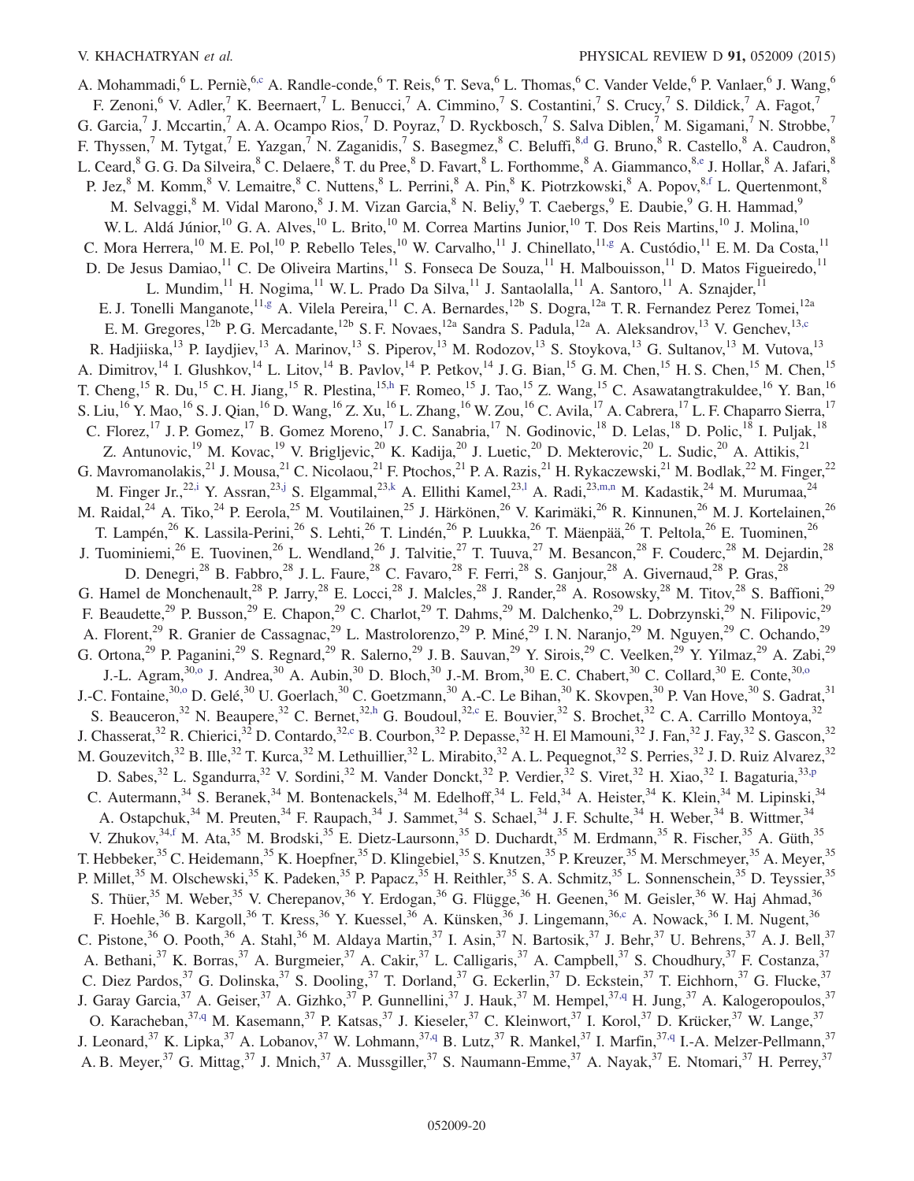A. Mohammadi,[6] L. Perniè,[6,c] A. Randle-conde,[6] T. Reis,[6] T. Seva,[6] L. Thomas,[6] C. Vander Velde,[6] P. Vanlaer,[6] J. Wang,[6] F. Zenoni,[6] V. Adler,[7] K. Beernaert,[7] L. Benucci,[7] A. Cimmino,[7] S. Costantini,[7] S. Crucy,[7] S. Dildick,[7] A. Fagot,[7] G. Garcia,[7] J. Mccartin,[7] A. A. Ocampo Rios,[7] D. Poyraz,[7] D. Ryckbosch,[7] S. Salva Diblen,[7] M. Sigamani,[7] N. Strobbe,[7] F. Thyssen,[7] M. Tytgat,[7] E. Yazgan,[7] N. Zaganidis,[7] S. Basegmez,[8] C. Beluffi,[8,d] G. Bruno,[8] R. Castello,[8] A. Caudron,[8] L. Ceard,[8] G. G. Da Silveira,[8] C. Delaere,[8] T. du Pree,[8] D. Favart,[8] L. Forthomme,[8] A. Giammanco,[8,e] J. Hollar,[8] A. Jafari,[8] P. Jez,[8] M. Komm,[8] V. Lemaitre,[8] C. Nuttens,[8] L. Perrini,[8] A. Pin,[8] K. Piotrzkowski,[8] A. Popov,[8,f] L. Quertenmont,[8] M. Selvaggi,[8] M. Vidal Marono,[8] J. M. Vizan Garcia,[8] N. Beliy,[9] T. Caebergs,[9] E. Daubie,[9] G. H. Hammad,[9] W. L. Aldá Júnior,[10] G. A. Alves,[10] L. Brito,[10] M. Correa Martins Junior,[10] T. Dos Reis Martins,[10] J. Molina,[10] C. Mora Herrera,[10] M. E. Pol,[10] P. Rebello Teles,[10] W. Carvalho,[11] J. Chinellato,[11,g] A. Custódio,[11] E. M. Da Costa,[11] D. De Jesus Damiao,[11] C. De Oliveira Martins,[11] S. Fonseca De Souza,[11] H. Malbouisson,[11] D. Matos Figueiredo,[11] L. Mundim,[11] H. Nogima,[11] W. L. Prado Da Silva,[11] J. Santaolalla,[11] A. Santoro,[11] A. Sznajder,[11] E. J. Tonelli Manganote,[11,g] A. Vilela Pereira,[11] C. A. Bernardes,[12b] S. Dogra,[12a] T. R. Fernandez Perez Tomei,[12a] E. M. Gregores,[12b] P. G. Mercadante,[12b] S. F. Novaes,[12a] Sandra S. Padula,[12a] A. Aleksandrov,[13] V. Genchev,[13,c] R. Hadjiiska,[13] P. Iaydjiev,[13] A. Marinov,[13] S. Piperov,[13] M. Rodozov,[13] S. Stoykova,[13] G. Sultanov,[13] M. Vutova,[13] A. Dimitrov,[14] I. Glushkov,[14] L. Litov,[14] B. Pavlov,[14] P. Petkov,[14] J. G. Bian,[15] G. M. Chen,[15] H. S. Chen,[15] M. Chen,[15] T. Cheng,[15] R. Du,[15] C. H. Jiang,[15] R. Plestina,[15,h] F. Romeo,[15] J. Tao,[15] Z. Wang,[15] C. Asawatangtrakuldee,[16] Y. Ban,[16] S. Liu,[16] Y. Mao,[16] S. J. Qian,[16] D. Wang,[16] Z. Xu,[16] L. Zhang,[16] W. Zou,[16] C. Avila,[17] A. Cabrera,[17] L. F. Chaparro Sierra,[17] C. Florez,[17] J. P. Gomez,[17] B. Gomez Moreno,[17] J. C. Sanabria,[17] N. Godinovic,[18] D. Lelas,[18] D. Polic,[18] I. Puljak,[18] Z. Antunovic,[19] M. Kovac,[19] V. Brigljevic,[20] K. Kadija,[20] J. Luetic,[20] D. Mekterovic,[20] L. Sudic,[20] A. Attikis,[21] G. Mavromanolakis,[21] J. Mousa,[21] C. Nicolaou,[21] F. Ptochos,[21] P. A. Razis,[21] H. Rykaczewski,[21] M. Bodlak,[22] M. Finger,[22] M. Finger Jr.,[22,i] Y. Assran,[23,j] S. Elgammal,[23,k] A. Ellithi Kamel,[23,l] A. Radi,[23,m,n] M. Kadastik,[24] M. Murumaa,[24] M. Raidal,[24] A. Tiko,[24] P. Eerola,[25] M. Voutilainen,[25] J. Härkönen,[26] V. Karimäki,[26] R. Kinnunen,[26] M. J. Kortelainen,[26] T. Lampén,[26] K. Lassila-Perini,[26] S. Lehti,[26] T. Lindén,[26] P. Luukka,[26] T. Mäenpää,[26] T. Peltola,[26] E. Tuominen,[26] J. Tuominiemi,[26] E. Tuovinen,[26] L. Wendland,[26] J. Talvitie,[27] T. Tuuva,[27] M. Besancon,[28] F. Couderc,[28] M. Dejardin,[28] D. Denegri,[28] B. Fabbro,[28] J. L. Faure,[28] C. Favaro,[28] F. Ferri,[28] S. Ganjour,[28] A. Givernaud,[28] P. Gras,[28] G. Hamel de Monchenault,[28] P. Jarry,[28] E. Locci,[28] J. Malcles,[28] J. Rander,[28] A. Rosowsky,[28] M. Titov,[28] S. Baffioni,[29] F. Beaudette,[29] P. Busson,[29] E. Chapon,[29] C. Charlot,[29] T. Dahms,[29] M. Dalchenko,[29] L. Dobrzynski,[29] N. Filipovic,[29] A. Florent,[29] R. Granier de Cassagnac,[29] L. Mastrolorenzo,[29] P. Miné,[29] I. N. Naranjo,[29] M. Nguyen,[29] C. Ochando,[29] G. Ortona,[29] P. Paganini,[29] S. Regnard,[29] R. Salerno,[29] J. B. Sauvan,[29] Y. Sirois,[29] C. Veelken,[29] Y. Yilmaz,[29] A. Zabi,[29] J.-L. Agram,[30,o] J. Andrea,[30] A. Aubin,[30] D. Bloch,[30] J.-M. Brom,[30] E. C. Chabert,[30] C. Collard,[30] E. Conte,[30,o] J.-C. Fontaine,[30,o] D. Gelé,[30] U. Goerlach,[30] C. Goetzmann,[30] A.-C. Le Bihan,[30] K. Skovpen,[30] P. Van Hove,[30] S. Gadrat,[31] S. Beauceron,[32] N. Beaupere,[32] C. Bernet,[32,h] G. Boudoul,[32,c] E. Bouvier,[32] S. Brochet,[32] C. A. Carrillo Montoya,[32] J. Chasserat,[32] R. Chierici,[32] D. Contardo,[32,c] B. Courbon,[32] P. Depasse,[32] H. El Mamouni,[32] J. Fan,[32] J. Fay,[32] S. Gascon,[32] M. Gouzevitch,[32] B. Ille,[32] T. Kurca,[32] M. Lethuillier,[32] L. Mirabito,[32] A. L. Pequegnot,[32] S. Perries,[32] J. D. Ruiz Alvarez,[32] D. Sabes,[32] L. Sgandurra,[32] V. Sordini,[32] M. Vander Donckt,[32] P. Verdier,[32] S. Viret,[32] H. Xiao,[32] I. Bagaturia,[33,p] C. Autermann,[34] S. Beranek,[34] M. Bontenackels,[34] M. Edelhoff,[34] L. Feld,[34] A. Heister,[34] K. Klein,[34] M. Lipinski,[34] A. Ostapchuk,[34] M. Preuten,[34] F. Raupach,[34] J. Sammet,[34] S. Schael,[34] J. F. Schulte,[34] H. Weber,[34] B. Wittmer,[34] V. Zhukov,[34,f] M. Ata,[35] M. Brodski,[35] E. Dietz-Laursonn,[35] D. Duchardt,[35] M. Erdmann,[35] R. Fischer,[35] A. Güth,[35] T. Hebbeker,[35] C. Heidemann,[35] K. Hoepfner,[35] D. Klingebiel,[35] S. Knutzen,[35] P. Kreuzer,[35] M. Merschmeyer,[35] A. Meyer,[35] P. Millet,[35] M. Olschewski,[35] K. Padeken,[35] P. Papacz,[35] H. Reithler,[35] S. A. Schmitz,[35] L. Sonnenschein,[35] D. Teyssier,[35] S. Thüer,[35] M. Weber,[35] V. Cherepanov,[36] Y. Erdogan,[36] G. Flügge,[36] H. Geenen,[36] M. Geisler,[36] W. Haj Ahmad,[36] F. Hoehle,[36] B. Kargoll,[36] T. Kress,[36] Y. Kuessel,[36] A. Künsken,[36] J. Lingemann,[36,c] A. Nowack,[36] I. M. Nugent,[36] C. Pistone,[36] O. Pooth,[36] A. Stahl,[36] M. Aldaya Martin,[37] I. Asin,[37] N. Bartosik,[37] J. Behr,[37] U. Behrens,[37] A. J. Bell,[37] A. Bethani,[37] K. Borras,[37] A. Burgmeier,[37] A. Cakir,[37] L. Calligaris,[37] A. Campbell,[37] S. Choudhury,[37] F. Costanza,[37] C. Diez Pardos,[37] G. Dolinska,[37] S. Dooling,[37] T. Dorland,[37] G. Eckerlin,[37] D. Eckstein,[37] T. Eichhorn,[37] G. Flucke,[37] J. Garay Garcia,[37] A. Geiser,[37] A. Gizhko,[37] P. Gunnellini,[37] J. Hauk,[37] M. Hempel,[37,q] H. Jung,[37] A. Kalogeropoulos,[37] O. Karacheban,[37,q] M. Kasemann,[37] P. Katsas,[37] J. Kieseler,[37] C. Kleinwort,[37] I. Korol,[37] D. Krücker,[37] W. Lange,[37] J. Leonard,[37] K. Lipka,[37] A. Lobanov,[37] W. Lohmann,[37,q] B. Lutz,[37] R. Mankel,[37] I. Marfin,[37,q] I.-A. Melzer-Pellmann,[37] A. B. Meyer,[37] G. Mittag,[37] J. Mnich,[37] A. Mussgiller,[37] S. Naumann-Emme,[37] A. Nayak,[37] E. Ntomari,[37] H. Perrey,[37]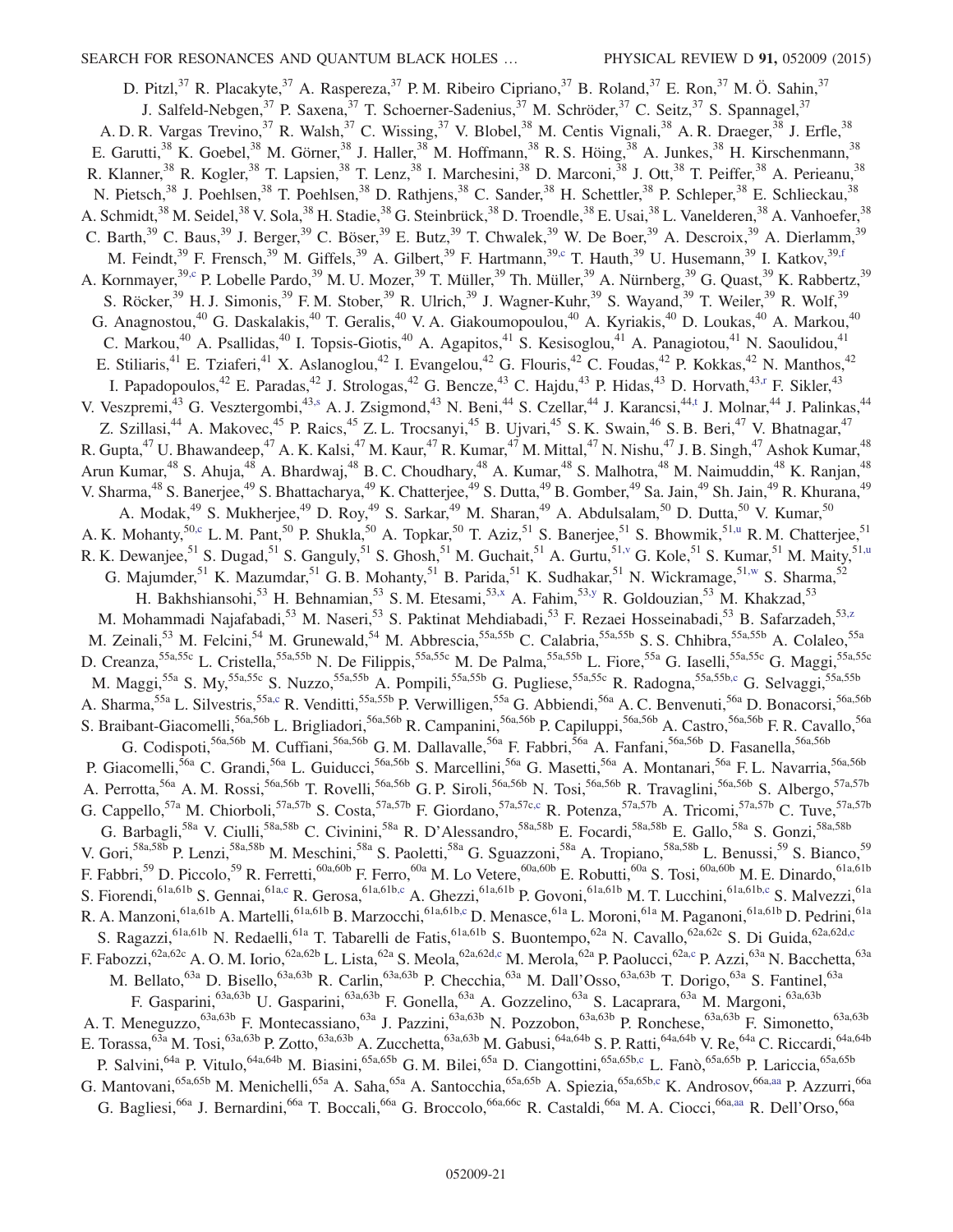D. Pitzl,[37] R. Placakyte,[37] A. Raspereza,[37] P. M. Ribeiro Cipriano,[37] B. Roland,[37] E. Ron,[37] M. Ö. Sahin,[37] J. Salfeld-Nebgen,[37] P. Saxena,[37] T. Schoerner-Sadenius,[37] M. Schröder,[37] C. Seitz,[37] S. Spannagel,[37] A. D. R. Vargas Trevino,[37] R. Walsh,[37] C. Wissing,[37] V. Blobel,[38] M. Centis Vignali,[38] A. R. Draeger,[38] J. Erfle,[38] E. Garutti,[38] K. Goebel,[38] M. Görner,[38] J. Haller,[38] M. Hoffmann,[38] R. S. Höing,[38] A. Junkes,[38] H. Kirschenmann,[38] R. Klanner,[38] R. Kogler,[38] T. Lapsien,[38] T. Lenz,[38] I. Marchesini,[38] D. Marconi,[38] J. Ott,[38] T. Peiffer,[38] A. Perieanu,[38] N. Pietsch,[38] J. Poehlsen,[38] T. Poehlsen,[38] D. Rathjens,[38] C. Sander,[38] H. Schettler,[38] P. Schleper,[38] E. Schlieckau,[38] A. Schmidt,[38] M. Seidel,[38] V. Sola,[38] H. Stadie,[38] G. Steinbrück,[38] D. Troendle,[38] E. Usai,[38] L. Vanelderen,[38] A. Vanhoefer,[38] C. Barth,[39] C. Baus,[39] J. Berger,[39] C. Böser,[39] E. Butz,[39] T. Chwalek,[39] W. De Boer,[39] A. Descroix,[39] A. Dierlamm,[39] M. Feindt,[39] F. Frensch,[39] M. Giffels,[39] A. Gilbert,[39] F. Hartmann,[39,c] T. Hauth,[39] U. Husemann,[39] I. Katkov,[39,f] A. Kornmayer,[39,c] P. Lobelle Pardo,[39] M. U. Mozer,[39] T. Müller,[39] Th. Müller,[39] A. Nürnberg,[39] G. Quast,[39] K. Rabbertz,[39] S. Röcker,[39] H. J. Simonis,[39] F. M. Stober,[39] R. Ulrich,[39] J. Wagner-Kuhr,[39] S. Wayand,[39] T. Weiler,[39] R. Wolf,[39] G. Anagnostou,[40] G. Daskalakis,[40] T. Geralis,[40] V. A. Giakoumopoulou,[40] A. Kyriakis,[40] D. Loukas,[40] A. Markou,[40] C. Markou,[40] A. Psallidas,[40] I. Topsis-Giotis,[40] A. Agapitos,[41] S. Kesisoglou,[41] A. Panagiotou,[41] N. Saoulidou,[41] E. Stiliaris,[41] E. Tziaferi,[41] X. Aslanoglou,[42] I. Evangelou,[42] G. Flouris,[42] C. Foudas,[42] P. Kokkas,[42] N. Manthos,[42] I. Papadopoulos,[42] E. Paradas,[42] J. Strologas,[42] G. Bencze,[43] C. Hajdu,[43] P. Hidas,[43] D. Horvath,[43,r] F. Sikler,[43] V. Veszpremi,[43] G. Vesztergombi,[43,s] A. J. Zsigmond,[43] N. Beni,[44] S. Czellar,[44] J. Karancsi,[44,t] J. Molnar,[44] J. Palinkas,[44] Z. Szillasi,[44] A. Makovec,[45] P. Raics,[45] Z. L. Trocsanyi,[45] B. Ujvari,[45] S. K. Swain,[46] S. B. Beri,[47] V. Bhatnagar,[47] R. Gupta,[47] U. Bhawandeep,[47] A. K. Kalsi,[47] M. Kaur,[47] R. Kumar,[47] M. Mittal,[47] N. Nishu,[47] J. B. Singh,[47] Ashok Kumar,[48] Arun Kumar,[48] S. Ahuja,[48] A. Bhardwaj,[48] B. C. Choudhary,[48] A. Kumar,[48] S. Malhotra,[48] M. Naimuddin,[48] K. Ranjan,[48] V. Sharma,[48] S. Banerjee,[49] S. Bhattacharya,[49] K. Chatterjee,[49] S. Dutta,[49] B. Gomber,[49] Sa. Jain,[49] Sh. Jain,[49] R. Khurana,[49] A. Modak,[49] S. Mukherjee,[49] D. Roy,[49] S. Sarkar,[49] M. Sharan,[49] A. Abdulsalam,[50] D. Dutta,[50] V. Kumar,[50] A. K. Mohanty,[50,c] L. M. Pant,[50] P. Shukla,[50] A. Topkar,[50] T. Aziz,[51] S. Banerjee,[51] S. Bhowmik,[51,u] R. M. Chatterjee,[51] R. K. Dewanjee,[51] S. Dugad,[51] S. Ganguly,[51] S. Ghosh,[51] M. Guchait,[51] A. Gurtu,[51,v] G. Kole,[51] S. Kumar,[51] M. Maity,[51,u] G. Majumder,[51] K. Mazumdar,[51] G. B. Mohanty,[51] B. Parida,[51] K. Sudhakar,[51] N. Wickramage,[51,w] S. Sharma,[52] H. Bakhshiansohi,[53] H. Behnamian,[53] S. M. Etesami,[53,x] A. Fahim,[53,y] R. Goldouzian,[53] M. Khakzad,[53] M. Mohammadi Najafabadi,[53] M. Naseri,[53] S. Paktinat Mehdiabadi,[53] F. Rezaei Hosseinabadi,[53] B. Safarzadeh,[53,z] M. Zeinali,[53] M. Felcini,[54] M. Grunewald,[54] M. Abbrescia,[55a,55b] C. Calabria,[55a,55b] S. S. Chhibra,[55a,55b] A. Colaleo,[55a] D. Creanza,[55a,55c] L. Cristella,[55a,55b] N. De Filippis,[55a,55c] M. De Palma,[55a,55b] L. Fiore,[55a] G. Iaselli,[55a,55c] G. Maggi,[55a,55c] M. Maggi,[55a] S. My,[55a,55c] S. Nuzzo,[55a,55b] A. Pompili,[55a,55b] G. Pugliese,[55a,55c] R. Radogna,[55a,55b,c] G. Selvaggi,[55a,55b] A. Sharma,[55a] L. Silvestris,[55a,c] R. Venditti,[55a,55b] P. Verwilligen,[55a] G. Abbiendi,[56a] A. C. Benvenuti,[56a] D. Bonacorsi,[56a,56b] S. Braibant-Giacomelli,[56a,56b] L. Brigliadori,[56a,56b] R. Campanini,[56a,56b] P. Capiluppi,[56a,56b] A. Castro,[56a,56b] F. R. Cavallo,[56a] G. Codispoti,[56a,56b] M. Cuffiani,[56a,56b] G. M. Dallavalle,[56a] F. Fabbri,[56a] A. Fanfani,[56a,56b] D. Fasanella,[56a,56b] P. Giacomelli,[56a] C. Grandi,[56a] L. Guiducci,[56a,56b] S. Marcellini,[56a] G. Masetti,[56a] A. Montanari,[56a] F. L. Navarria,[56a,56b] A. Perrotta,[56a] A. M. Rossi,[56a,56b] T. Rovelli,[56a,56b] G. P. Siroli,[56a,56b] N. Tosi,[56a,56b] R. Travaglini,[56a,56b] S. Albergo,[57a,57b] G. Cappello,[57a] M. Chiorboli,[57a,57b] S. Costa,[57a,57b] F. Giordano,[57a,57c,c] R. Potenza,[57a,57b] A. Tricomi,[57a,57b] C. Tuve,[57a,57b] G. Barbagli,[58a] V. Ciulli,[58a,58b] C. Civinini,[58a] R. D'Alessandro,[58a,58b] E. Focardi,[58a,58b] E. Gallo,[58a] S. Gonzi,[58a,58b] V. Gori,[58a,58b] P. Lenzi,[58a,58b] M. Meschini,[58a] S. Paoletti,[58a] G. Sguazzoni,[58a] A. Tropiano,[58a,58b] L. Benussi,[59] S. Bianco,[59] F. Fabbri,[59] D. Piccolo,[59] R. Ferretti,[60a,60b] F. Ferro,[60a] M. Lo Vetere,[60a,60b] E. Robutti,[60a] S. Tosi,[60a,60b] M. E. Dinardo,[61a,61b] S. Fiorendi,[61a,61b] S. Gennai,[61a,c] R. Gerosa,[61a,61b,c] A. Ghezzi,[61a,61b] P. Govoni,[61a,61b] M. T. Lucchini,[61a,61b,c] S. Malvezzi,[61a] R. A. Manzoni,[61a,61b] A. Martelli,[61a,61b] B. Marzocchi,[61a,61b,c] D. Menasce,[61a] L. Moroni,[61a] M. Paganoni,[61a,61b] D. Pedrini,[61a] S. Ragazzi,[61a,61b] N. Redaelli,[61a] T. Tabarelli de Fatis,[61a,61b] S. Buontempo,[62a] N. Cavallo,[62a,62c] S. Di Guida,[62a,62d,c] F. Fabozzi,[62a,62c] A. O. M. Iorio,[62a,62b] L. Lista,[62a] S. Meola,[62a,62d,c] M. Merola,[62a] P. Paolucci,[62a,c] P. Azzi,[63a] N. Bacchetta,[63a] M. Bellato,[63a] D. Bisello,[63a,63b] R. Carlin,[63a,63b] P. Checchia,[63a] M. Dall'Osso,[63a,63b] T. Dorigo,[63a] S. Fantinel,[63a] F. Gasparini,[63a,63b] U. Gasparini,[63a,63b] F. Gonella,[63a] A. Gozzelino,[63a] S. Lacaprara,[63a] M. Margoni,[63a,63b] A. T. Meneguzzo,[63a,63b] F. Montecassiano,[63a] J. Pazzini,[63a,63b] N. Pozzobon,[63a,63b] P. Ronchese,[63a,63b] F. Simonetto,[63a,63b] E. Torassa,[63a] M. Tosi,[63a,63b] P. Zotto,[63a,63b] A. Zucchetta,[63a,63b] M. Gabusi,[64a,64b] S. P. Ratti,[64a,64b] V. Re,[64a] C. Riccardi,[64a,64b] P. Salvini,[64a] P. Vitulo,[64a,64b] M. Biasini,[65a,65b] G. M. Bilei,[65a] D. Ciangottini,[65a,65b,c] L. Fanò,[65a,65b] P. Lariccia,[65a,65b] G. Mantovani,[65a,65b] M. Menichelli,[65a] A. Saha,[65a] A. Santocchia,[65a,65b] A. Spiezia,[65a,65b,c] K. Androsov,[66a,aa] P. Azzurri,[66a] G. Bagliesi,[66a] J. Bernardini,[66a] T. Boccali,[66a] G. Broccolo,[66a,66c] R. Castaldi,[66a] M. A. Ciocci,[66a,aa] R. Dell'Orso,[66a]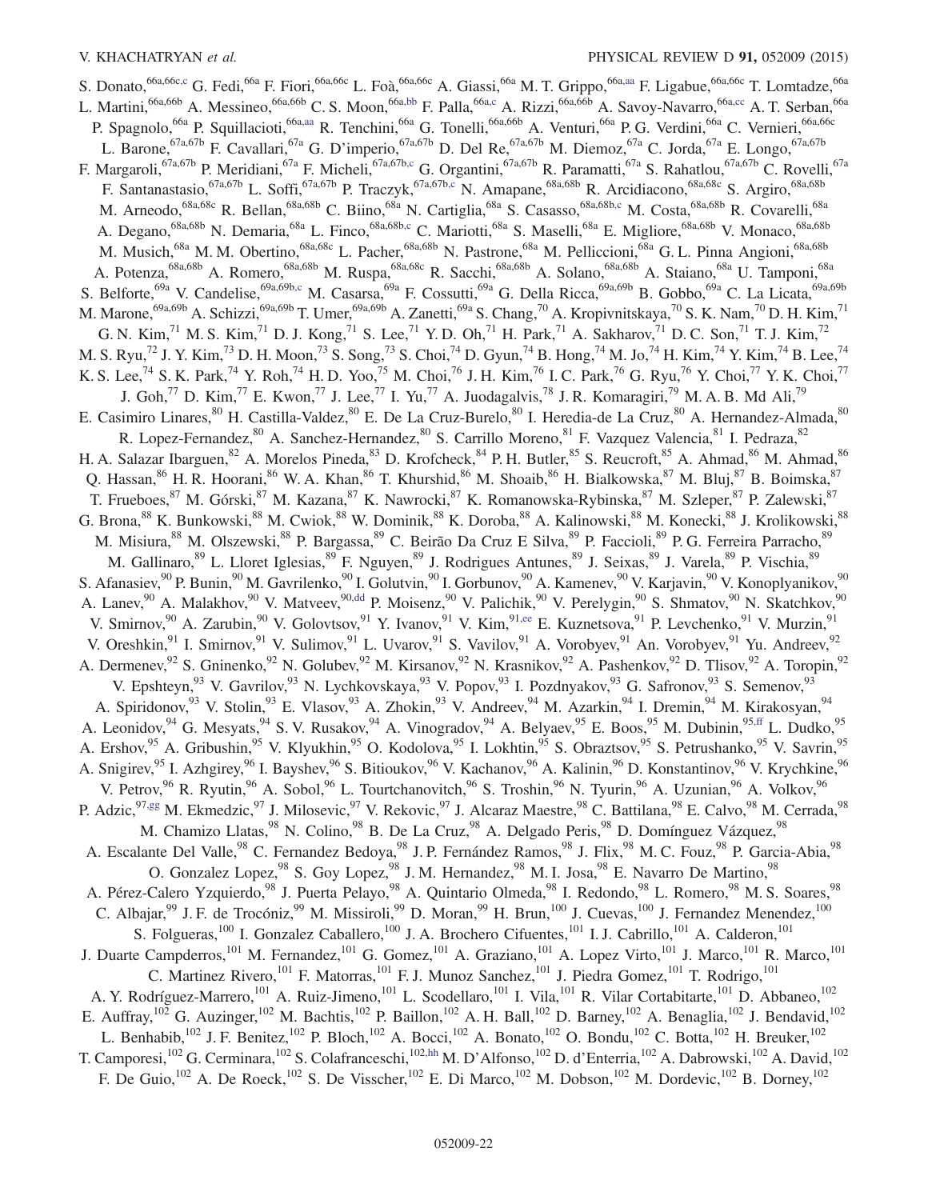S. Donato,[66a,66c,c] G. Fedi,[66a] F. Fiori,[66a,66c] L. Foà,[66a,66c] A. Giassi,[66a] M. T. Grippo,[66a,aa] F. Ligabue,[66a,66c] T. Lomtadze,[66a] L. Martini,[66a,66b] A. Messineo,[66a,66b] C. S. Moon,[66a,bb] F. Palla,[66a,c] A. Rizzi,[66a,66b] A. Savoy-Navarro,[66a,cc] A. T. Serban,[66a] P. Spagnolo,[66a] P. Squillacioti,[66a,aa] R. Tenchini,[66a] G. Tonelli,[66a,66b] A. Venturi,[66a] P. G. Verdini,[66a] C. Vernieri,[66a,66c] L. Barone,[67a,67b] F. Cavallari,[67a] G. D'imperio,[67a,67b] D. Del Re,[67a,67b] M. Diemoz,[67a] C. Jorda,[67a] E. Longo,[67a,67b] F. Margaroli,[67a,67b] P. Meridiani,[67a] F. Micheli,[67a,67b,c] G. Organtini,[67a,67b] R. Paramatti,[67a] S. Rahatlou,[67a,67b] C. Rovelli,[67a] F. Santanastasio,[67a,67b] L. Soffi,[67a,67b] P. Traczyk,[67a,67b,c] N. Amapane,[68a,68b] R. Arcidiacono,[68a,68c] S. Argiro,[68a,68b] M. Arneodo,[68a,68c] R. Bellan,[68a,68b] C. Biino,[68a] N. Cartiglia,[68a] S. Casasso,[68a,68b,c] M. Costa,[68a,68b] R. Covarelli,[68a] A. Degano,[68a,68b] N. Demaria,[68a] L. Finco,[68a,68b,c] C. Mariotti,[68a] S. Maselli,[68a] E. Migliore,[68a,68b] V. Monaco,[68a,68b] M. Musich,[68a] M. M. Obertino,[68a,68c] L. Pacher,[68a,68b] N. Pastrone,[68a] M. Pelliccioni,[68a] G. L. Pinna Angioni,[68a,68b] A. Potenza,[68a,68b] A. Romero,[68a,68b] M. Ruspa,[68a,68c] R. Sacchi,[68a,68b] A. Solano,[68a,68b] A. Staiano,[68a] U. Tamponi,[68a] S. Belforte,[69a] V. Candelise,[69a,69b,c] M. Casarsa,[69a] F. Cossutti,[69a] G. Della Ricca,[69a,69b] B. Gobbo,[69a] C. La Licata,[69a,69b] M. Marone,[69a,69b] A. Schizzi,[69a,69b] T. Umer,[69a,69b] A. Zanetti,[69a] S. Chang,[70] A. Kropivnitskaya,[70] S. K. Nam,[70] D. H. Kim,[71] G. N. Kim,[71] M. S. Kim,[71] D. J. Kong,[71] S. Lee,[71] Y. D. Oh,[71] H. Park,[71] A. Sakharov,[71] D. C. Son,[71] T. J. Kim,[72] M. S. Ryu,[72] J. Y. Kim,[73] D. H. Moon,[73] S. Song,[73] S. Choi,[74] D. Gyun,[74] B. Hong,[74] M. Jo,[74] H. Kim,[74] Y. Kim,[74] B. Lee,[74] K. S. Lee,[74] S. K. Park,[74] Y. Roh,[74] H. D. Yoo,[75] M. Choi,[76] J. H. Kim,[76] I. C. Park,[76] G. Ryu,[76] Y. Choi,[77] Y. K. Choi,[77] J. Goh,[77] D. Kim,[77] E. Kwon,[77] J. Lee,[77] I. Yu,[77] A. Juodagalvis,[78] J. R. Komaragiri,[79] M. A. B. Md Ali,[79] E. Casimiro Linares,[80] H. Castilla-Valdez,[80] E. De La Cruz-Burelo,[80] I. Heredia-de La Cruz,[80] A. Hernandez-Almada,[80] R. Lopez-Fernandez,[80] A. Sanchez-Hernandez,[80] S. Carrillo Moreno,[81] F. Vazquez Valencia,[81] I. Pedraza,[82] H. A. Salazar Ibarguen,[82] A. Morelos Pineda,[83] D. Krofcheck,[84] P. H. Butler,[85] S. Reucroft,[85] A. Ahmad,[86] M. Ahmad,[86] Q. Hassan,[86] H. R. Hoorani,[86] W. A. Khan,[86] T. Khurshid,[86] M. Shoaib,[86] H. Bialkowska,[87] M. Bluj,[87] B. Boimska,[87] T. Frueboes,[87] M. Górski,[87] M. Kazana,[87] K. Nawrocki,[87] K. Romanowska-Rybinska,[87] M. Szleper,[87] P. Zalewski,[87] G. Brona,[88] K. Bunkowski,[88] M. Cwiok,[88] W. Dominik,[88] K. Doroba,[88] A. Kalinowski,[88] M. Konecki,[88] J. Krolikowski,[88] M. Misiura,[88] M. Olszewski,[88] P. Bargassa,[89] C. Beirão Da Cruz E Silva,[89] P. Faccioli,[89] P. G. Ferreira Parracho,[89] M. Gallinaro,[89] L. Lloret Iglesias,[89] F. Nguyen,[89] J. Rodrigues Antunes,[89] J. Seixas,[89] J. Varela,[89] P. Vischia,[89] S. Afanasiev,[90] P. Bunin,[90] M. Gavrilenko,[90] I. Golutvin,[90] I. Gorbunov,[90] A. Kamenev,[90] V. Karjavin,[90] V. Konoplyanikov,[90] A. Lanev,[90] A. Malakhov,[90] V. Matveev,[90,dd] P. Moisenz,[90] V. Palichik,[90] V. Perelygin,[90] S. Shmatov,[90] N. Skatchkov,[90] V. Smirnov,[90] A. Zarubin,[90] V. Golovtsov,[91] Y. Ivanov,[91] V. Kim,[91,ee] E. Kuznetsova,[91] P. Levchenko,[91] V. Murzin,[91] V. Oreshkin,[91] I. Smirnov,[91] V. Sulimov,[91] L. Uvarov,[91] S. Vavilov,[91] A. Vorobyev,[91] An. Vorobyev,[91] Yu. Andreev,[92] A. Dermenev,[92] S. Gninenko,[92] N. Golubev,[92] M. Kirsanov,[92] N. Krasnikov,[92] A. Pashenkov,[92] D. Tlisov,[92] A. Toropin,[92] V. Epshteyn,[93] V. Gavrilov,[93] N. Lychkovskaya,[93] V. Popov,[93] I. Pozdnyakov,[93] G. Safronov,[93] S. Semenov,[93] A. Spiridonov,[93] V. Stolin,[93] E. Vlasov,[93] A. Zhokin,[93] V. Andreev,[94] M. Azarkin,[94] I. Dremin,[94] M. Kirakosyan,[94] A. Leonidov,[94] G. Mesyats,[94] S. V. Rusakov,[94] A. Vinogradov,[94] A. Belyaev,[95] E. Boos,[95] M. Dubinin,[95,ff] L. Dudko,[95] A. Ershov,[95] A. Gribushin,[95] V. Klyukhin,[95] O. Kodolova,[95] I. Lokhtin,[95] S. Obraztsov,[95] S. Petrushanko,[95] V. Savrin,[95] A. Snigirev,[95] I. Azhgirey,[96] I. Bayshev,[96] S. Bitioukov,[96] V. Kachanov,[96] A. Kalinin,[96] D. Konstantinov,[96] V. Krychkine,[96] V. Petrov,[96] R. Ryutin,[96] A. Sobol,[96] L. Tourtchanovitch,[96] S. Troshin,[96] N. Tyurin,[96] A. Uzunian,[96] A. Volkov,[96] P. Adzic,[97,gg] M. Ekmedzic,[97] J. Milosevic,[97] V. Rekovic,[97] J. Alcaraz Maestre,[98] C. Battilana,[98] E. Calvo,[98] M. Cerrada,[98] M. Chamizo Llatas,[98] N. Colino,[98] B. De La Cruz,[98] A. Delgado Peris,[98] D. Domínguez Vázquez,[98] A. Escalante Del Valle,[98] C. Fernandez Bedoya,[98] J. P. Fernández Ramos,[98] J. Flix,[98] M. C. Fouz,[98] P. Garcia-Abia,[98] O. Gonzalez Lopez,[98] S. Goy Lopez,[98] J. M. Hernandez,[98] M. I. Josa,[98] E. Navarro De Martino,[98] A. Pérez-Calero Yzquierdo,[98] J. Puerta Pelayo,[98] A. Quintario Olmeda,[98] I. Redondo,[98] L. Romero,[98] M. S. Soares,[98] C. Albajar,[99] J. F. de Trocóniz,[99] M. Missiroli,[99] D. Moran,[99] H. Brun,[100] J. Cuevas,[100] J. Fernandez Menendez,[100] S. Folgueras,[100] I. Gonzalez Caballero,[100] J. A. Brochero Cifuentes,[101] I. J. Cabrillo,[101] A. Calderon,[101] J. Duarte Campderros,[101] M. Fernandez,[101] G. Gomez,[101] A. Graziano,[101] A. Lopez Virto,[101] J. Marco,[101] R. Marco,[101] C. Martinez Rivero,[101] F. Matorras,[101] F. J. Munoz Sanchez,[101] J. Piedra Gomez,[101] T. Rodrigo,[101] A. Y. Rodríguez-Marrero,[101] A. Ruiz-Jimeno,[101] L. Scodellaro,[101] I. Vila,[101] R. Vilar Cortabitarte,[101] D. Abbaneo,[102] E. Auffray,[102] G. Auzinger,[102] M. Bachtis,[102] P. Baillon,[102] A. H. Ball,[102] D. Barney,[102] A. Benaglia,[102] J. Bendavid,[102] L. Benhabib,[102] J. F. Benitez,[102] P. Bloch,[102] A. Bocci,[102] A. Bonato,[102] O. Bondu,[102] C. Botta,[102] H. Breuker,[102] T. Camporesi,[102] G. Cerminara,[102] S. Colafranceschi,[102,hh] M. D'Alfonso,[102] D. d'Enterria,[102] A. Dabrowski,[102] A. David,[102] F. De Guio,[102] A. De Roeck,[102] S. De Visscher,[102] E. Di Marco,[102] M. Dobson,[102] M. Dordevic,[102] B. Dorney,[102]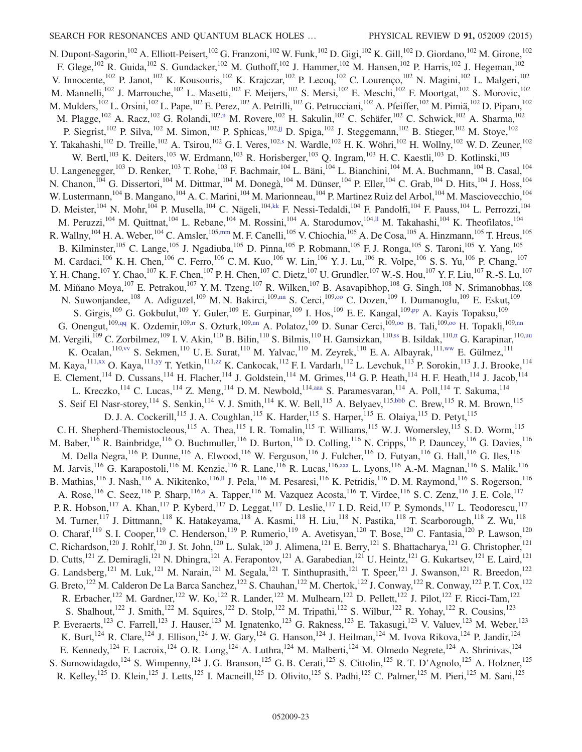N. Dupont-Sagorin,[102] A. Elliott-Peisert,[102] G. Franzoni,[102] W. Funk,[102] D. Gigi,[102] K. Gill,[102] D. Giordano,[102] M. Girone,[102] F. Glege,[102] R. Guida,[102] S. Gundacker,[102] M. Guthoff,[102] J. Hammer,[102] M. Hansen,[102] P. Harris,[102] J. Hegeman,[102] V. Innocente,[102] P. Janot,[102] K. Kousouris,[102] K. Krajczar,[102] P. Lecoq,[102] C. Lourenço,[102] N. Magini,[102] L. Malgeri,[102] M. Mannelli,[102] J. Marrouche,[102] L. Masetti,[102] F. Meijers,[102] S. Mersi,[102] E. Meschi,[102] F. Moortgat,[102] S. Morovic,[102] M. Mulders,[102] L. Orsini,[102] L. Pape,[102] E. Perez,[102] A. Petrilli,[102] G. Petrucciani,[102] A. Pfeiffer,[102] M. Pimiä,[102] D. Piparo,[102] M. Plagge,[102] A. Racz,[102] G. Rolandi,[102,ii] M. Rovere,[102] H. Sakulin,[102] C. Schäfer,[102] C. Schwick,[102] A. Sharma,[102] P. Siegrist,[102] P. Silva,[102] M. Simon,[102] P. Sphicas,[102,jj] D. Spiga,[102] J. Steggemann,[102] B. Stieger,[102] M. Stoye,[102] Y. Takahashi,[102] D. Treille,[102] A. Tsirou,[102] G. I. Veres,[102,s] N. Wardle,[102] H. K. Wöhri,[102] H. Wollny,[102] W. D. Zeuner,[102] W. Bertl,[103] K. Deiters,[103] W. Erdmann,[103] R. Horisberger,[103] Q. Ingram,[103] H. C. Kaestli,[103] D. Kotlinski,[103] U. Langenegger,[103] D. Renker,[103] T. Rohe,[103] F. Bachmair,[104] L. Bäni,[104] L. Bianchini,[104] M. A. Buchmann,[104] B. Casal,[104] N. Chanon,[104] G. Dissertori,[104] M. Dittmar,[104] M. Donegà,[104] M. Dünser,[104] P. Eller,[104] C. Grab,[104] D. Hits,[104] J. Hoss,[104] W. Lustermann,[104] B. Mangano,[104] A. C. Marini,[104] M. Marionneau,[104] P. Martinez Ruiz del Arbol,[104] M. Masciovecchio,[104] D. Meister,[104] N. Mohr,[104] P. Musella,[104] C. Nägeli,[104,kk] F. Nessi-Tedaldi,[104] F. Pandolfi,[104] F. Pauss,[104] L. Perrozzi,[104] M. Peruzzi,[104] M. Quittnat,[104] L. Rebane,[104] M. Rossini,[104] A. Starodumov,[104,ll] M. Takahashi,[104] K. Theofilatos,[104] R. Wallny,[104] H. A. Weber,[104] C. Amsler,[105,mm] M. F. Canelli,[105] V. Chiochia,[105] A. De Cosa,[105] A. Hinzmann,[105] T. Hreus,[105] B. Kilminster,[105] C. Lange,[105] J. Ngadiuba,[105] D. Pinna,[105] P. Robmann,[105] F. J. Ronga,[105] S. Taroni,[105] Y. Yang,[105] M. Cardaci,[106] K. H. Chen,[106] C. Ferro,[106] C. M. Kuo,[106] W. Lin,[106] Y. J. Lu,[106] R. Volpe,[106] S. S. Yu,[106] P. Chang,[107] Y. H. Chang,[107] Y. Chao,[107] K. F. Chen,[107] P. H. Chen,[107] C. Dietz,[107] U. Grundler,[107] W.-S. Hou,[107] Y. F. Liu,[107] R.-S. Lu,[107] M. Miñano Moya,[107] E. Petrakou,[107] Y. M. Tzeng,[107] R. Wilken,[107] B. Asavapibhop,[108] G. Singh,[108] N. Srimanobhas,[108] N. Suwonjandee,[108] A. Adiguzel,[109] M. N. Bakirci,[109,nn] S. Cerci,[109,oo] C. Dozen,[109] I. Dumanoglu,[109] E. Eskut,[109] S. Girgis,[109] G. Gokbulut,[109] Y. Guler,[109] E. Gurpinar,[109] I. Hos,[109] E. E. Kangal,[109,pp] A. Kayis Topaksu,[109] G. Onengut,[109,qq] K. Ozdemir,[109,rr] S. Ozturk,[109,nn] A. Polatoz,[109] D. Sunar Cerci,[109,oo] B. Tali,[109,oo] H. Topakli,[109,nn] M. Vergili,[109] C. Zorbilmez,[109] I. V. Akin,[110] B. Bilin,[110] S. Bilmis,[110] H. Gamsizkan,[110,ss] B. Isildak,[110,tt] G. Karapinar,[110,uu] K. Ocalan,[110,vv] S. Sekmen,[110] U. E. Surat,[110] M. Yalvac,[110] M. Zeyrek,[110] E. A. Albayrak,[111,ww] E. Gülmez,[111] M. Kaya,[111,xx] O. Kaya,[111,yy] T. Yetkin,[111,zz] K. Cankocak,[112] F. I. Vardarlı,[112] L. Levchuk,[113] P. Sorokin,[113] J. J. Brooke,[114] E. Clement,[114] D. Cussans,[114] H. Flacher,[114] J. Goldstein,[114] M. Grimes,[114] G. P. Heath,[114] H. F. Heath,[114] J. Jacob,[114] L. Kreczko,[114] C. Lucas,[114] Z. Meng,[114] D. M. Newbold,[114,aaa] S. Paramesvaran,[114] A. Poll,[114] T. Sakuma,[114] S. Seif El Nasr-storey,[114] S. Senkin,[114] V. J. Smith,[114] K. W. Bell,[115] A. Belyaev,[115,bbb] C. Brew,[115] R. M. Brown,[115] D. J. A. Cockerill,[115] J. A. Coughlan,[115] K. Harder,[115] S. Harper,[115] E. Olaiya,[115] D. Petyt,[115] C. H. Shepherd-Themistocleous,[115] A. Thea,[115] I. R. Tomalin,[115] T. Williams,[115] W. J. Womersley,[115] S. D. Worm,[115] M. Baber,[116] R. Bainbridge,[116] O. Buchmuller,[116] D. Burton,[116] D. Colling,[116] N. Cripps,[116] P. Dauncey,[116] G. Davies,[116] M. Della Negra,[116] P. Dunne,[116] A. Elwood,[116] W. Ferguson,[116] J. Fulcher,[116] D. Futyan,[116] G. Hall,[116] G. Iles,[116] M. Jarvis,[116] G. Karapostoli,[116] M. Kenzie,[116] R. Lane,[116] R. Lucas,[116,aaa] L. Lyons,[116] A.-M. Magnan,[116] S. Malik,[116] B. Mathias,[116] J. Nash,[116] A. Nikitenko,[116,ll] J. Pela,[116] M. Pesaresi,[116] K. Petridis,[116] D. M. Raymond,[116] S. Rogerson,[116] A. Rose,[116] C. Seez,[116] P. Sharp,[116,a] A. Tapper,[116] M. Vazquez Acosta,[116] T. Virdee,[116] S. C. Zenz,[116] J. E. Cole,[117] P. R. Hobson,[117] A. Khan,[117] P. Kyberd,[117] D. Leggat,[117] D. Leslie,[117] I. D. Reid,[117] P. Symonds,[117] L. Teodorescu,[117] M. Turner,[117] J. Dittmann,[118] K. Hatakeyama,[118] A. Kasmi,[118] H. Liu,[118] N. Pastika,[118] T. Scarborough,[118] Z. Wu,[118] O. Charaf,[119] S. I. Cooper,[119] C. Henderson,[119] P. Rumerio,[119] A. Avetisyan,[120] T. Bose,[120] C. Fantasia,[120] P. Lawson,[120] C. Richardson,[120] J. Rohlf,[120] J. St. John,[120] L. Sulak,[120] J. Alimena,[121] E. Berry,[121] S. Bhattacharya,[121] G. Christopher,[121] D. Cutts,[121] Z. Demiragli,[121] N. Dhingra,[121] A. Ferapontov,[121] A. Garabedian,[121] U. Heintz,[121] G. Kukartsev,[121] E. Laird,[121] G. Landsberg,[121] M. Luk,[121] M. Narain,[121] M. Segala,[121] T. Sinthuprasith,[121] T. Speer,[121] J. Swanson,[121] R. Breedon,[122] G. Breto,[122] M. Calderon De La Barca Sanchez,[122] S. Chauhan,[122] M. Chertok,[122] J. Conway,[122] R. Conway,[122] P. T. Cox,[122] R. Erbacher,[122] M. Gardner,[122] W. Ko,[122] R. Lander,[122] M. Mulhearn,[122] D. Pellett,[122] J. Pilot,[122] F. Ricci-Tam,[122] S. Shalhout,[122] J. Smith,[122] M. Squires,[122] D. Stolp,[122] M. Tripathi,[122] S. Wilbur,[122] R. Yohay,[122] R. Cousins,[123] P. Everaerts,[123] C. Farrell,[123] J. Hauser,[123] M. Ignatenko,[123] G. Rakness,[123] E. Takasugi,[123] V. Valuev,[123] M. Weber,[123] K. Burt,[124] R. Clare,[124] J. Ellison,[124] J. W. Gary,[124] G. Hanson,[124] J. Heilman,[124] M. Ivova Rikova,[124] P. Jandir,[124] E. Kennedy,[124] F. Lacroix,[124] O. R. Long,[124] A. Luthra,[124] M. Malberti,[124] M. Olmedo Negrete,[124] A. Shrinivas,[124] S. Sumowidagdo,[124] S. Wimpenny,[124] J. G. Branson,[125] G. B. Cerati,[125] S. Cittolin,[125] R. T. D'Agnolo,[125] A. Holzner,[125] R. Kelley,[125] D. Klein,[125] J. Letts,[125] I. Macneill,[125] D. Olivito,[125] S. Padhi,[125] C. Palmer,[125] M. Pieri,[125] M. Sani,[125]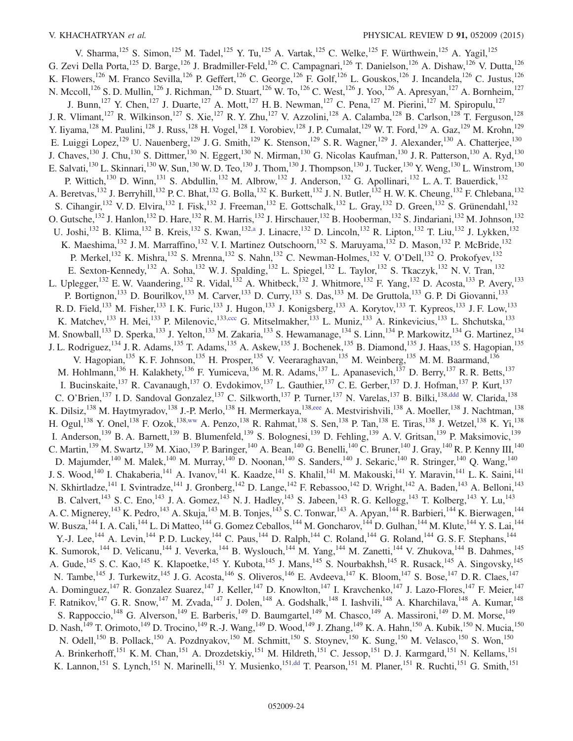V. Sharma,[125] S. Simon,[125] M. Tadel,[125] Y. Tu,[125] A. Vartak,[125] C. Welke,[125] F. Würthwein,[125] A. Yagil,[125] G. Zevi Della Porta,[125] D. Barge,[126] J. Bradmiller-Feld,[126] C. Campagnari,[126] T. Danielson,[126] A. Dishaw,[126] V. Dutta,[126] K. Flowers,[126] M. Franco Sevilla,[126] P. Geffert,[126] C. George,[126] F. Golf,[126] L. Gouskos,[126] J. Incandela,[126] C. Justus,[126] N. Mccoll,[126] S. D. Mullin,[126] J. Richman,[126] D. Stuart,[126] W. To,[126] C. West,[126] J. Yoo,[126] A. Apresyan,[127] A. Bornheim,[127] J. Bunn,[127] Y. Chen,[127] J. Duarte,[127] A. Mott,[127] H. B. Newman,[127] C. Pena,[127] M. Pierini,[127] M. Spiropulu,[127] J. R. Vlimant,[127] R. Wilkinson,[127] S. Xie,[127] R. Y. Zhu,[127] V. Azzolini,[128] A. Calamba,[128] B. Carlson,[128] T. Ferguson,[128] Y. Iiyama,[128] M. Paulini,[128] J. Russ,[128] H. Vogel,[128] I. Vorobiev,[128] J. P. Cumalat,[129] W. T. Ford,[129] A. Gaz,[129] M. Krohn,[129] E. Luiggi Lopez,[129] U. Nauenberg,[129] J. G. Smith,[129] K. Stenson,[129] S. R. Wagner,[129] J. Alexander,[130] A. Chatterjee,[130] J. Chaves,[130] J. Chu,[130] S. Dittmer,[130] N. Eggert,[130] N. Mirman,[130] G. Nicolas Kaufman,[130] J. R. Patterson,[130] A. Ryd,[130] E. Salvati,[130] L. Skinnari,[130] W. Sun,[130] W. D. Teo,[130] J. Thom,[130] J. Thompson,[130] J. Tucker,[130] Y. Weng,[130] L. Winstrom,[130] P. Wittich,[130] D. Winn,[131] S. Abdullin,[132] M. Albrow,[132] J. Anderson,[132] G. Apollinari,[132] L. A. T. Bauerdick,[132] A. Beretvas,[132] J. Berryhill,[132] P. C. Bhat,[132] G. Bolla,[132] K. Burkett,[132] J. N. Butler,[132] H. W. K. Cheung,[132] F. Chlebana,[132] S. Cihangir,[132] V. D. Elvira,[132] I. Fisk,[132] J. Freeman,[132] E. Gottschalk,[132] L. Gray,[132] D. Green,[132] S. Grünendahl,[132] O. Gutsche,[132] J. Hanlon,[132] D. Hare,[132] R. M. Harris,[132] J. Hirschauer,[132] B. Hooberman,[132] S. Jindariani,[132] M. Johnson,[132] U. Joshi,[132] B. Klima,[132] B. Kreis,[132] S. Kwan,[132,a] J. Linacre,[132] D. Lincoln,[132] R. Lipton,[132] T. Liu,[132] J. Lykken,[132] K. Maeshima,[132] J. M. Marraffino,[132] V. I. Martinez Outschoorn,[132] S. Maruyama,[132] D. Mason,[132] P. McBride,[132] P. Merkel,[132] K. Mishra,[132] S. Mrenna,[132] S. Nahn,[132] C. Newman-Holmes,[132] V. O'Dell,[132] O. Prokofyev,[132] E. Sexton-Kennedy,[132] A. Soha,[132] W. J. Spalding,[132] L. Spiegel,[132] L. Taylor,[132] S. Tkaczyk,[132] N. V. Tran,[132] L. Uplegger,[132] E. W. Vaandering,[132] R. Vidal,[132] A. Whitbeck,[132] J. Whitmore,[132] F. Yang,[132] D. Acosta,[133] P. Avery,[133] P. Bortignon,[133] D. Bourilkov,[133] M. Carver,[133] D. Curry,[133] S. Das,[133] M. De Gruttola,[133] G. P. Di Giovanni,[133] R. D. Field,[133] M. Fisher,[133] I. K. Furic,[133] J. Hugon,[133] J. Konigsberg,[133] A. Korytov,[133] T. Kypreos,[133] J. F. Low,[133] K. Matchev,[133] H. Mei,[133] P. Milenovic,[133,ccc] G. Mitselmakher,[133] L. Muniz,[133] A. Rinkevicius,[133] L. Shchutska,[133] M. Snowball,[133] D. Sperka,[133] J. Yelton,[133] M. Zakaria,[133] S. Hewamanage,[134] S. Linn,[134] P. Markowitz,[134] G. Martinez,[134] J. L. Rodriguez,[134] J. R. Adams,[135] T. Adams,[135] A. Askew,[135] J. Bochenek,[135] B. Diamond,[135] J. Haas,[135] S. Hagopian,[135] V. Hagopian,[135] K. F. Johnson,[135] H. Prosper,[135] V. Veeraraghavan,[135] M. Weinberg,[135] M. M. Baarmand,[136] M. Hohlmann,[136] H. Kalakhety,[136] F. Yumiceva,[136] M. R. Adams,[137] L. Apanasevich,[137] D. Berry,[137] R. R. Betts,[137] I. Bucinskaite,[137] R. Cavanaugh,[137] O. Evdokimov,[137] L. Gauthier,[137] C. E. Gerber,[137] D. J. Hofman,[137] P. Kurt,[137] C. O'Brien,[137] I. D. Sandoval Gonzalez,[137] C. Silkworth,[137] P. Turner,[137] N. Varelas,[137] B. Bilki,[138,ddd] W. Clarida,[138] K. Dilsiz,[138] M. Haytmyradov,[138] J.-P. Merlo,[138] H. Mermerkaya,[138,eee] A. Mestvirishvili,[138] A. Moeller,[138] J. Nachtman,[138] H. Ogul,[138] Y. Onel,[138] F. Ozok,[138,ww] A. Penzo,[138] R. Rahmat,[138] S. Sen,[138] P. Tan,[138] E. Tiras,[138] J. Wetzel,[138] K. Yi,[138] I. Anderson,[139] B. A. Barnett,[139] B. Blumenfeld,[139] S. Bolognesi,[139] D. Fehling,[139] A. V. Gritsan,[139] P. Maksimovic,[139] C. Martin,[139] M. Swartz,[139] M. Xiao,[139] P. Baringer,[140] A. Bean,[140] G. Benelli,[140] C. Bruner,[140] J. Gray,[140] R. P. Kenny III,[140] D. Majumder,[140] M. Malek,[140] M. Murray,[140] D. Noonan,[140] S. Sanders,[140] J. Sekaric,[140] R. Stringer,[140] Q. Wang,[140] J. S. Wood,[140] I. Chakaberia,[141] A. Ivanov,[141] K. Kaadze,[141] S. Khalil,[141] M. Makouski,[141] Y. Maravin,[141] L. K. Saini,[141] N. Skhirtladze,[141] I. Svintradze,[141] J. Gronberg,[142] D. Lange,[142] F. Rebassoo,[142] D. Wright,[142] A. Baden,[143] A. Belloni,[143] B. Calvert,[143] S. C. Eno,[143] J. A. Gomez,[143] N. J. Hadley,[143] S. Jabeen,[143] R. G. Kellogg,[143] T. Kolberg,[143] Y. Lu,[143] A. C. Mignerey,[143] K. Pedro,[143] A. Skuja,[143] M. B. Tonjes,[143] S. C. Tonwar,[143] A. Apyan,[144] R. Barbieri,[144] K. Bierwagen,[144] W. Busza,[144] I. A. Cali,[144] L. Di Matteo,[144] G. Gomez Ceballos,[144] M. Goncharov,[144] D. Gulhan,[144] M. Klute,[144] Y. S. Lai,[144] Y.-J. Lee,[144] A. Levin,[144] P. D. Luckey,[144] C. Paus,[144] D. Ralph,[144] C. Roland,[144] G. Roland,[144] G. S. F. Stephans,[144] K. Sumorok,[144] D. Velicanu,[144] J. Veverka,[144] B. Wyslouch,[144] M. Yang,[144] M. Zanetti,[144] V. Zhukova,[144] B. Dahmes,[145] A. Gude,[145] S. C. Kao,[145] K. Klapoetke,[145] Y. Kubota,[145] J. Mans,[145] S. Nourbakhsh,[145] R. Rusack,[145] A. Singovsky,[145] N. Tambe,[145] J. Turkewitz,[145] J. G. Acosta,[146] S. Oliveros,[146] E. Avdeeva,[147] K. Bloom,[147] S. Bose,[147] D. R. Claes,[147] A. Dominguez,[147] R. Gonzalez Suarez,[147] J. Keller,[147] D. Knowlton,[147] I. Kravchenko,[147] J. Lazo-Flores,[147] F. Meier,[147] F. Ratnikov,[147] G. R. Snow,[147] M. Zvada,[147] J. Dolen,[148] A. Godshalk,[148] I. Iashvili,[148] A. Kharchilava,[148] A. Kumar,[148] S. Rappoccio,[148] G. Alverson,[149] E. Barberis,[149] D. Baumgartel,[149] M. Chasco,[149] A. Massironi,[149] D. M. Morse,[149] D. Nash,[149] T. Orimoto,[149] D. Trocino,[149] R.-J. Wang,[149] D. Wood,[149] J. Zhang,[149] K. A. Hahn,[150] A. Kubik,[150] N. Mucia,[150] N. Odell,[150] B. Pollack,[150] A. Pozdnyakov,[150] M. Schmitt,[150] S. Stoynev,[150] K. Sung,[150] M. Velasco,[150] S. Won,[150] A. Brinkerhoff,[151] K. M. Chan,[151] A. Drozdetskiy,[151] M. Hildreth,[151] C. Jessop,[151] D. J. Karmgard,[151] N. Kellams,[151] K. Lannon,[151] S. Lynch,[151] N. Marinelli,[151] Y. Musienko,[151,dd] T. Pearson,[151] M. Planer,[151] R. Ruchti,[151] G. Smith,[151]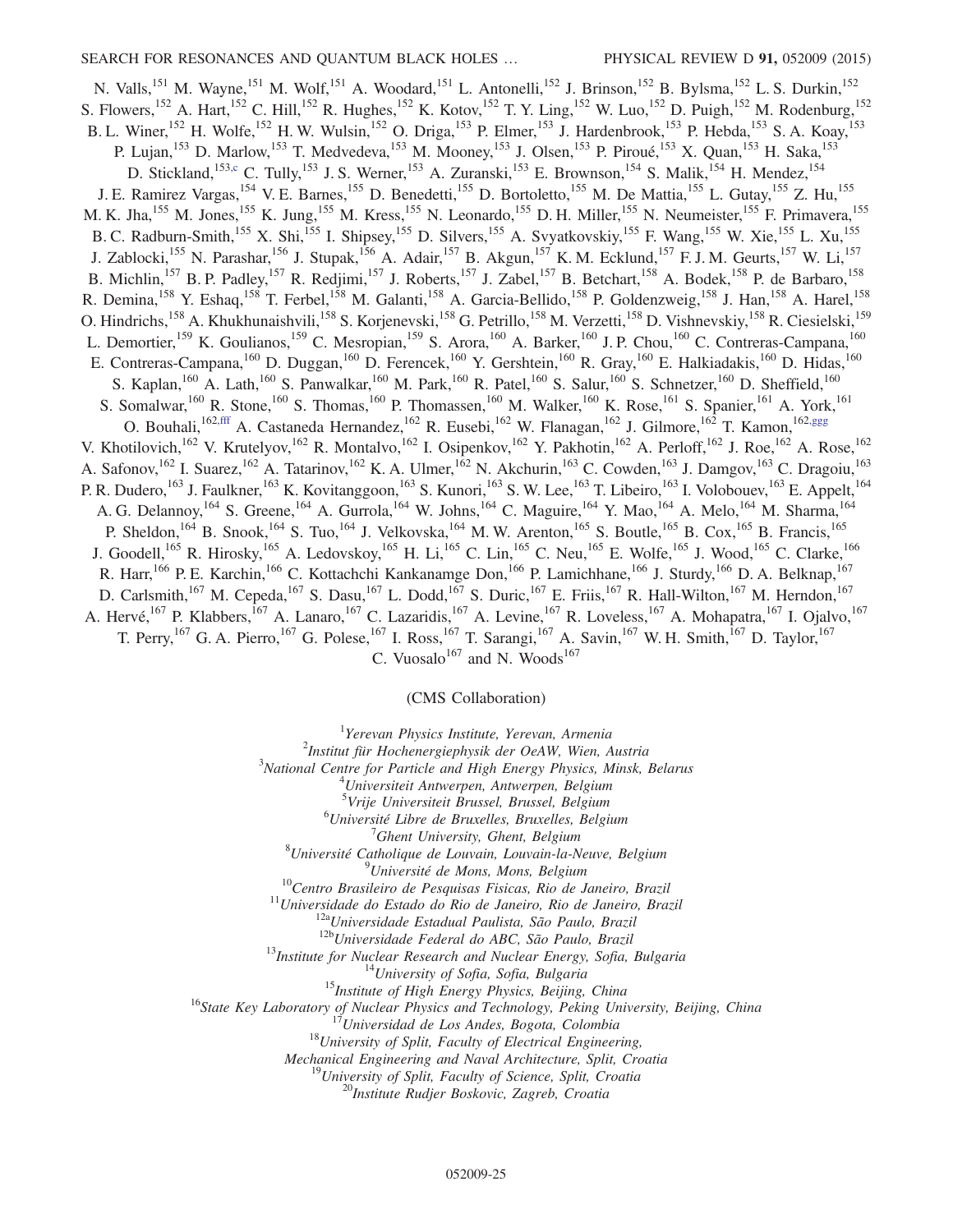N. Valls,[151] M. Wayne,[151] M. Wolf,[151] A. Woodard,[151] L. Antonelli,[152] J. Brinson,[152] B. Bylsma,[152] L. S. Durkin,[152] S. Flowers,[152] A. Hart,[152] C. Hill,[152] R. Hughes,[152] K. Kotov,[152] T. Y. Ling,[152] W. Luo,[152] D. Puigh,[152] M. Rodenburg,[152] B. L. Winer,[152] H. Wolfe,[152] H. W. Wulsin,[152] O. Driga,[153] P. Elmer,[153] J. Hardenbrook,[153] P. Hebda,[153] S. A. Koay,[153] P. Lujan,[153] D. Marlow,[153] T. Medvedeva,[153] M. Mooney,[153] J. Olsen,[153] P. Piroué,[153] X. Quan,[153] H. Saka,[153] D. Stickland,[153,c] C. Tully,[153] J. S. Werner,[153] A. Zuranski,[153] E. Brownson,[154] S. Malik,[154] H. Mendez,[154] J. E. Ramirez Vargas,[154] V. E. Barnes,[155] D. Benedetti,[155] D. Bortoletto,[155] M. De Mattia,[155] L. Gutay,[155] Z. Hu,[155] M. K. Jha,[155] M. Jones,[155] K. Jung,[155] M. Kress,[155] N. Leonardo,[155] D. H. Miller,[155] N. Neumeister,[155] F. Primavera,[155] B. C. Radburn-Smith,[155] X. Shi,[155] I. Shipsey,[155] D. Silvers,[155] A. Svyatkovskiy,[155] F. Wang,[155] W. Xie,[155] L. Xu,[155] J. Zablocki,[155] N. Parashar,[156] J. Stupak,[156] A. Adair,[157] B. Akgun,[157] K. M. Ecklund,[157] F. J. M. Geurts,[157] W. Li,[157] B. Michlin,[157] B. P. Padley,[157] R. Redjimi,[157] J. Roberts,[157] J. Zabel,[157] B. Betchart,[158] A. Bodek,[158] P. de Barbaro,[158] R. Demina,[158] Y. Eshaq,[158] T. Ferbel,[158] M. Galanti,[158] A. Garcia-Bellido,[158] P. Goldenzweig,[158] J. Han,[158] A. Harel,[158] O. Hindrichs,[158] A. Khukhunaishvili,[158] S. Korjenevski,[158] G. Petrillo,[158] M. Verzetti,[158] D. Vishnevskiy,[158] R. Ciesielski,[159] L. Demortier,[159] K. Goulianos,[159] C. Mesropian,[159] S. Arora,[160] A. Barker,[160] J. P. Chou,[160] C. Contreras-Campana,[160] E. Contreras-Campana,[160] D. Duggan,[160] D. Ferencek,[160] Y. Gershtein,[160] R. Gray,[160] E. Halkiadakis,[160] D. Hidas,[160] S. Kaplan,[160] A. Lath,[160] S. Panwalkar,[160] M. Park,[160] R. Patel,[160] S. Salur,[160] S. Schnetzer,[160] D. Sheffield,[160] S. Somalwar,[160] R. Stone,[160] S. Thomas,[160] P. Thomassen,[160] M. Walker,[160] K. Rose,[161] S. Spanier,[161] A. York,[161] O. Bouhali,[162,fff] A. Castaneda Hernandez,[162] R. Eusebi,[162] W. Flanagan,[162] J. Gilmore,[162] T. Kamon,[162,ggg] V. Khotilovich,[162] V. Krutelyov,[162] R. Montalvo,[162] I. Osipenkov,[162] Y. Pakhotin,[162] A. Perloff,[162] J. Roe,[162] A. Rose,[162] A. Safonov,[162] I. Suarez,[162] A. Tatarinov,[162] K. A. Ulmer,[162] N. Akchurin,[163] C. Cowden,[163] J. Damgov,[163] C. Dragoiu,[163] P. R. Dudero,[163] J. Faulkner,[163] K. Kovitanggoon,[163] S. Kunori,[163] S. W. Lee,[163] T. Libeiro,[163] I. Volobouev,[163] E. Appelt,[164] A. G. Delannoy,[164] S. Greene,[164] A. Gurrola,[164] W. Johns,[164] C. Maguire,[164] Y. Mao,[164] A. Melo,[164] M. Sharma,[164] P. Sheldon,[164] B. Snook,[164] S. Tuo,[164] J. Velkovska,[164] M. W. Arenton,[165] S. Boutle,[165] B. Cox,[165] B. Francis,[165] J. Goodell,[165] R. Hirosky,[165] A. Ledovskoy,[165] H. Li,[165] C. Lin,[165] C. Neu,[165] E. Wolfe,[165] J. Wood,[165] C. Clarke,[166] R. Harr,[166] P. E. Karchin,[166] C. Kottachchi Kankanamge Don,[166] P. Lamichhane,[166] J. Sturdy,[166] D. A. Belknap,[167] D. Carlsmith,[167] M. Cepeda,[167] S. Dasu,[167] L. Dodd,[167] S. Duric,[167] E. Friis,[167] R. Hall-Wilton,[167] M. Herndon,[167] A. Hervé,[167] P. Klabbers,[167] A. Lanaro,[167] C. Lazaridis,[167] A. Levine,[167] R. Loveless,[167] A. Mohapatra,[167] I. Ojalvo,[167] T. Perry,[167] G. A. Pierro,[167] G. Polese,[167] I. Ross,[167] T. Sarangi,[167] A. Savin,[167] W. H. Smith,[167] D. Taylor,[167] C. Vuosalo[167] and N. Woods[167]

(CMS Collaboration)

[1] *Yerevan Physics Institute, Yerevan, Armenia*
[2] *Institut für Hochenergiephysik der OeAW, Wien, Austria*
[3] *National Centre for Particle and High Energy Physics, Minsk, Belarus*
[4] *Universiteit Antwerpen, Antwerpen, Belgium*
[5] *Vrije Universiteit Brussel, Brussel, Belgium*
[6] *Université Libre de Bruxelles, Bruxelles, Belgium*
[7] *Ghent University, Ghent, Belgium*
[8] *Université Catholique de Louvain, Louvain-la-Neuve, Belgium*
[9] *Université de Mons, Mons, Belgium*
[10] *Centro Brasileiro de Pesquisas Fisicas, Rio de Janeiro, Brazil*
[11] *Universidade do Estado do Rio de Janeiro, Rio de Janeiro, Brazil*
[12a] *Universidade Estadual Paulista, São Paulo, Brazil*
[12b] *Universidade Federal do ABC, São Paulo, Brazil*
[13] *Institute for Nuclear Research and Nuclear Energy, Sofia, Bulgaria*
[14] *University of Sofia, Sofia, Bulgaria*
[15] *Institute of High Energy Physics, Beijing, China*
[16] *State Key Laboratory of Nuclear Physics and Technology, Peking University, Beijing, China*
[17] *Universidad de Los Andes, Bogota, Colombia*
[18] *University of Split, Faculty of Electrical Engineering, Mechanical Engineering and Naval Architecture, Split, Croatia*
[19] *University of Split, Faculty of Science, Split, Croatia*
[20] *Institute Rudjer Boskovic, Zagreb, Croatia*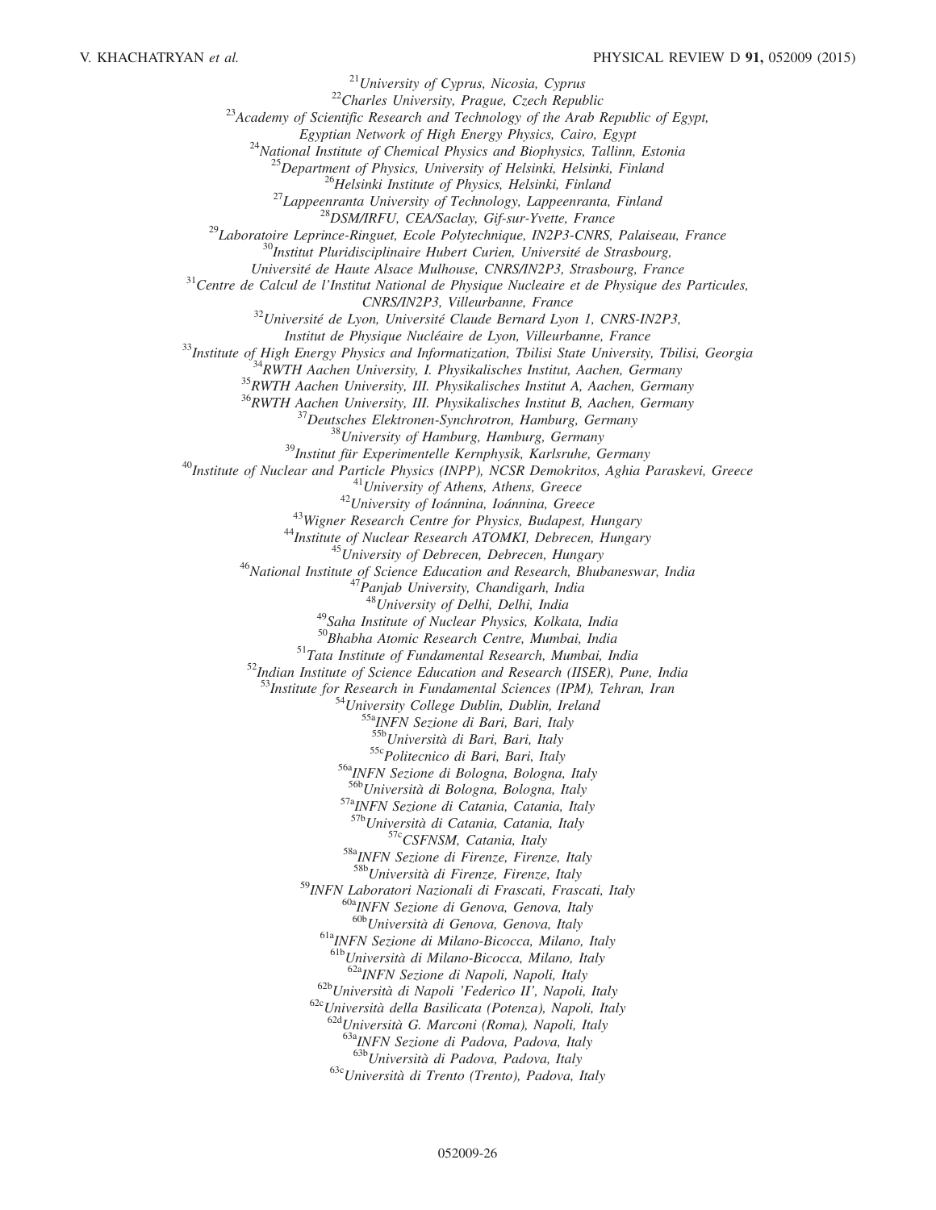[21]*University of Cyprus, Nicosia, Cyprus*
[22]*Charles University, Prague, Czech Republic*
[23]*Academy of Scientific Research and Technology of the Arab Republic of Egypt, Egyptian Network of High Energy Physics, Cairo, Egypt*
[24]*National Institute of Chemical Physics and Biophysics, Tallinn, Estonia*
[25]*Department of Physics, University of Helsinki, Helsinki, Finland*
[26]*Helsinki Institute of Physics, Helsinki, Finland*
[27]*Lappeenranta University of Technology, Lappeenranta, Finland*
[28]*DSM/IRFU, CEA/Saclay, Gif-sur-Yvette, France*
[29]*Laboratoire Leprince-Ringuet, Ecole Polytechnique, IN2P3-CNRS, Palaiseau, France*
[30]*Institut Pluridisciplinaire Hubert Curien, Université de Strasbourg, Université de Haute Alsace Mulhouse, CNRS/IN2P3, Strasbourg, France*
[31]*Centre de Calcul de l'Institut National de Physique Nucleaire et de Physique des Particules, CNRS/IN2P3, Villeurbanne, France*
[32]*Université de Lyon, Université Claude Bernard Lyon 1, CNRS-IN2P3, Institut de Physique Nucléaire de Lyon, Villeurbanne, France*
[33]*Institute of High Energy Physics and Informatization, Tbilisi State University, Tbilisi, Georgia*
[34]*RWTH Aachen University, I. Physikalisches Institut, Aachen, Germany*
[35]*RWTH Aachen University, III. Physikalisches Institut A, Aachen, Germany*
[36]*RWTH Aachen University, III. Physikalisches Institut B, Aachen, Germany*
[37]*Deutsches Elektronen-Synchrotron, Hamburg, Germany*
[38]*University of Hamburg, Hamburg, Germany*
[39]*Institut für Experimentelle Kernphysik, Karlsruhe, Germany*
[40]*Institute of Nuclear and Particle Physics (INPP), NCSR Demokritos, Aghia Paraskevi, Greece*
[41]*University of Athens, Athens, Greece*
[42]*University of Ioánnina, Ioánnina, Greece*
[43]*Wigner Research Centre for Physics, Budapest, Hungary*
[44]*Institute of Nuclear Research ATOMKI, Debrecen, Hungary*
[45]*University of Debrecen, Debrecen, Hungary*
[46]*National Institute of Science Education and Research, Bhubaneswar, India*
[47]*Panjab University, Chandigarh, India*
[48]*University of Delhi, Delhi, India*
[49]*Saha Institute of Nuclear Physics, Kolkata, India*
[50]*Bhabha Atomic Research Centre, Mumbai, India*
[51]*Tata Institute of Fundamental Research, Mumbai, India*
[52]*Indian Institute of Science Education and Research (IISER), Pune, India*
[53]*Institute for Research in Fundamental Sciences (IPM), Tehran, Iran*
[54]*University College Dublin, Dublin, Ireland*
[55a]*INFN Sezione di Bari, Bari, Italy*
[55b]*Università di Bari, Bari, Italy*
[55c]*Politecnico di Bari, Bari, Italy*
[56a]*INFN Sezione di Bologna, Bologna, Italy*
[56b]*Università di Bologna, Bologna, Italy*
[57a]*INFN Sezione di Catania, Catania, Italy*
[57b]*Università di Catania, Catania, Italy*
[57c]*CSFNSM, Catania, Italy*
[58a]*INFN Sezione di Firenze, Firenze, Italy*
[58b]*Università di Firenze, Firenze, Italy*
[59]*INFN Laboratori Nazionali di Frascati, Frascati, Italy*
[60a]*INFN Sezione di Genova, Genova, Italy*
[60b]*Università di Genova, Genova, Italy*
[61a]*INFN Sezione di Milano-Bicocca, Milano, Italy*
[61b]*Università di Milano-Bicocca, Milano, Italy*
[62a]*INFN Sezione di Napoli, Napoli, Italy*
[62b]*Università di Napoli 'Federico II', Napoli, Italy*
[62c]*Università della Basilicata (Potenza), Napoli, Italy*
[62d]*Università G. Marconi (Roma), Napoli, Italy*
[63a]*INFN Sezione di Padova, Padova, Italy*
[63b]*Università di Padova, Padova, Italy*
[63c]*Università di Trento (Trento), Padova, Italy*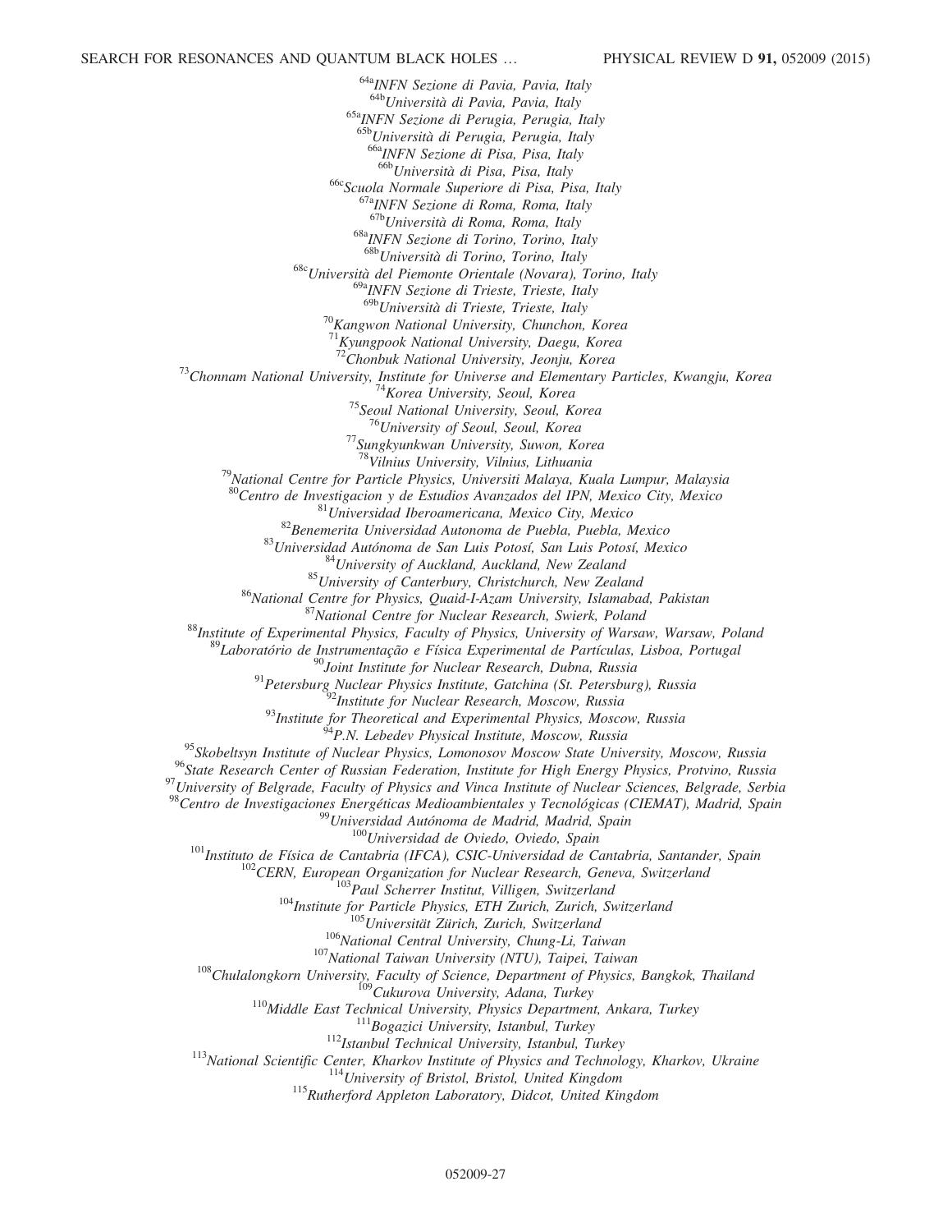[64a]*INFN Sezione di Pavia, Pavia, Italy*
[64b]*Università di Pavia, Pavia, Italy*
[65a]*INFN Sezione di Perugia, Perugia, Italy*
[65b]*Università di Perugia, Perugia, Italy*
[66a]*INFN Sezione di Pisa, Pisa, Italy*
[66b]*Università di Pisa, Pisa, Italy*
[66c]*Scuola Normale Superiore di Pisa, Pisa, Italy*
[67a]*INFN Sezione di Roma, Roma, Italy*
[67b]*Università di Roma, Roma, Italy*
[68a]*INFN Sezione di Torino, Torino, Italy*
[68b]*Università di Torino, Torino, Italy*
[68c]*Università del Piemonte Orientale (Novara), Torino, Italy*
[69a]*INFN Sezione di Trieste, Trieste, Italy*
[69b]*Università di Trieste, Trieste, Italy*
[70]*Kangwon National University, Chunchon, Korea*
[71]*Kyungpook National University, Daegu, Korea*
[72]*Chonbuk National University, Jeonju, Korea*
[73]*Chonnam National University, Institute for Universe and Elementary Particles, Kwangju, Korea*
[74]*Korea University, Seoul, Korea*
[75]*Seoul National University, Seoul, Korea*
[76]*University of Seoul, Seoul, Korea*
[77]*Sungkyunkwan University, Suwon, Korea*
[78]*Vilnius University, Vilnius, Lithuania*
[79]*National Centre for Particle Physics, Universiti Malaya, Kuala Lumpur, Malaysia*
[80]*Centro de Investigacion y de Estudios Avanzados del IPN, Mexico City, Mexico*
[81]*Universidad Iberoamericana, Mexico City, Mexico*
[82]*Benemerita Universidad Autonoma de Puebla, Puebla, Mexico*
[83]*Universidad Autónoma de San Luis Potosí, San Luis Potosí, Mexico*
[84]*University of Auckland, Auckland, New Zealand*
[85]*University of Canterbury, Christchurch, New Zealand*
[86]*National Centre for Physics, Quaid-I-Azam University, Islamabad, Pakistan*
[87]*National Centre for Nuclear Research, Swierk, Poland*
[88]*Institute of Experimental Physics, Faculty of Physics, University of Warsaw, Warsaw, Poland*
[89]*Laboratório de Instrumentação e Física Experimental de Partículas, Lisboa, Portugal*
[90]*Joint Institute for Nuclear Research, Dubna, Russia*
[91]*Petersburg Nuclear Physics Institute, Gatchina (St. Petersburg), Russia*
[92]*Institute for Nuclear Research, Moscow, Russia*
[93]*Institute for Theoretical and Experimental Physics, Moscow, Russia*
[94]*P.N. Lebedev Physical Institute, Moscow, Russia*
[95]*Skobeltsyn Institute of Nuclear Physics, Lomonosov Moscow State University, Moscow, Russia*
[96]*State Research Center of Russian Federation, Institute for High Energy Physics, Protvino, Russia*
[97]*University of Belgrade, Faculty of Physics and Vinca Institute of Nuclear Sciences, Belgrade, Serbia*
[98]*Centro de Investigaciones Energéticas Medioambientales y Tecnológicas (CIEMAT), Madrid, Spain*
[99]*Universidad Autónoma de Madrid, Madrid, Spain*
[100]*Universidad de Oviedo, Oviedo, Spain*
[101]*Instituto de Física de Cantabria (IFCA), CSIC-Universidad de Cantabria, Santander, Spain*
[102]*CERN, European Organization for Nuclear Research, Geneva, Switzerland*
[103]*Paul Scherrer Institut, Villigen, Switzerland*
[104]*Institute for Particle Physics, ETH Zurich, Zurich, Switzerland*
[105]*Universität Zürich, Zurich, Switzerland*
[106]*National Central University, Chung-Li, Taiwan*
[107]*National Taiwan University (NTU), Taipei, Taiwan*
[108]*Chulalongkorn University, Faculty of Science, Department of Physics, Bangkok, Thailand*
[109]*Cukurova University, Adana, Turkey*
[110]*Middle East Technical University, Physics Department, Ankara, Turkey*
[111]*Bogazici University, Istanbul, Turkey*
[112]*Istanbul Technical University, Istanbul, Turkey*
[113]*National Scientific Center, Kharkov Institute of Physics and Technology, Kharkov, Ukraine*
[114]*University of Bristol, Bristol, United Kingdom*
[115]*Rutherford Appleton Laboratory, Didcot, United Kingdom*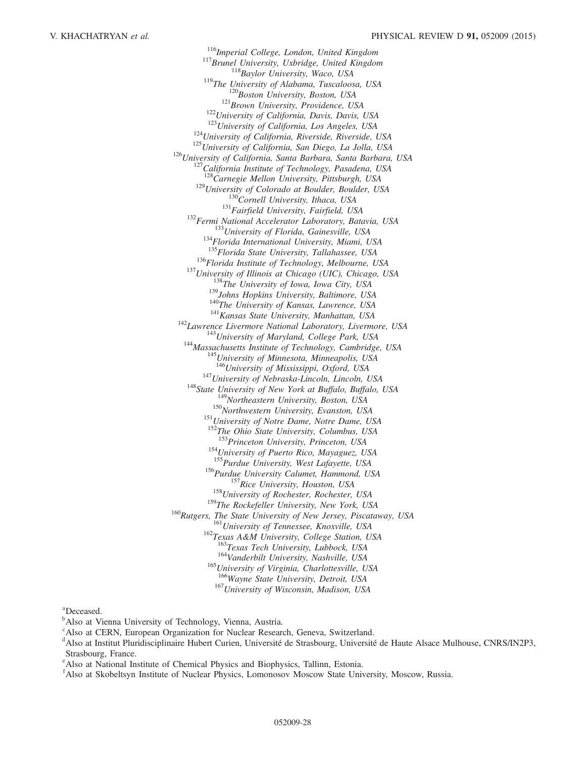[116]*Imperial College, London, United Kingdom*
[117]*Brunel University, Uxbridge, United Kingdom*
[118]*Baylor University, Waco, USA*
[119]*The University of Alabama, Tuscaloosa, USA*
[120]*Boston University, Boston, USA*
[121]*Brown University, Providence, USA*
[122]*University of California, Davis, Davis, USA*
[123]*University of California, Los Angeles, USA*
[124]*University of California, Riverside, Riverside, USA*
[125]*University of California, San Diego, La Jolla, USA*
[126]*University of California, Santa Barbara, Santa Barbara, USA*
[127]*California Institute of Technology, Pasadena, USA*
[128]*Carnegie Mellon University, Pittsburgh, USA*
[129]*University of Colorado at Boulder, Boulder, USA*
[130]*Cornell University, Ithaca, USA*
[131]*Fairfield University, Fairfield, USA*
[132]*Fermi National Accelerator Laboratory, Batavia, USA*
[133]*University of Florida, Gainesville, USA*
[134]*Florida International University, Miami, USA*
[135]*Florida State University, Tallahassee, USA*
[136]*Florida Institute of Technology, Melbourne, USA*
[137]*University of Illinois at Chicago (UIC), Chicago, USA*
[138]*The University of Iowa, Iowa City, USA*
[139]*Johns Hopkins University, Baltimore, USA*
[140]*The University of Kansas, Lawrence, USA*
[141]*Kansas State University, Manhattan, USA*
[142]*Lawrence Livermore National Laboratory, Livermore, USA*
[143]*University of Maryland, College Park, USA*
[144]*Massachusetts Institute of Technology, Cambridge, USA*
[145]*University of Minnesota, Minneapolis, USA*
[146]*University of Mississippi, Oxford, USA*
[147]*University of Nebraska-Lincoln, Lincoln, USA*
[148]*State University of New York at Buffalo, Buffalo, USA*
[149]*Northeastern University, Boston, USA*
[150]*Northwestern University, Evanston, USA*
[151]*University of Notre Dame, Notre Dame, USA*
[152]*The Ohio State University, Columbus, USA*
[153]*Princeton University, Princeton, USA*
[154]*University of Puerto Rico, Mayaguez, USA*
[155]*Purdue University, West Lafayette, USA*
[156]*Purdue University Calumet, Hammond, USA*
[157]*Rice University, Houston, USA*
[158]*University of Rochester, Rochester, USA*
[159]*The Rockefeller University, New York, USA*
[160]*Rutgers, The State University of New Jersey, Piscataway, USA*
[161]*University of Tennessee, Knoxville, USA*
[162]*Texas A&M University, College Station, USA*
[163]*Texas Tech University, Lubbock, USA*
[164]*Vanderbilt University, Nashville, USA*
[165]*University of Virginia, Charlottesville, USA*
[166]*Wayne State University, Detroit, USA*
[167]*University of Wisconsin, Madison, USA*

[a]Deceased.
[b]Also at Vienna University of Technology, Vienna, Austria.
[c]Also at CERN, European Organization for Nuclear Research, Geneva, Switzerland.
[d]Also at Institut Pluridisciplinaire Hubert Curien, Université de Strasbourg, Université de Haute Alsace Mulhouse, CNRS/IN2P3, Strasbourg, France.
[e]Also at National Institute of Chemical Physics and Biophysics, Tallinn, Estonia.
[f]Also at Skobeltsyn Institute of Nuclear Physics, Lomonosov Moscow State University, Moscow, Russia.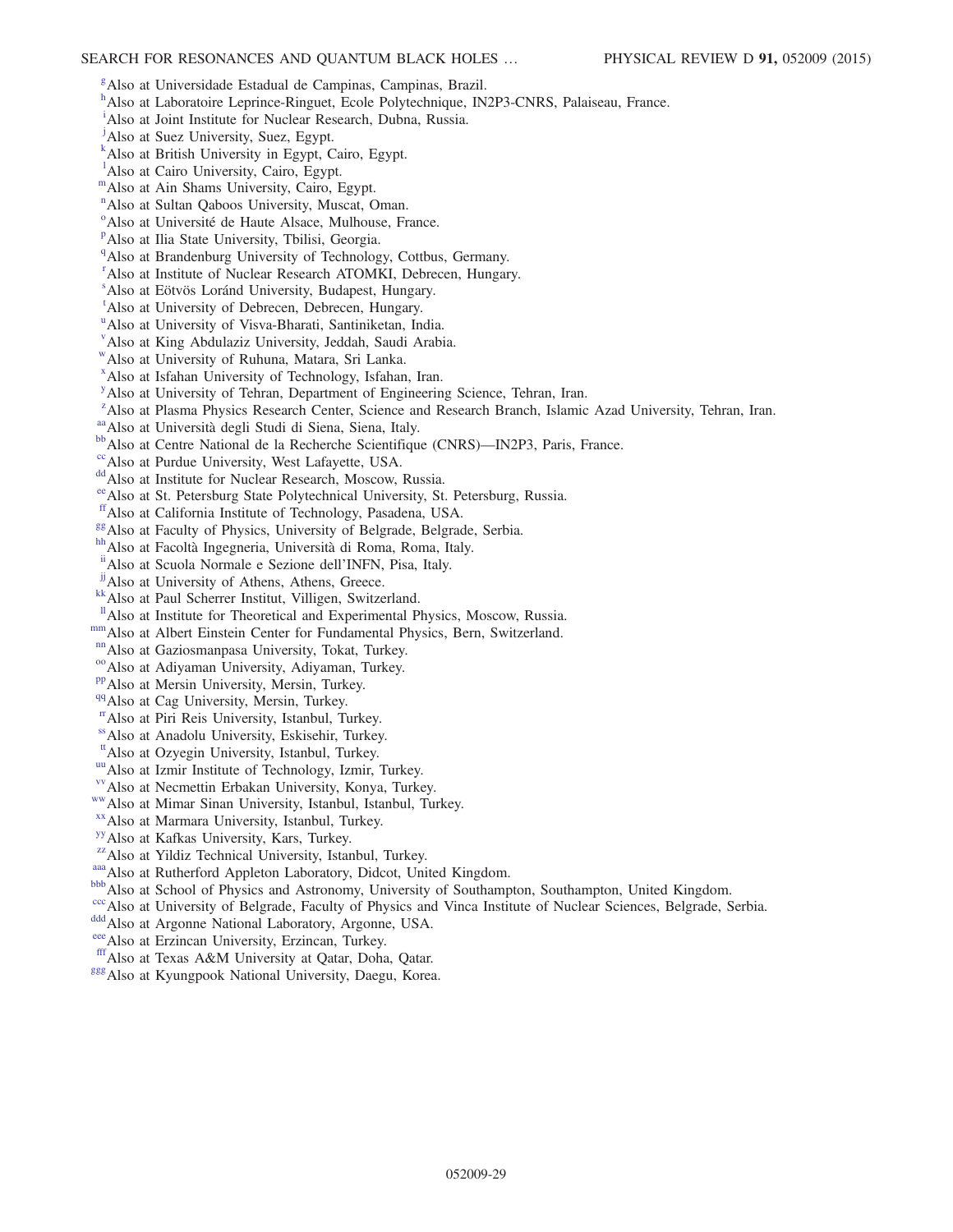[g]Also at Universidade Estadual de Campinas, Campinas, Brazil.
[h]Also at Laboratoire Leprince-Ringuet, Ecole Polytechnique, IN2P3-CNRS, Palaiseau, France.
[i]Also at Joint Institute for Nuclear Research, Dubna, Russia.
[j]Also at Suez University, Suez, Egypt.
[k]Also at British University in Egypt, Cairo, Egypt.
[l]Also at Cairo University, Cairo, Egypt.
[m]Also at Ain Shams University, Cairo, Egypt.
[n]Also at Sultan Qaboos University, Muscat, Oman.
[o]Also at Université de Haute Alsace, Mulhouse, France.
[p]Also at Ilia State University, Tbilisi, Georgia.
[q]Also at Brandenburg University of Technology, Cottbus, Germany.
[r]Also at Institute of Nuclear Research ATOMKI, Debrecen, Hungary.
[s]Also at Eötvös Loránd University, Budapest, Hungary.
[t]Also at University of Debrecen, Debrecen, Hungary.
[u]Also at University of Visva-Bharati, Santiniketan, India.
[v]Also at King Abdulaziz University, Jeddah, Saudi Arabia.
[w]Also at University of Ruhuna, Matara, Sri Lanka.
[x]Also at Isfahan University of Technology, Isfahan, Iran.
[y]Also at University of Tehran, Department of Engineering Science, Tehran, Iran.
[z]Also at Plasma Physics Research Center, Science and Research Branch, Islamic Azad University, Tehran, Iran.
[aa]Also at Università degli Studi di Siena, Siena, Italy.
[bb]Also at Centre National de la Recherche Scientifique (CNRS)—IN2P3, Paris, France.
[cc]Also at Purdue University, West Lafayette, USA.
[dd]Also at Institute for Nuclear Research, Moscow, Russia.
[ee]Also at St. Petersburg State Polytechnical University, St. Petersburg, Russia.
[ff]Also at California Institute of Technology, Pasadena, USA.
[gg]Also at Faculty of Physics, University of Belgrade, Belgrade, Serbia.
[hh]Also at Facoltà Ingegneria, Università di Roma, Roma, Italy.
[ii]Also at Scuola Normale e Sezione dell'INFN, Pisa, Italy.
[jj]Also at University of Athens, Athens, Greece.
[kk]Also at Paul Scherrer Institut, Villigen, Switzerland.
[ll]Also at Institute for Theoretical and Experimental Physics, Moscow, Russia.
[mm]Also at Albert Einstein Center for Fundamental Physics, Bern, Switzerland.
[nn]Also at Gaziosmanpasa University, Tokat, Turkey.
[oo]Also at Adiyaman University, Adiyaman, Turkey.
[pp]Also at Mersin University, Mersin, Turkey.
[qq]Also at Cag University, Mersin, Turkey.
[rr]Also at Piri Reis University, Istanbul, Turkey.
[ss]Also at Anadolu University, Eskisehir, Turkey.
[tt]Also at Ozyegin University, Istanbul, Turkey.
[uu]Also at Izmir Institute of Technology, Izmir, Turkey.
[vv]Also at Necmettin Erbakan University, Konya, Turkey.
[ww]Also at Mimar Sinan University, Istanbul, Istanbul, Turkey.
[xx]Also at Marmara University, Istanbul, Turkey.
[yy]Also at Kafkas University, Kars, Turkey.
[zz]Also at Yildiz Technical University, Istanbul, Turkey.
[aaa]Also at Rutherford Appleton Laboratory, Didcot, United Kingdom.
[bbb]Also at School of Physics and Astronomy, University of Southampton, Southampton, United Kingdom.
[ccc]Also at University of Belgrade, Faculty of Physics and Vinca Institute of Nuclear Sciences, Belgrade, Serbia.
[ddd]Also at Argonne National Laboratory, Argonne, USA.
[eee]Also at Erzincan University, Erzincan, Turkey.
[fff]Also at Texas A&M University at Qatar, Doha, Qatar.
[ggg]Also at Kyungpook National University, Daegu, Korea.